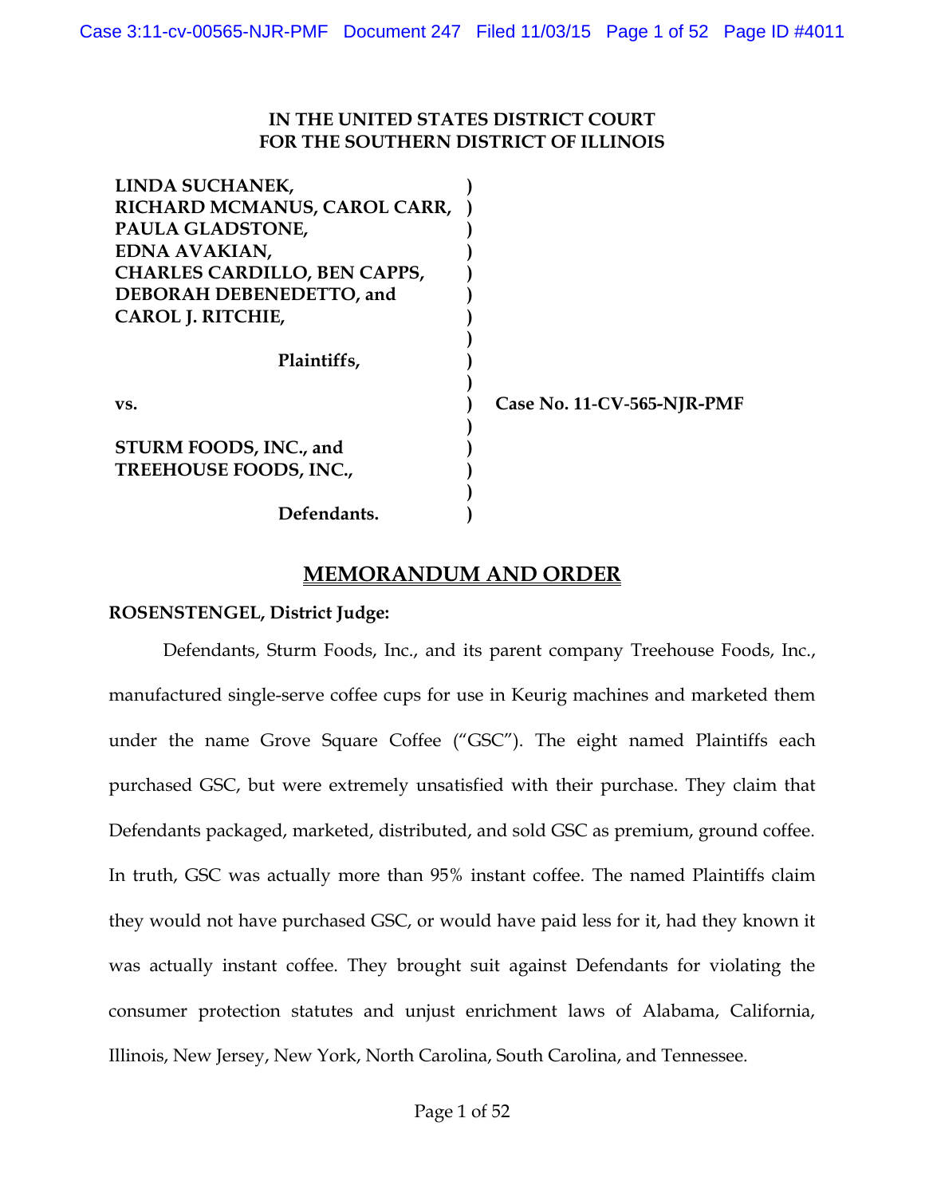**IN THE UNITED STATES DISTRICT COURT**
**FOR THE SOUTHERN DISTRICT OF ILLINOIS**

| | | |
|---|---|---|
| **LINDA SUCHANEK, RICHARD MCMANUS, CAROL CARR, PAULA GLADSTONE, EDNA AVAKIAN, CHARLES CARDILLO, BEN CAPPS, DEBORAH DEBENEDETTO, and CAROL J. RITCHIE,** | ) | |
| **Plaintiffs,** | ) | |
| **vs.** | ) | **Case No. 11-CV-565-NJR-PMF** |
| **STURM FOODS, INC., and TREEHOUSE FOODS, INC.,** | ) | |
| **Defendants.** | ) | |

# MEMORANDUM AND ORDER

**ROSENSTENGEL, District Judge:**

Defendants, Sturm Foods, Inc., and its parent company Treehouse Foods, Inc., manufactured single-serve coffee cups for use in Keurig machines and marketed them under the name Grove Square Coffee ("GSC"). The eight named Plaintiffs each purchased GSC, but were extremely unsatisfied with their purchase. They claim that Defendants packaged, marketed, distributed, and sold GSC as premium, ground coffee. In truth, GSC was actually more than 95% instant coffee. The named Plaintiffs claim they would not have purchased GSC, or would have paid less for it, had they known it was actually instant coffee. They brought suit against Defendants for violating the consumer protection statutes and unjust enrichment laws of Alabama, California, Illinois, New Jersey, New York, North Carolina, South Carolina, and Tennessee.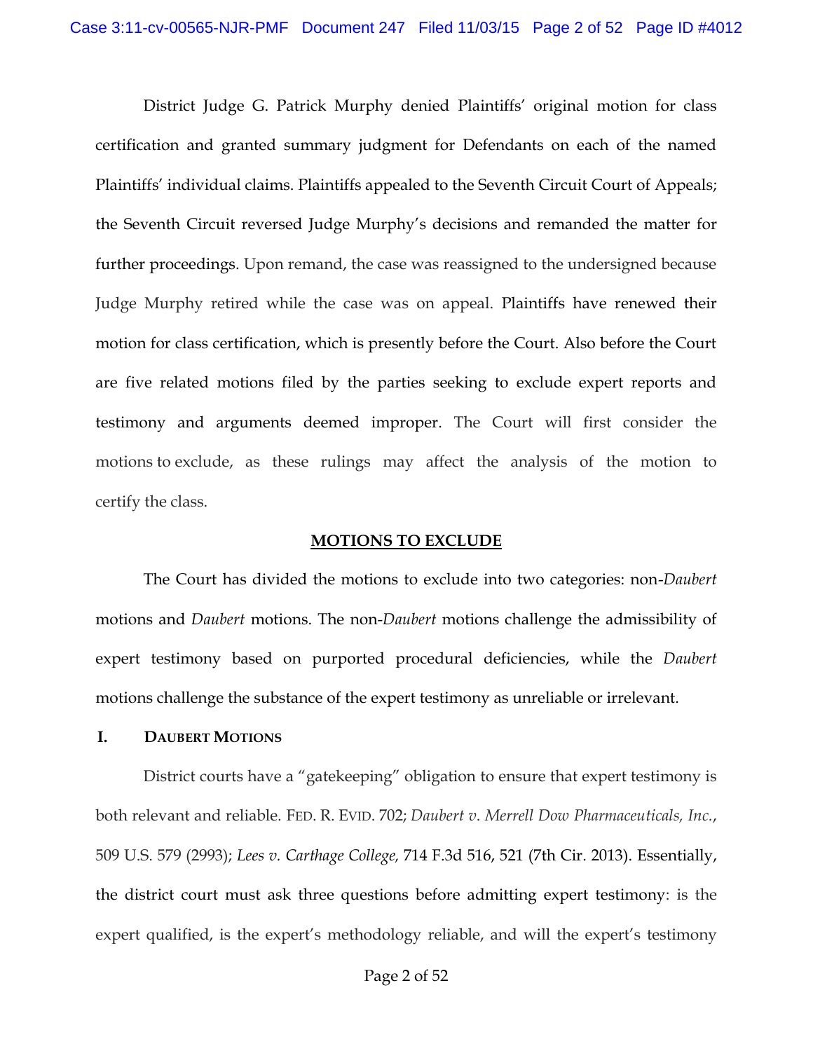District Judge G. Patrick Murphy denied Plaintiffs' original motion for class certification and granted summary judgment for Defendants on each of the named Plaintiffs' individual claims. Plaintiffs appealed to the Seventh Circuit Court of Appeals; the Seventh Circuit reversed Judge Murphy's decisions and remanded the matter for further proceedings. Upon remand, the case was reassigned to the undersigned because Judge Murphy retired while the case was on appeal. Plaintiffs have renewed their motion for class certification, which is presently before the Court. Also before the Court are five related motions filed by the parties seeking to exclude expert reports and testimony and arguments deemed improper. The Court will first consider the motions to exclude, as these rulings may affect the analysis of the motion to certify the class.

## **MOTIONS TO EXCLUDE**

The Court has divided the motions to exclude into two categories: non-*Daubert* motions and *Daubert* motions. The non-*Daubert* motions challenge the admissibility of expert testimony based on purported procedural deficiencies, while the *Daubert* motions challenge the substance of the expert testimony as unreliable or irrelevant.

### **I. DAUBERT MOTIONS**

District courts have a "gatekeeping" obligation to ensure that expert testimony is both relevant and reliable. FED. R. EVID. 702; *Daubert v. Merrell Dow Pharmaceuticals, Inc.*, 509 U.S. 579 (2993); *Lees v. Carthage College,* 714 F.3d 516, 521 (7th Cir. 2013). Essentially, the district court must ask three questions before admitting expert testimony: is the expert qualified, is the expert's methodology reliable, and will the expert's testimony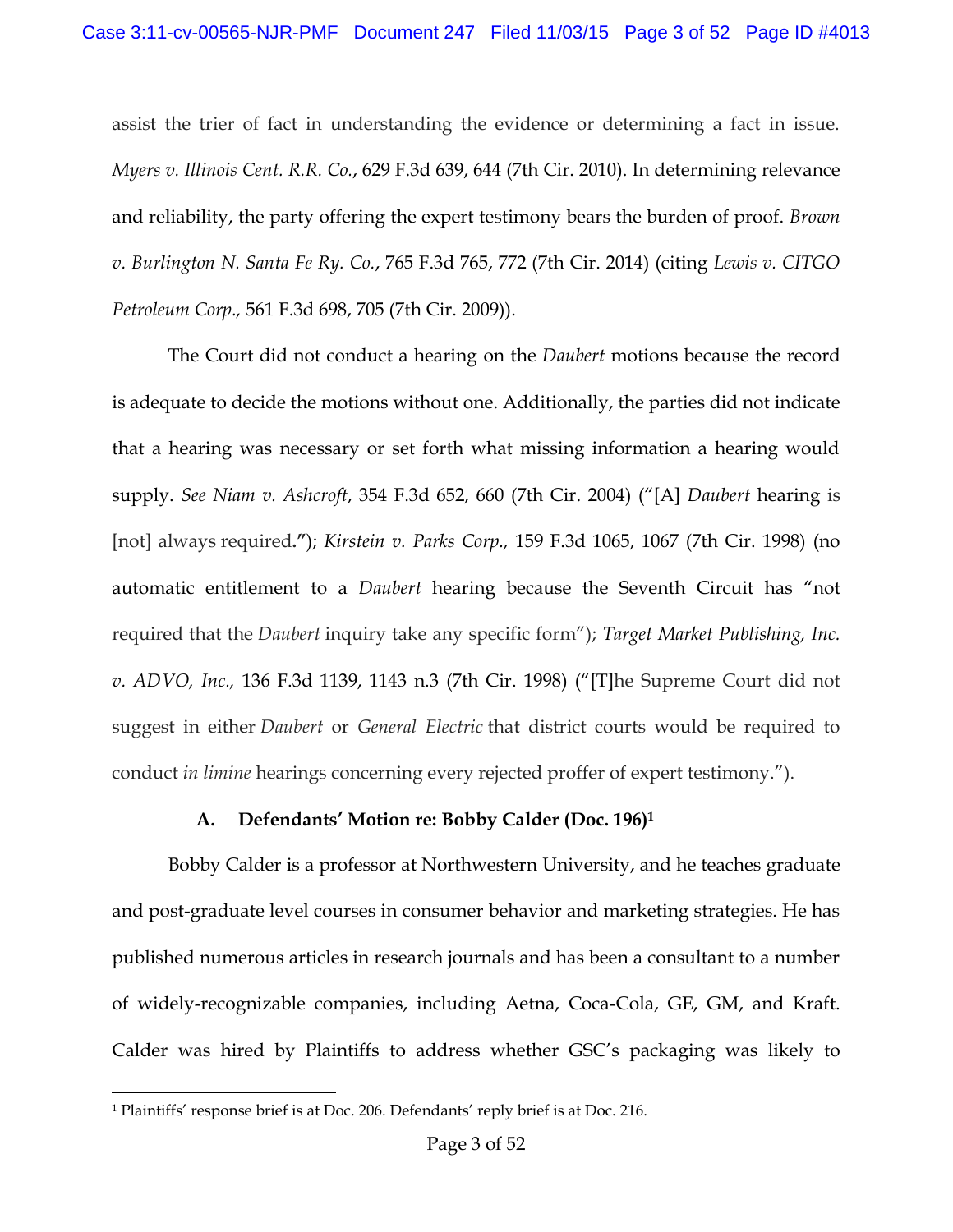assist the trier of fact in understanding the evidence or determining a fact in issue. *Myers v. Illinois Cent. R.R. Co.*, 629 F.3d 639, 644 (7th Cir. 2010). In determining relevance and reliability, the party offering the expert testimony bears the burden of proof. *Brown v. Burlington N. Santa Fe Ry. Co.*, 765 F.3d 765, 772 (7th Cir. 2014) (citing *Lewis v. CITGO Petroleum Corp.,* 561 F.3d 698, 705 (7th Cir. 2009)).

The Court did not conduct a hearing on the *Daubert* motions because the record is adequate to decide the motions without one. Additionally, the parties did not indicate that a hearing was necessary or set forth what missing information a hearing would supply. *See Niam v. Ashcroft*, 354 F.3d 652, 660 (7th Cir. 2004) ("[A] *Daubert* hearing is [not] always required**.**"); *Kirstein v. Parks Corp.,* 159 F.3d 1065, 1067 (7th Cir. 1998) (no automatic entitlement to a *Daubert* hearing because the Seventh Circuit has "not required that the *Daubert* inquiry take any specific form"); *Target Market Publishing, Inc. v. ADVO, Inc.,* 136 F.3d 1139, 1143 n.3 (7th Cir. 1998) ("[T]he Supreme Court did not suggest in either *Daubert* or *General Electric* that district courts would be required to conduct *in limine* hearings concerning every rejected proffer of expert testimony.").

### A. Defendants' Motion re: Bobby Calder (Doc. 196)[1]

Bobby Calder is a professor at Northwestern University, and he teaches graduate and post-graduate level courses in consumer behavior and marketing strategies. He has published numerous articles in research journals and has been a consultant to a number of widely-recognizable companies, including Aetna, Coca-Cola, GE, GM, and Kraft. Calder was hired by Plaintiffs to address whether GSC's packaging was likely to

[1] Plaintiffs' response brief is at Doc. 206. Defendants' reply brief is at Doc. 216.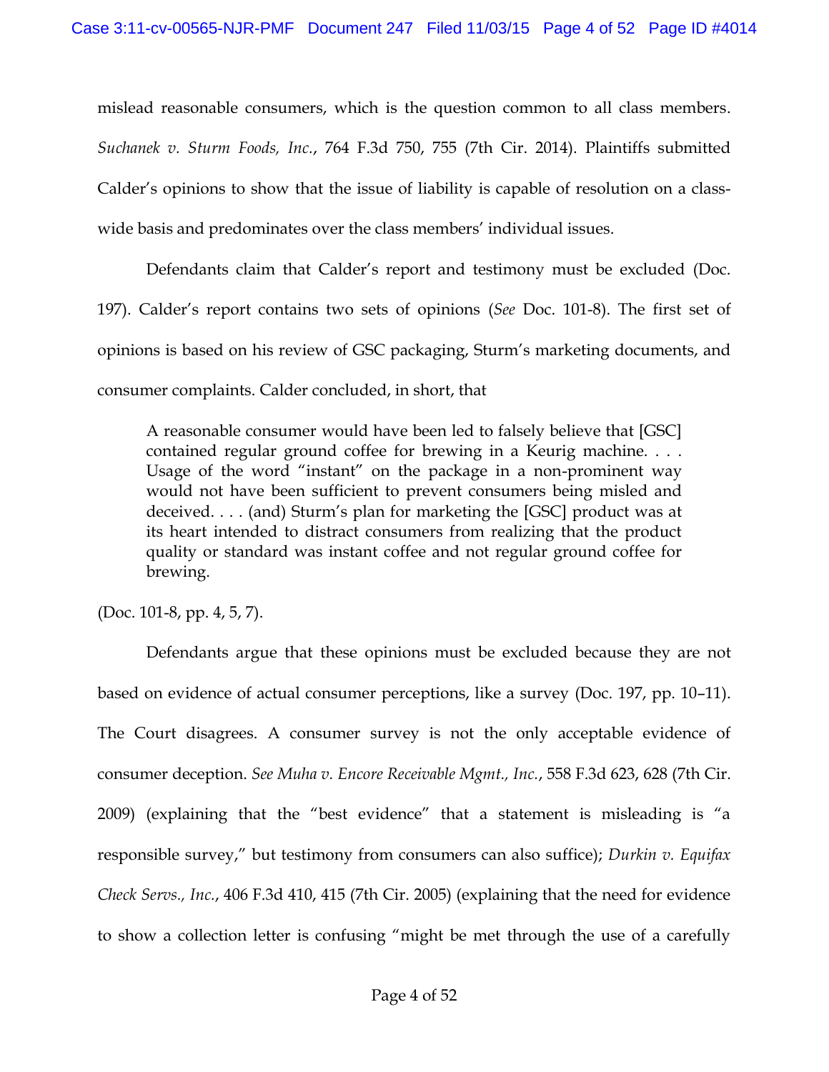mislead reasonable consumers, which is the question common to all class members. *Suchanek v. Sturm Foods, Inc.*, 764 F.3d 750, 755 (7th Cir. 2014). Plaintiffs submitted Calder's opinions to show that the issue of liability is capable of resolution on a class-wide basis and predominates over the class members' individual issues.

Defendants claim that Calder's report and testimony must be excluded (Doc. 197). Calder's report contains two sets of opinions (*See* Doc. 101-8). The first set of opinions is based on his review of GSC packaging, Sturm's marketing documents, and consumer complaints. Calder concluded, in short, that

> A reasonable consumer would have been led to falsely believe that [GSC] contained regular ground coffee for brewing in a Keurig machine. . . . Usage of the word "instant" on the package in a non-prominent way would not have been sufficient to prevent consumers being misled and deceived. . . . (and) Sturm's plan for marketing the [GSC] product was at its heart intended to distract consumers from realizing that the product quality or standard was instant coffee and not regular ground coffee for brewing.

(Doc. 101-8, pp. 4, 5, 7).

Defendants argue that these opinions must be excluded because they are not based on evidence of actual consumer perceptions, like a survey (Doc. 197, pp. 10–11). The Court disagrees. A consumer survey is not the only acceptable evidence of consumer deception. *See Muha v. Encore Receivable Mgmt., Inc.*, 558 F.3d 623, 628 (7th Cir. 2009) (explaining that the "best evidence" that a statement is misleading is "a responsible survey," but testimony from consumers can also suffice); *Durkin v. Equifax Check Servs., Inc.*, 406 F.3d 410, 415 (7th Cir. 2005) (explaining that the need for evidence to show a collection letter is confusing "might be met through the use of a carefully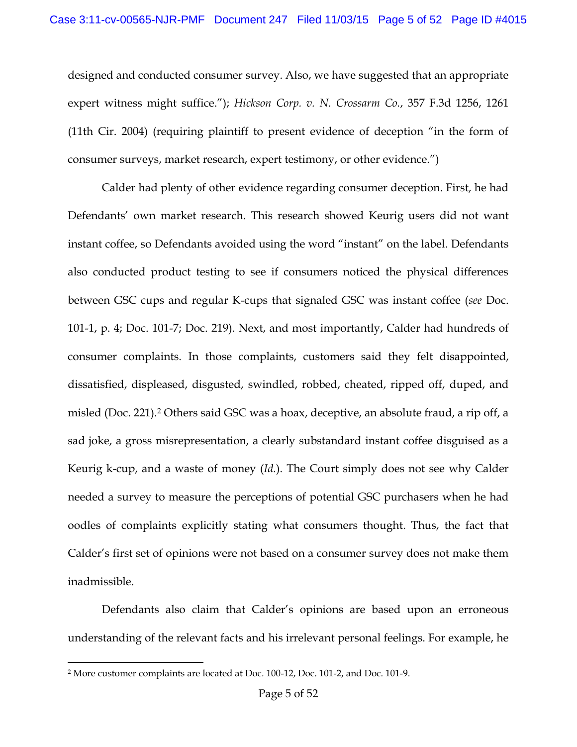designed and conducted consumer survey. Also, we have suggested that an appropriate expert witness might suffice."); *Hickson Corp. v. N. Crossarm Co.*, 357 F.3d 1256, 1261 (11th Cir. 2004) (requiring plaintiff to present evidence of deception "in the form of consumer surveys, market research, expert testimony, or other evidence.")

Calder had plenty of other evidence regarding consumer deception. First, he had Defendants' own market research. This research showed Keurig users did not want instant coffee, so Defendants avoided using the word "instant" on the label. Defendants also conducted product testing to see if consumers noticed the physical differences between GSC cups and regular K-cups that signaled GSC was instant coffee (*see* Doc. 101-1, p. 4; Doc. 101-7; Doc. 219). Next, and most importantly, Calder had hundreds of consumer complaints. In those complaints, customers said they felt disappointed, dissatisfied, displeased, disgusted, swindled, robbed, cheated, ripped off, duped, and misled (Doc. 221).[2] Others said GSC was a hoax, deceptive, an absolute fraud, a rip off, a sad joke, a gross misrepresentation, a clearly substandard instant coffee disguised as a Keurig k-cup, and a waste of money (*Id.*). The Court simply does not see why Calder needed a survey to measure the perceptions of potential GSC purchasers when he had oodles of complaints explicitly stating what consumers thought. Thus, the fact that Calder's first set of opinions were not based on a consumer survey does not make them inadmissible.

Defendants also claim that Calder's opinions are based upon an erroneous understanding of the relevant facts and his irrelevant personal feelings. For example, he

[2] More customer complaints are located at Doc. 100-12, Doc. 101-2, and Doc. 101-9.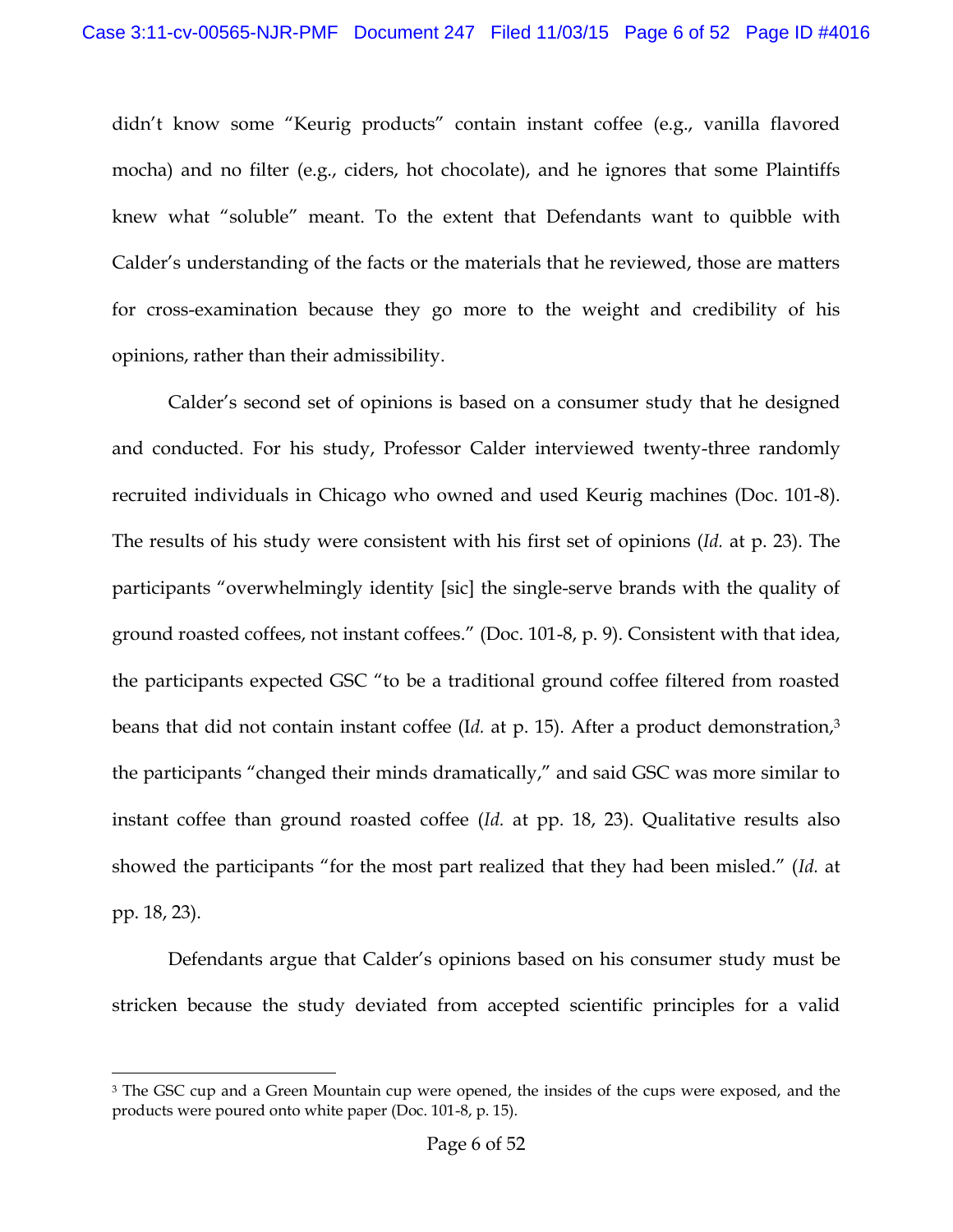didn't know some "Keurig products" contain instant coffee (e.g., vanilla flavored mocha) and no filter (e.g., ciders, hot chocolate), and he ignores that some Plaintiffs knew what "soluble" meant. To the extent that Defendants want to quibble with Calder's understanding of the facts or the materials that he reviewed, those are matters for cross-examination because they go more to the weight and credibility of his opinions, rather than their admissibility.

Calder's second set of opinions is based on a consumer study that he designed and conducted. For his study, Professor Calder interviewed twenty-three randomly recruited individuals in Chicago who owned and used Keurig machines (Doc. 101-8). The results of his study were consistent with his first set of opinions (*Id.* at p. 23). The participants "overwhelmingly identity [sic] the single-serve brands with the quality of ground roasted coffees, not instant coffees." (Doc. 101-8, p. 9). Consistent with that idea, the participants expected GSC "to be a traditional ground coffee filtered from roasted beans that did not contain instant coffee (I*d.* at p. 15). After a product demonstration,[3] the participants "changed their minds dramatically," and said GSC was more similar to instant coffee than ground roasted coffee (*Id.* at pp. 18, 23). Qualitative results also showed the participants "for the most part realized that they had been misled." (*Id.* at pp. 18, 23).

Defendants argue that Calder's opinions based on his consumer study must be stricken because the study deviated from accepted scientific principles for a valid

[3] The GSC cup and a Green Mountain cup were opened, the insides of the cups were exposed, and the products were poured onto white paper (Doc. 101-8, p. 15).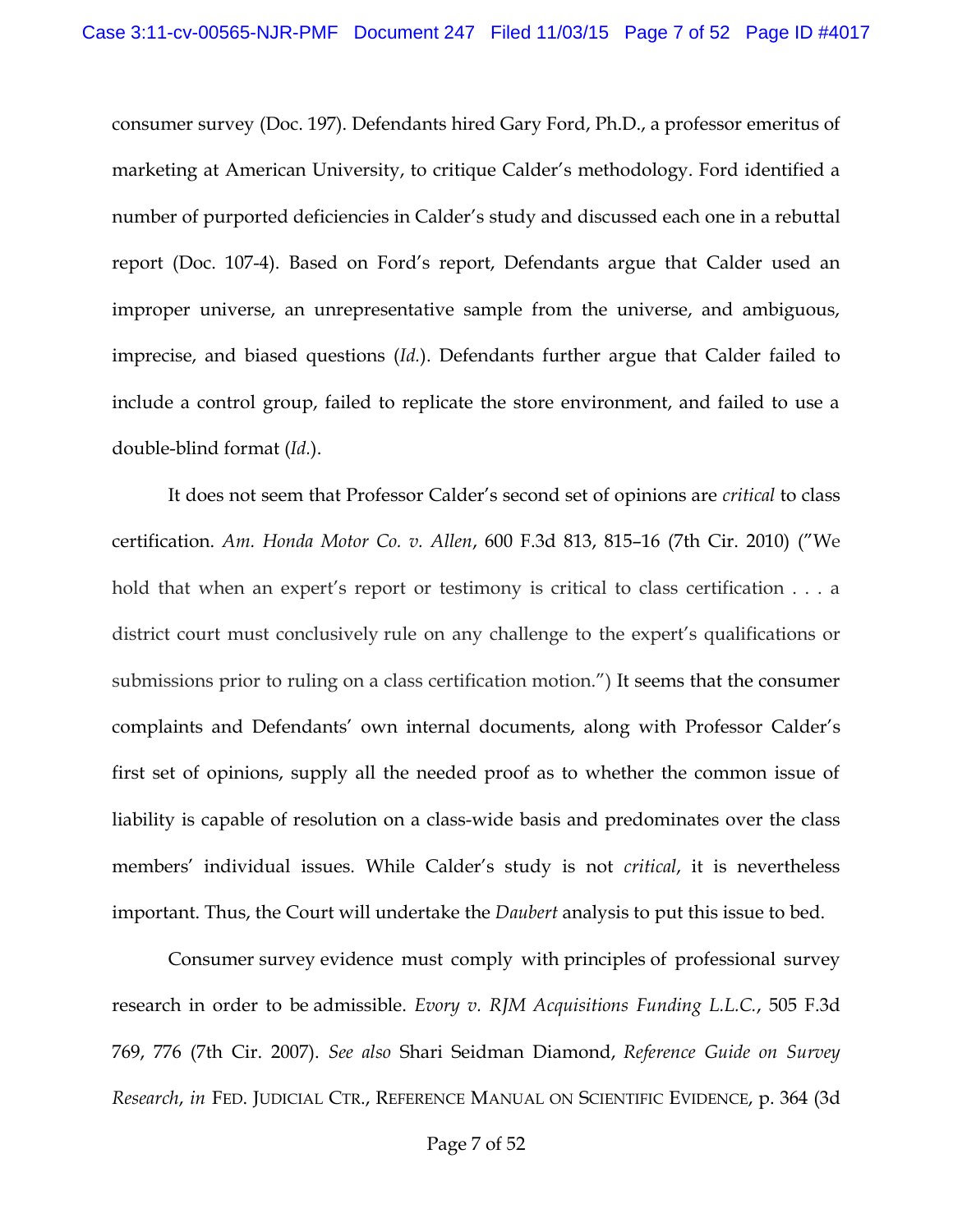consumer survey (Doc. 197). Defendants hired Gary Ford, Ph.D., a professor emeritus of marketing at American University, to critique Calder's methodology. Ford identified a number of purported deficiencies in Calder's study and discussed each one in a rebuttal report (Doc. 107-4). Based on Ford's report, Defendants argue that Calder used an improper universe, an unrepresentative sample from the universe, and ambiguous, imprecise, and biased questions (*Id.*). Defendants further argue that Calder failed to include a control group, failed to replicate the store environment, and failed to use a double-blind format (*Id.*).

It does not seem that Professor Calder's second set of opinions are *critical* to class certification. *Am. Honda Motor Co. v. Allen*, 600 F.3d 813, 815–16 (7th Cir. 2010) ("We hold that when an expert's report or testimony is critical to class certification . . . a district court must conclusively rule on any challenge to the expert's qualifications or submissions prior to ruling on a class certification motion.") It seems that the consumer complaints and Defendants' own internal documents, along with Professor Calder's first set of opinions, supply all the needed proof as to whether the common issue of liability is capable of resolution on a class-wide basis and predominates over the class members' individual issues. While Calder's study is not *critical*, it is nevertheless important. Thus, the Court will undertake the *Daubert* analysis to put this issue to bed.

Consumer survey evidence must comply with principles of professional survey research in order to be admissible. *Evory v. RJM Acquisitions Funding L.L.C.*, 505 F.3d 769, 776 (7th Cir. 2007). *See also* Shari Seidman Diamond, *Reference Guide on Survey Research*, *in* FED. JUDICIAL CTR., REFERENCE MANUAL ON SCIENTIFIC EVIDENCE, p. 364 (3d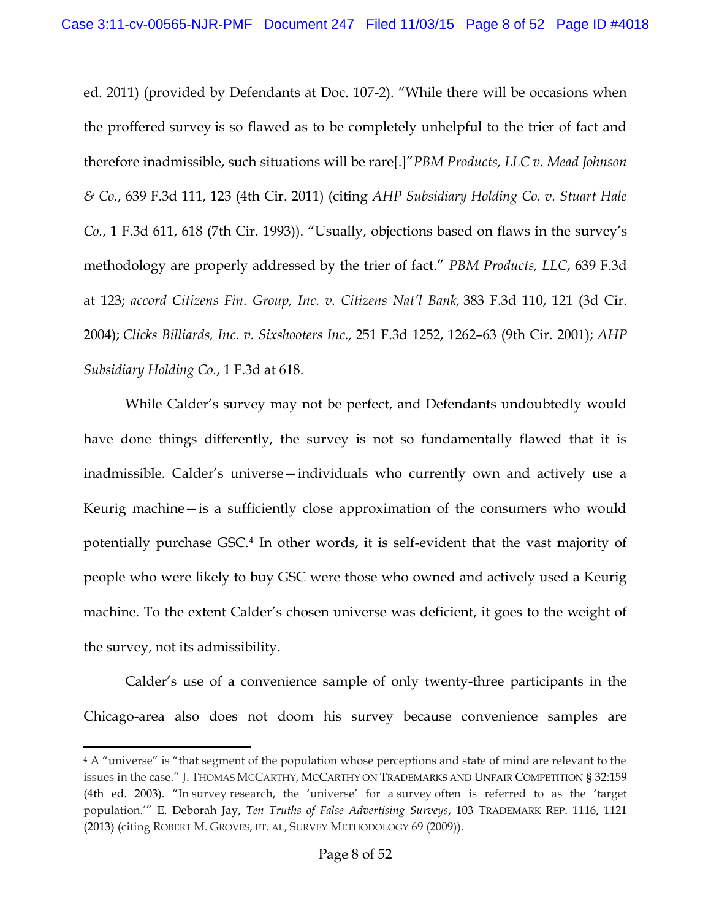ed. 2011) (provided by Defendants at Doc. 107-2). "While there will be occasions when the proffered survey is so flawed as to be completely unhelpful to the trier of fact and therefore inadmissible, such situations will be rare[.]"*PBM Products, LLC v. Mead Johnson & Co.*, 639 F.3d 111, 123 (4th Cir. 2011) (citing *AHP Subsidiary Holding Co. v. Stuart Hale Co.*, 1 F.3d 611, 618 (7th Cir. 1993)). "Usually, objections based on flaws in the survey's methodology are properly addressed by the trier of fact." *PBM Products, LLC*, 639 F.3d at 123; *accord Citizens Fin. Group, Inc. v. Citizens Nat'l Bank,* 383 F.3d 110, 121 (3d Cir. 2004); *Clicks Billiards, Inc. v. Sixshooters Inc.,* 251 F.3d 1252, 1262–63 (9th Cir. 2001); *AHP Subsidiary Holding Co.*, 1 F.3d at 618.

While Calder's survey may not be perfect, and Defendants undoubtedly would have done things differently, the survey is not so fundamentally flawed that it is inadmissible. Calder's universe—individuals who currently own and actively use a Keurig machine—is a sufficiently close approximation of the consumers who would potentially purchase GSC.[4] In other words, it is self-evident that the vast majority of people who were likely to buy GSC were those who owned and actively used a Keurig machine. To the extent Calder's chosen universe was deficient, it goes to the weight of the survey, not its admissibility.

Calder's use of a convenience sample of only twenty-three participants in the Chicago-area also does not doom his survey because convenience samples are

---

[4] A "universe" is "that segment of the population whose perceptions and state of mind are relevant to the issues in the case." J. THOMAS MCCARTHY, MCCARTHY ON TRADEMARKS AND UNFAIR COMPETITION § 32:159 (4th ed. 2003). "In survey research, the 'universe' for a survey often is referred to as the 'target population.'" E. Deborah Jay, *Ten Truths of False Advertising Surveys*, 103 TRADEMARK REP. 1116, 1121 (2013) (citing ROBERT M. GROVES, ET. AL, SURVEY METHODOLOGY 69 (2009)).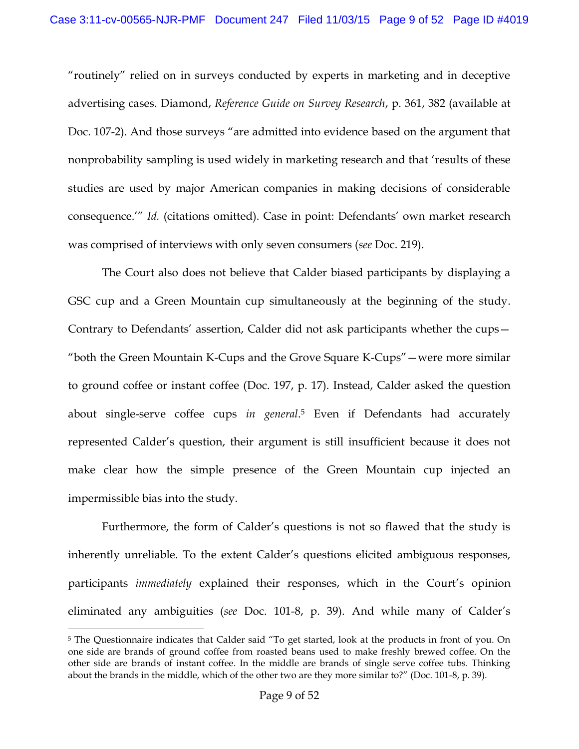"routinely" relied on in surveys conducted by experts in marketing and in deceptive advertising cases. Diamond, *Reference Guide on Survey Research*, p. 361, 382 (available at Doc. 107-2). And those surveys "are admitted into evidence based on the argument that nonprobability sampling is used widely in marketing research and that 'results of these studies are used by major American companies in making decisions of considerable consequence.'" *Id.* (citations omitted). Case in point: Defendants' own market research was comprised of interviews with only seven consumers (*see* Doc. 219).

The Court also does not believe that Calder biased participants by displaying a GSC cup and a Green Mountain cup simultaneously at the beginning of the study. Contrary to Defendants' assertion, Calder did not ask participants whether the cups—"both the Green Mountain K-Cups and the Grove Square K-Cups"—were more similar to ground coffee or instant coffee (Doc. 197, p. 17). Instead, Calder asked the question about single-serve coffee cups *in general*.[5] Even if Defendants had accurately represented Calder's question, their argument is still insufficient because it does not make clear how the simple presence of the Green Mountain cup injected an impermissible bias into the study.

Furthermore, the form of Calder's questions is not so flawed that the study is inherently unreliable. To the extent Calder's questions elicited ambiguous responses, participants *immediately* explained their responses, which in the Court's opinion eliminated any ambiguities (*see* Doc. 101-8, p. 39). And while many of Calder's

[5] The Questionnaire indicates that Calder said "To get started, look at the products in front of you. On one side are brands of ground coffee from roasted beans used to make freshly brewed coffee. On the other side are brands of instant coffee. In the middle are brands of single serve coffee tubs. Thinking about the brands in the middle, which of the other two are they more similar to?" (Doc. 101-8, p. 39).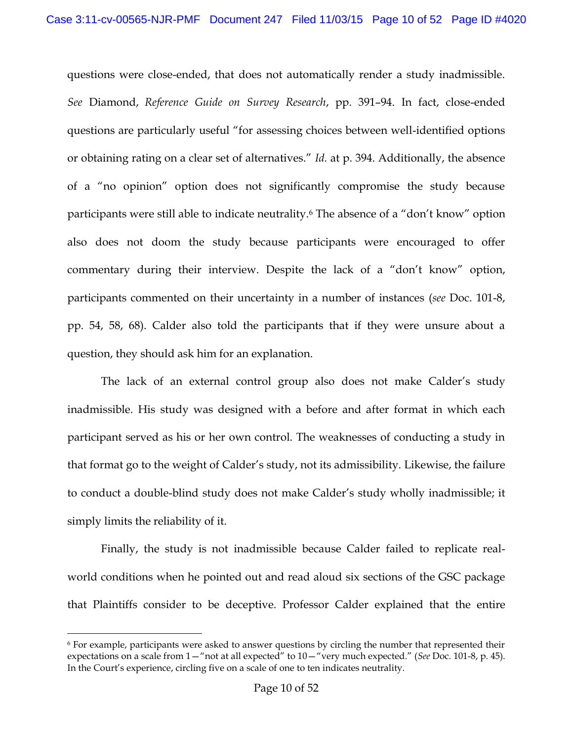questions were close-ended, that does not automatically render a study inadmissible. *See* Diamond, *Reference Guide on Survey Research*, pp. 391–94. In fact, close-ended questions are particularly useful "for assessing choices between well-identified options or obtaining rating on a clear set of alternatives." *Id.* at p. 394. Additionally, the absence of a "no opinion" option does not significantly compromise the study because participants were still able to indicate neutrality.[6] The absence of a "don't know" option also does not doom the study because participants were encouraged to offer commentary during their interview. Despite the lack of a "don't know" option, participants commented on their uncertainty in a number of instances (*see* Doc. 101-8, pp. 54, 58, 68). Calder also told the participants that if they were unsure about a question, they should ask him for an explanation.

The lack of an external control group also does not make Calder's study inadmissible. His study was designed with a before and after format in which each participant served as his or her own control. The weaknesses of conducting a study in that format go to the weight of Calder's study, not its admissibility. Likewise, the failure to conduct a double-blind study does not make Calder's study wholly inadmissible; it simply limits the reliability of it.

Finally, the study is not inadmissible because Calder failed to replicate real-world conditions when he pointed out and read aloud six sections of the GSC package that Plaintiffs consider to be deceptive. Professor Calder explained that the entire

---

[6] For example, participants were asked to answer questions by circling the number that represented their expectations on a scale from 1—"not at all expected" to 10—"very much expected." (*See* Doc. 101-8, p. 45). In the Court's experience, circling five on a scale of one to ten indicates neutrality.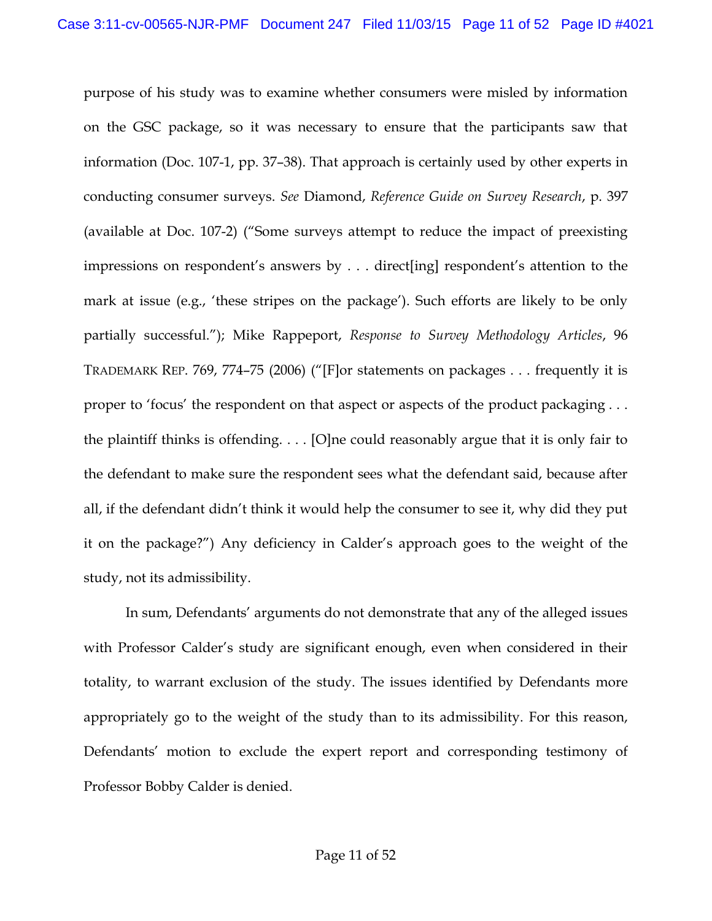purpose of his study was to examine whether consumers were misled by information on the GSC package, so it was necessary to ensure that the participants saw that information (Doc. 107-1, pp. 37–38). That approach is certainly used by other experts in conducting consumer surveys. *See* Diamond, *Reference Guide on Survey Research*, p. 397 (available at Doc. 107-2) ("Some surveys attempt to reduce the impact of preexisting impressions on respondent's answers by . . . direct[ing] respondent's attention to the mark at issue (e.g., 'these stripes on the package'). Such efforts are likely to be only partially successful."); Mike Rappeport, *Response to Survey Methodology Articles*, 96 TRADEMARK REP. 769, 774–75 (2006) ("[F]or statements on packages . . . frequently it is proper to 'focus' the respondent on that aspect or aspects of the product packaging . . . the plaintiff thinks is offending. . . . [O]ne could reasonably argue that it is only fair to the defendant to make sure the respondent sees what the defendant said, because after all, if the defendant didn't think it would help the consumer to see it, why did they put it on the package?") Any deficiency in Calder's approach goes to the weight of the study, not its admissibility.

In sum, Defendants' arguments do not demonstrate that any of the alleged issues with Professor Calder's study are significant enough, even when considered in their totality, to warrant exclusion of the study. The issues identified by Defendants more appropriately go to the weight of the study than to its admissibility. For this reason, Defendants' motion to exclude the expert report and corresponding testimony of Professor Bobby Calder is denied.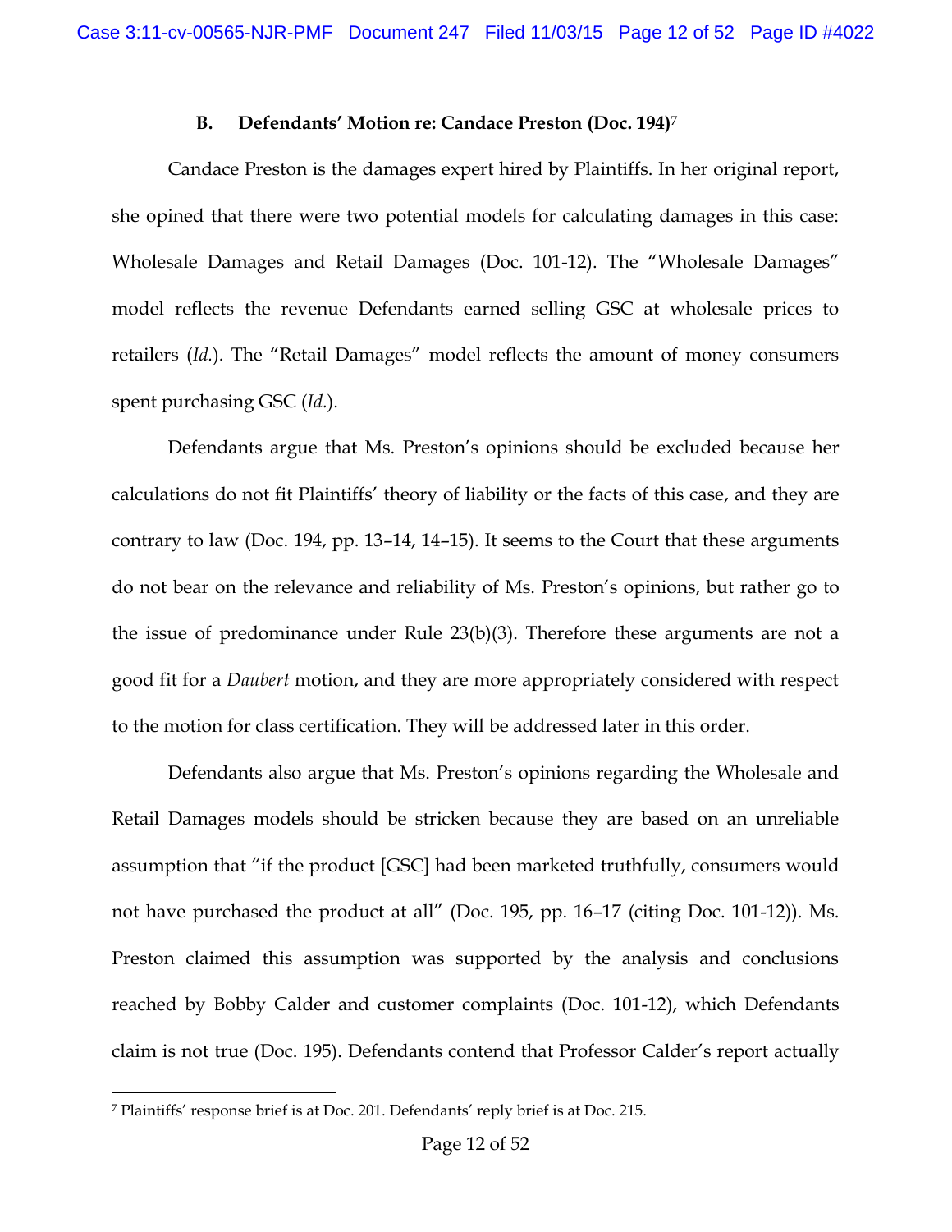### B. Defendants' Motion re: Candace Preston (Doc. 194)[7]

Candace Preston is the damages expert hired by Plaintiffs. In her original report, she opined that there were two potential models for calculating damages in this case: Wholesale Damages and Retail Damages (Doc. 101-12). The "Wholesale Damages" model reflects the revenue Defendants earned selling GSC at wholesale prices to retailers (*Id.*). The "Retail Damages" model reflects the amount of money consumers spent purchasing GSC (*Id.*).

Defendants argue that Ms. Preston's opinions should be excluded because her calculations do not fit Plaintiffs' theory of liability or the facts of this case, and they are contrary to law (Doc. 194, pp. 13–14, 14–15). It seems to the Court that these arguments do not bear on the relevance and reliability of Ms. Preston's opinions, but rather go to the issue of predominance under Rule 23(b)(3). Therefore these arguments are not a good fit for a *Daubert* motion, and they are more appropriately considered with respect to the motion for class certification. They will be addressed later in this order.

Defendants also argue that Ms. Preston's opinions regarding the Wholesale and Retail Damages models should be stricken because they are based on an unreliable assumption that "if the product [GSC] had been marketed truthfully, consumers would not have purchased the product at all" (Doc. 195, pp. 16–17 (citing Doc. 101-12)). Ms. Preston claimed this assumption was supported by the analysis and conclusions reached by Bobby Calder and customer complaints (Doc. 101-12), which Defendants claim is not true (Doc. 195). Defendants contend that Professor Calder's report actually

[7] Plaintiffs' response brief is at Doc. 201. Defendants' reply brief is at Doc. 215.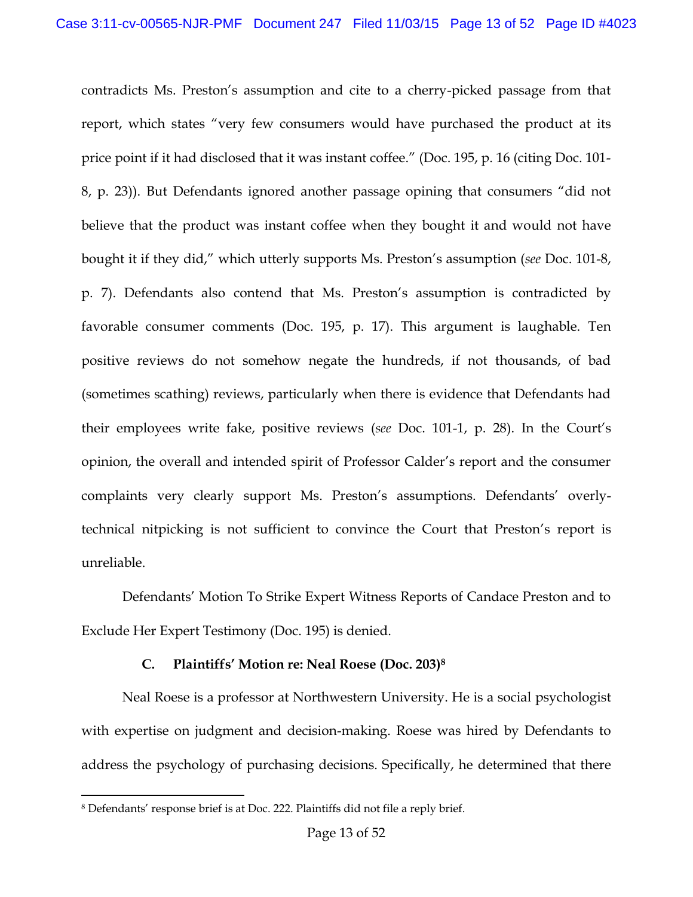contradicts Ms. Preston's assumption and cite to a cherry-picked passage from that report, which states "very few consumers would have purchased the product at its price point if it had disclosed that it was instant coffee." (Doc. 195, p. 16 (citing Doc. 101-8, p. 23)). But Defendants ignored another passage opining that consumers "did not believe that the product was instant coffee when they bought it and would not have bought it if they did," which utterly supports Ms. Preston's assumption (*see* Doc. 101-8, p. 7). Defendants also contend that Ms. Preston's assumption is contradicted by favorable consumer comments (Doc. 195, p. 17). This argument is laughable. Ten positive reviews do not somehow negate the hundreds, if not thousands, of bad (sometimes scathing) reviews, particularly when there is evidence that Defendants had their employees write fake, positive reviews (*see* Doc. 101-1, p. 28). In the Court's opinion, the overall and intended spirit of Professor Calder's report and the consumer complaints very clearly support Ms. Preston's assumptions. Defendants' overly-technical nitpicking is not sufficient to convince the Court that Preston's report is unreliable.

Defendants' Motion To Strike Expert Witness Reports of Candace Preston and to Exclude Her Expert Testimony (Doc. 195) is denied.

### C. Plaintiffs' Motion re: Neal Roese (Doc. 203)[8]

Neal Roese is a professor at Northwestern University. He is a social psychologist with expertise on judgment and decision-making. Roese was hired by Defendants to address the psychology of purchasing decisions. Specifically, he determined that there

[8] Defendants' response brief is at Doc. 222. Plaintiffs did not file a reply brief.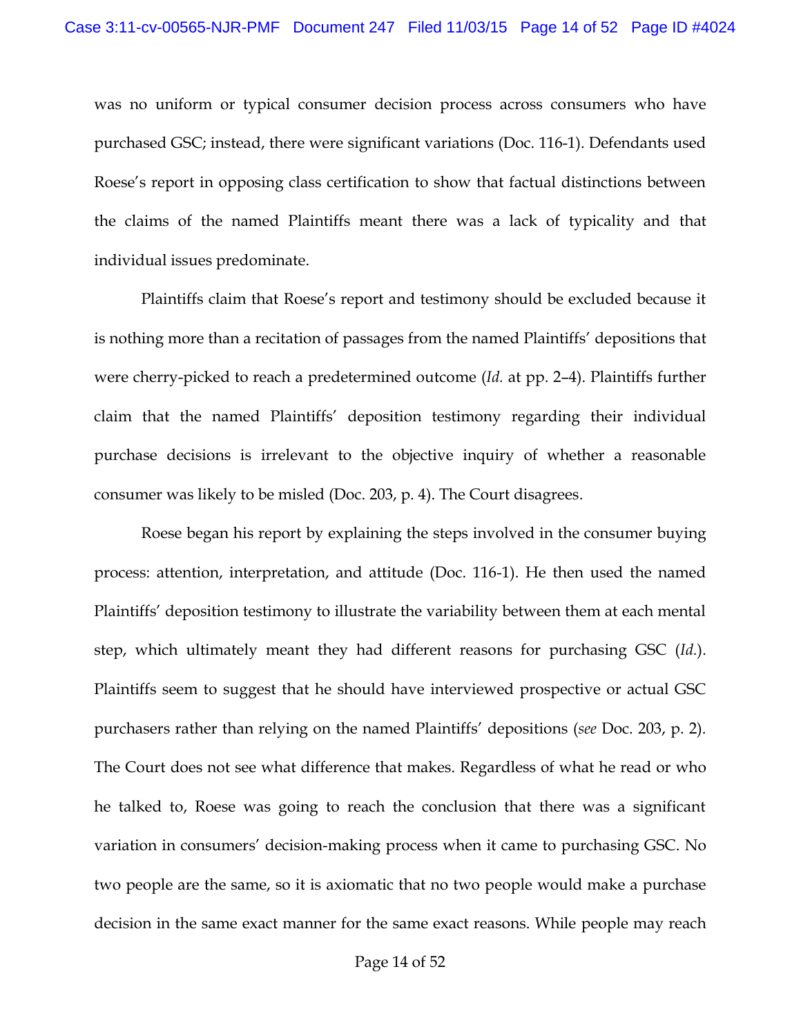was no uniform or typical consumer decision process across consumers who have purchased GSC; instead, there were significant variations (Doc. 116-1). Defendants used Roese's report in opposing class certification to show that factual distinctions between the claims of the named Plaintiffs meant there was a lack of typicality and that individual issues predominate.

Plaintiffs claim that Roese's report and testimony should be excluded because it is nothing more than a recitation of passages from the named Plaintiffs' depositions that were cherry-picked to reach a predetermined outcome (*Id.* at pp. 2–4). Plaintiffs further claim that the named Plaintiffs' deposition testimony regarding their individual purchase decisions is irrelevant to the objective inquiry of whether a reasonable consumer was likely to be misled (Doc. 203, p. 4). The Court disagrees.

Roese began his report by explaining the steps involved in the consumer buying process: attention, interpretation, and attitude (Doc. 116-1). He then used the named Plaintiffs' deposition testimony to illustrate the variability between them at each mental step, which ultimately meant they had different reasons for purchasing GSC (*Id.*). Plaintiffs seem to suggest that he should have interviewed prospective or actual GSC purchasers rather than relying on the named Plaintiffs' depositions (*see* Doc. 203, p. 2). The Court does not see what difference that makes. Regardless of what he read or who he talked to, Roese was going to reach the conclusion that there was a significant variation in consumers' decision-making process when it came to purchasing GSC. No two people are the same, so it is axiomatic that no two people would make a purchase decision in the same exact manner for the same exact reasons. While people may reach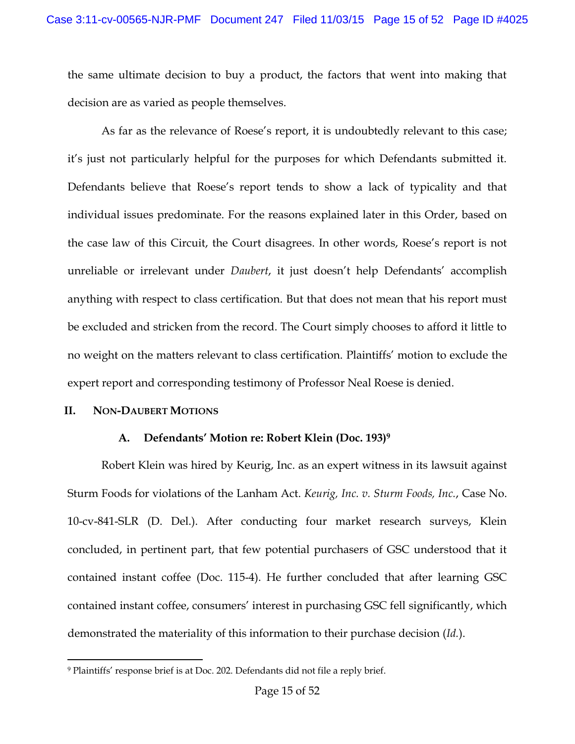the same ultimate decision to buy a product, the factors that went into making that decision are as varied as people themselves.

As far as the relevance of Roese's report, it is undoubtedly relevant to this case; it's just not particularly helpful for the purposes for which Defendants submitted it. Defendants believe that Roese's report tends to show a lack of typicality and that individual issues predominate. For the reasons explained later in this Order, based on the case law of this Circuit, the Court disagrees. In other words, Roese's report is not unreliable or irrelevant under *Daubert*, it just doesn't help Defendants' accomplish anything with respect to class certification. But that does not mean that his report must be excluded and stricken from the record. The Court simply chooses to afford it little to no weight on the matters relevant to class certification. Plaintiffs' motion to exclude the expert report and corresponding testimony of Professor Neal Roese is denied.

## II. Non-Daubert Motions

### A. Defendants' Motion re: Robert Klein (Doc. 193)[9]

Robert Klein was hired by Keurig, Inc. as an expert witness in its lawsuit against Sturm Foods for violations of the Lanham Act. *Keurig, Inc. v. Sturm Foods, Inc.*, Case No. 10-cv-841-SLR (D. Del.). After conducting four market research surveys, Klein concluded, in pertinent part, that few potential purchasers of GSC understood that it contained instant coffee (Doc. 115-4). He further concluded that after learning GSC contained instant coffee, consumers' interest in purchasing GSC fell significantly, which demonstrated the materiality of this information to their purchase decision (*Id.*).

[9] Plaintiffs' response brief is at Doc. 202. Defendants did not file a reply brief.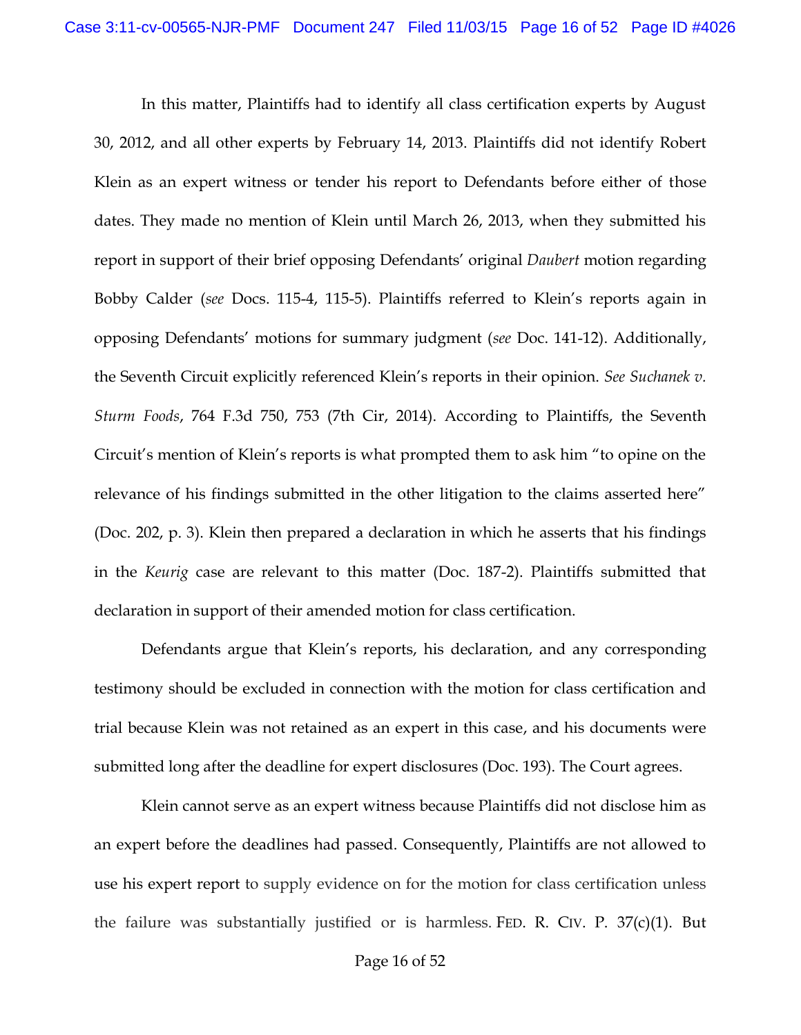In this matter, Plaintiffs had to identify all class certification experts by August 30, 2012, and all other experts by February 14, 2013. Plaintiffs did not identify Robert Klein as an expert witness or tender his report to Defendants before either of those dates. They made no mention of Klein until March 26, 2013, when they submitted his report in support of their brief opposing Defendants' original *Daubert* motion regarding Bobby Calder (*see* Docs. 115-4, 115-5). Plaintiffs referred to Klein's reports again in opposing Defendants' motions for summary judgment (*see* Doc. 141-12). Additionally, the Seventh Circuit explicitly referenced Klein's reports in their opinion. *See Suchanek v. Sturm Foods*, 764 F.3d 750, 753 (7th Cir, 2014). According to Plaintiffs, the Seventh Circuit's mention of Klein's reports is what prompted them to ask him "to opine on the relevance of his findings submitted in the other litigation to the claims asserted here" (Doc. 202, p. 3). Klein then prepared a declaration in which he asserts that his findings in the *Keurig* case are relevant to this matter (Doc. 187-2). Plaintiffs submitted that declaration in support of their amended motion for class certification.

Defendants argue that Klein's reports, his declaration, and any corresponding testimony should be excluded in connection with the motion for class certification and trial because Klein was not retained as an expert in this case, and his documents were submitted long after the deadline for expert disclosures (Doc. 193). The Court agrees.

Klein cannot serve as an expert witness because Plaintiffs did not disclose him as an expert before the deadlines had passed. Consequently, Plaintiffs are not allowed to use his expert report to supply evidence on for the motion for class certification unless the failure was substantially justified or is harmless. FED. R. CIV. P. 37(c)(1). But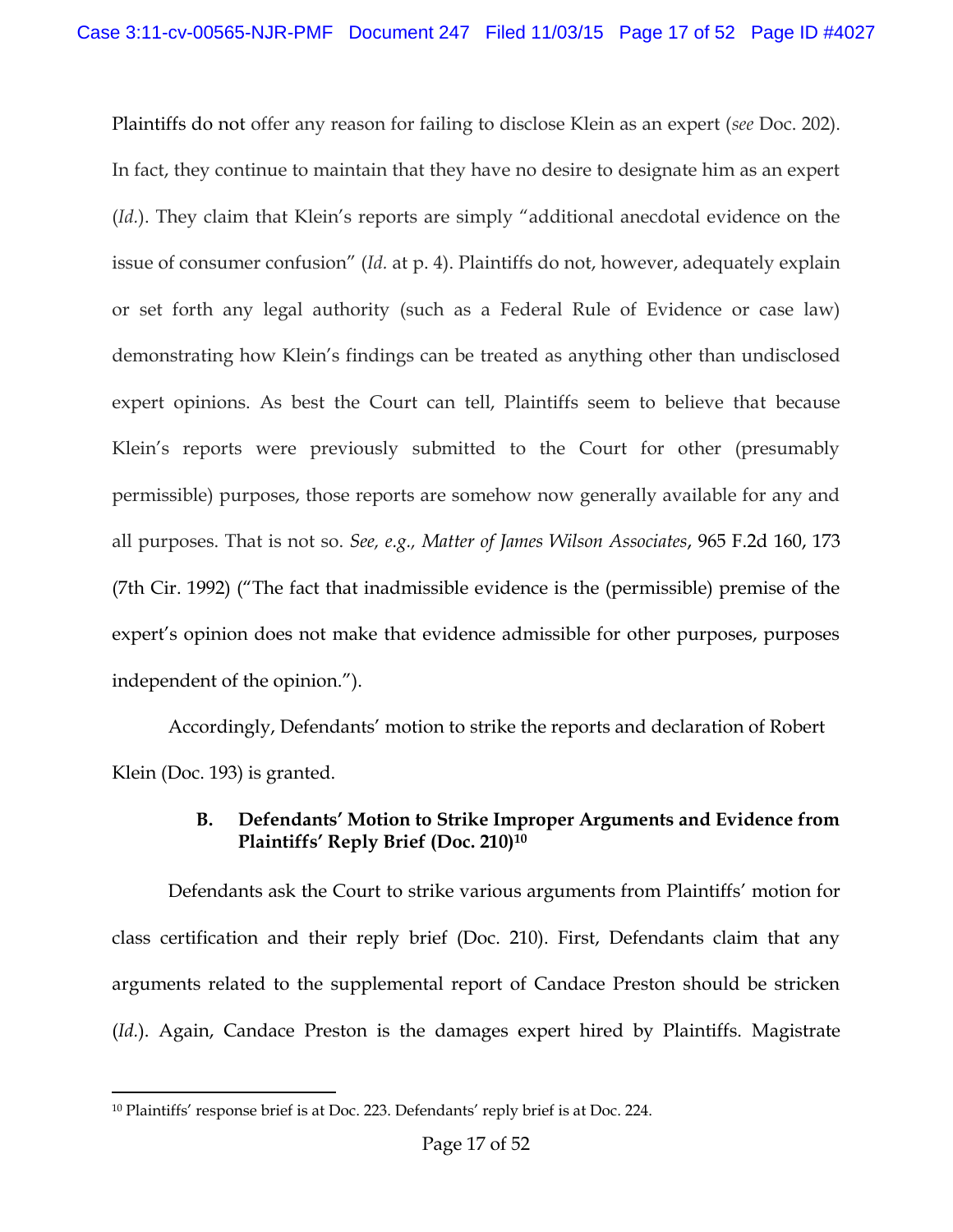Plaintiffs do not offer any reason for failing to disclose Klein as an expert (*see* Doc. 202). In fact, they continue to maintain that they have no desire to designate him as an expert (*Id.*). They claim that Klein's reports are simply "additional anecdotal evidence on the issue of consumer confusion" (*Id.* at p. 4). Plaintiffs do not, however, adequately explain or set forth any legal authority (such as a Federal Rule of Evidence or case law) demonstrating how Klein's findings can be treated as anything other than undisclosed expert opinions. As best the Court can tell, Plaintiffs seem to believe that because Klein's reports were previously submitted to the Court for other (presumably permissible) purposes, those reports are somehow now generally available for any and all purposes. That is not so. *See, e.g., Matter of James Wilson Associates*, 965 F.2d 160, 173 (7th Cir. 1992) ("The fact that inadmissible evidence is the (permissible) premise of the expert's opinion does not make that evidence admissible for other purposes, purposes independent of the opinion.").

Accordingly, Defendants' motion to strike the reports and declaration of Robert Klein (Doc. 193) is granted.

### B. Defendants' Motion to Strike Improper Arguments and Evidence from Plaintiffs' Reply Brief (Doc. 210)[10]

Defendants ask the Court to strike various arguments from Plaintiffs' motion for class certification and their reply brief (Doc. 210). First, Defendants claim that any arguments related to the supplemental report of Candace Preston should be stricken (*Id.*). Again, Candace Preston is the damages expert hired by Plaintiffs. Magistrate

---

[10] Plaintiffs' response brief is at Doc. 223. Defendants' reply brief is at Doc. 224.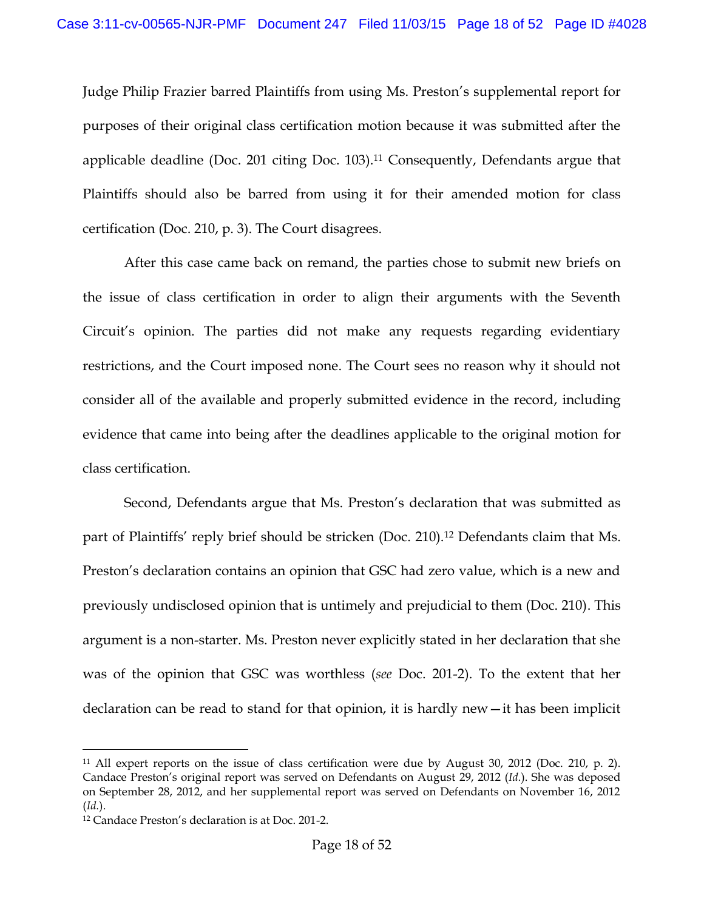Judge Philip Frazier barred Plaintiffs from using Ms. Preston's supplemental report for purposes of their original class certification motion because it was submitted after the applicable deadline (Doc. 201 citing Doc. 103).[11] Consequently, Defendants argue that Plaintiffs should also be barred from using it for their amended motion for class certification (Doc. 210, p. 3). The Court disagrees.

After this case came back on remand, the parties chose to submit new briefs on the issue of class certification in order to align their arguments with the Seventh Circuit's opinion. The parties did not make any requests regarding evidentiary restrictions, and the Court imposed none. The Court sees no reason why it should not consider all of the available and properly submitted evidence in the record, including evidence that came into being after the deadlines applicable to the original motion for class certification.

Second, Defendants argue that Ms. Preston's declaration that was submitted as part of Plaintiffs' reply brief should be stricken (Doc. 210).[12] Defendants claim that Ms. Preston's declaration contains an opinion that GSC had zero value, which is a new and previously undisclosed opinion that is untimely and prejudicial to them (Doc. 210). This argument is a non-starter. Ms. Preston never explicitly stated in her declaration that she was of the opinion that GSC was worthless (*see* Doc. 201-2). To the extent that her declaration can be read to stand for that opinion, it is hardly new—it has been implicit

---

[11] All expert reports on the issue of class certification were due by August 30, 2012 (Doc. 210, p. 2). Candace Preston's original report was served on Defendants on August 29, 2012 (*Id.*). She was deposed on September 28, 2012, and her supplemental report was served on Defendants on November 16, 2012 (*Id.*).

[12] Candace Preston's declaration is at Doc. 201-2.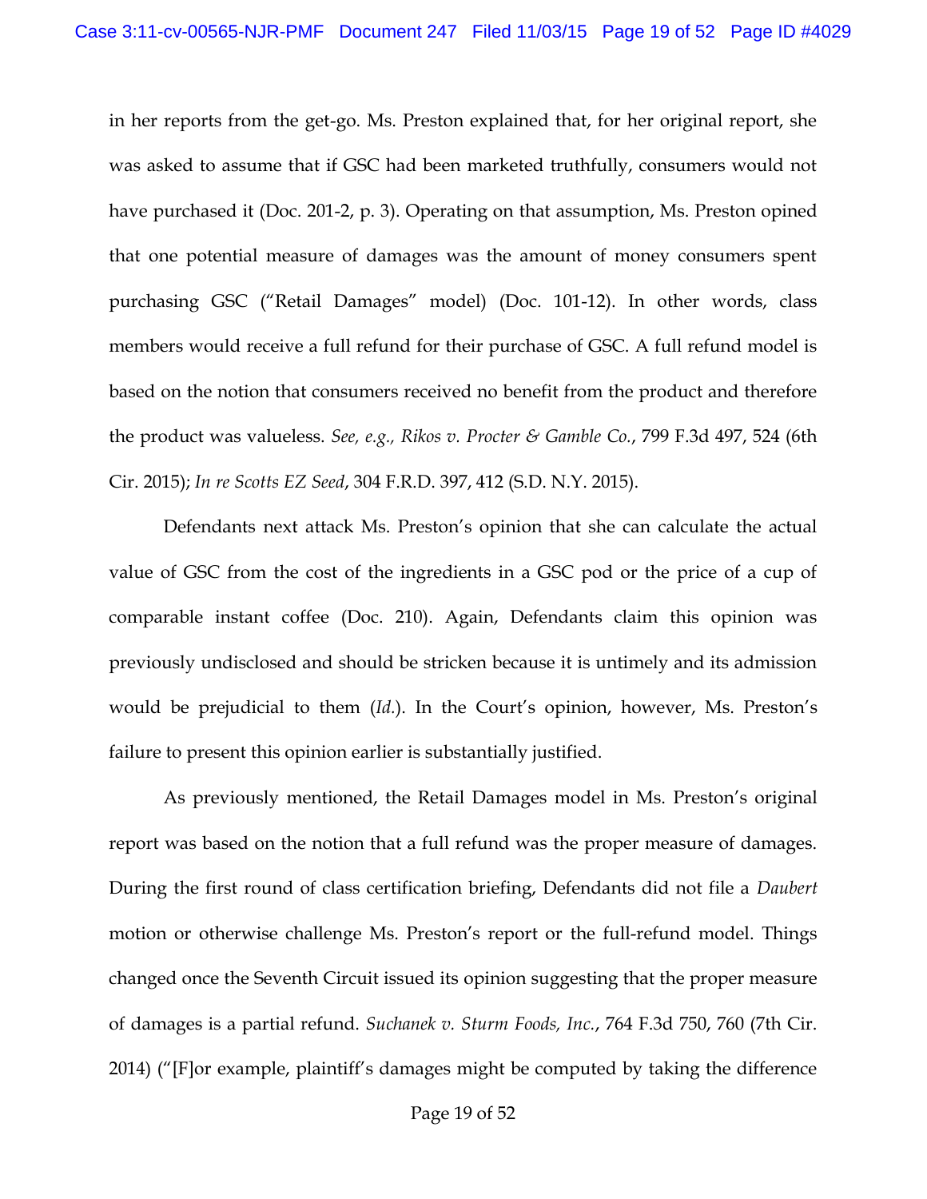in her reports from the get-go. Ms. Preston explained that, for her original report, she was asked to assume that if GSC had been marketed truthfully, consumers would not have purchased it (Doc. 201-2, p. 3). Operating on that assumption, Ms. Preston opined that one potential measure of damages was the amount of money consumers spent purchasing GSC ("Retail Damages" model) (Doc. 101-12). In other words, class members would receive a full refund for their purchase of GSC. A full refund model is based on the notion that consumers received no benefit from the product and therefore the product was valueless. *See, e.g., Rikos v. Procter & Gamble Co.*, 799 F.3d 497, 524 (6th Cir. 2015); *In re Scotts EZ Seed*, 304 F.R.D. 397, 412 (S.D. N.Y. 2015).

Defendants next attack Ms. Preston's opinion that she can calculate the actual value of GSC from the cost of the ingredients in a GSC pod or the price of a cup of comparable instant coffee (Doc. 210). Again, Defendants claim this opinion was previously undisclosed and should be stricken because it is untimely and its admission would be prejudicial to them (*Id.*). In the Court's opinion, however, Ms. Preston's failure to present this opinion earlier is substantially justified.

As previously mentioned, the Retail Damages model in Ms. Preston's original report was based on the notion that a full refund was the proper measure of damages. During the first round of class certification briefing, Defendants did not file a *Daubert* motion or otherwise challenge Ms. Preston's report or the full-refund model. Things changed once the Seventh Circuit issued its opinion suggesting that the proper measure of damages is a partial refund. *Suchanek v. Sturm Foods, Inc.*, 764 F.3d 750, 760 (7th Cir. 2014) ("[F]or example, plaintiff's damages might be computed by taking the difference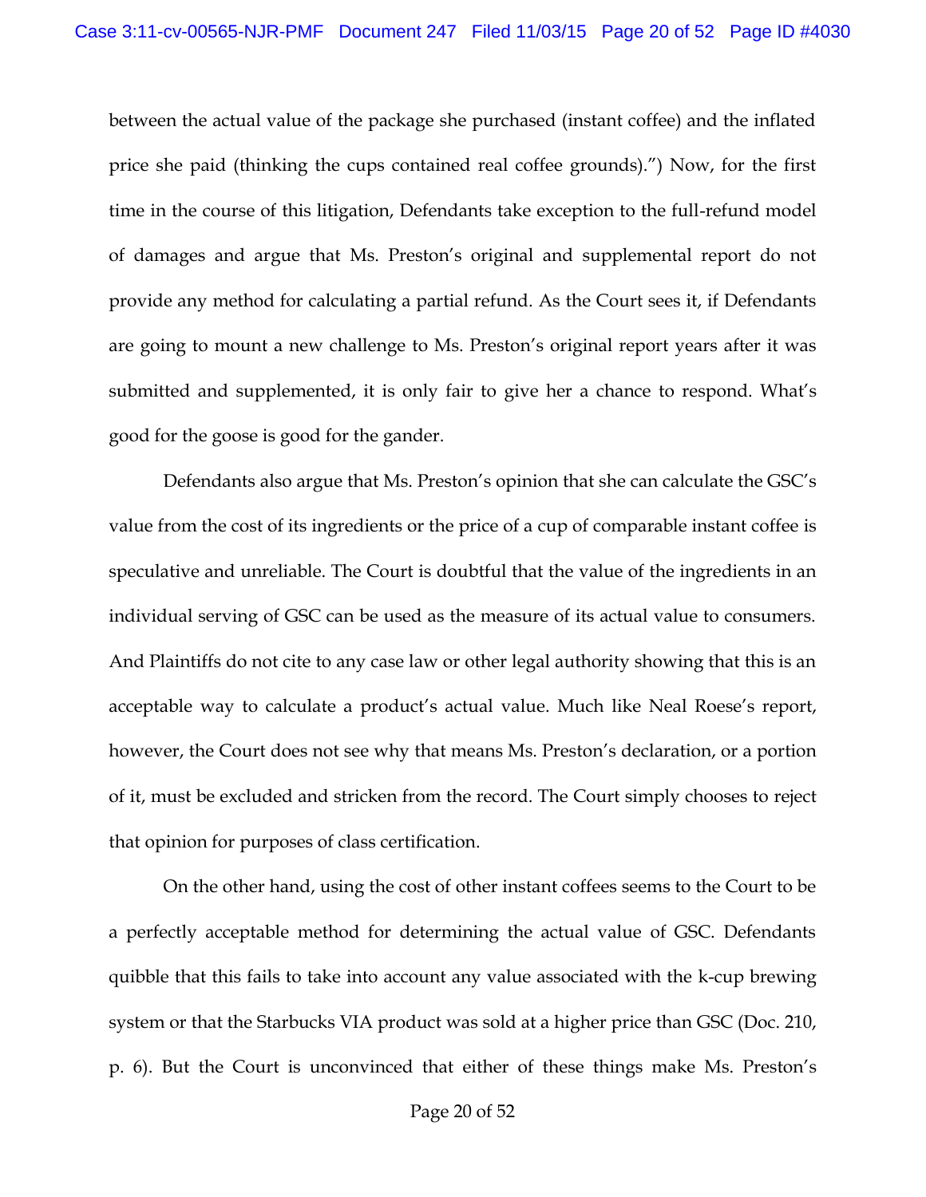between the actual value of the package she purchased (instant coffee) and the inflated price she paid (thinking the cups contained real coffee grounds).") Now, for the first time in the course of this litigation, Defendants take exception to the full-refund model of damages and argue that Ms. Preston's original and supplemental report do not provide any method for calculating a partial refund. As the Court sees it, if Defendants are going to mount a new challenge to Ms. Preston's original report years after it was submitted and supplemented, it is only fair to give her a chance to respond. What's good for the goose is good for the gander.

Defendants also argue that Ms. Preston's opinion that she can calculate the GSC's value from the cost of its ingredients or the price of a cup of comparable instant coffee is speculative and unreliable. The Court is doubtful that the value of the ingredients in an individual serving of GSC can be used as the measure of its actual value to consumers. And Plaintiffs do not cite to any case law or other legal authority showing that this is an acceptable way to calculate a product's actual value. Much like Neal Roese's report, however, the Court does not see why that means Ms. Preston's declaration, or a portion of it, must be excluded and stricken from the record. The Court simply chooses to reject that opinion for purposes of class certification.

On the other hand, using the cost of other instant coffees seems to the Court to be a perfectly acceptable method for determining the actual value of GSC. Defendants quibble that this fails to take into account any value associated with the k-cup brewing system or that the Starbucks VIA product was sold at a higher price than GSC (Doc. 210, p. 6). But the Court is unconvinced that either of these things make Ms. Preston's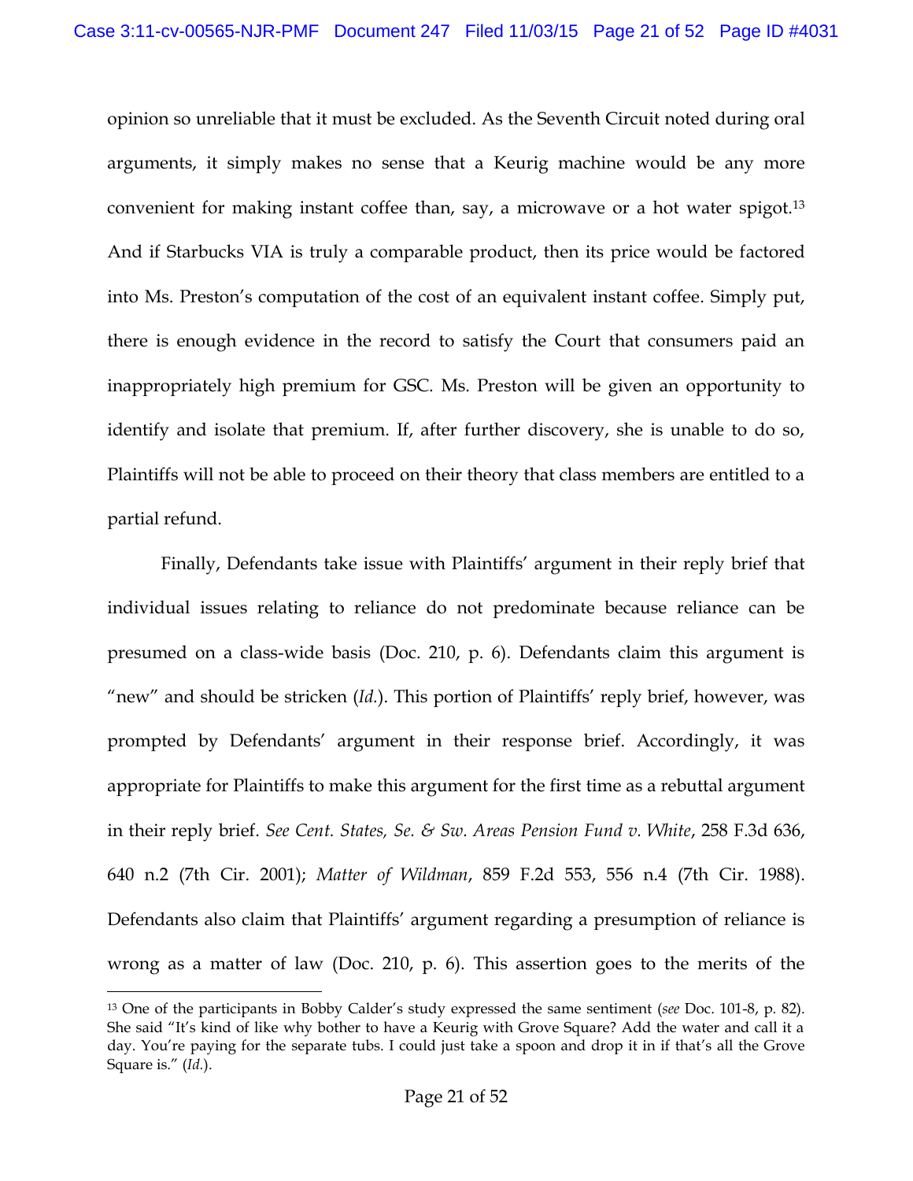opinion so unreliable that it must be excluded. As the Seventh Circuit noted during oral arguments, it simply makes no sense that a Keurig machine would be any more convenient for making instant coffee than, say, a microwave or a hot water spigot.[13] And if Starbucks VIA is truly a comparable product, then its price would be factored into Ms. Preston's computation of the cost of an equivalent instant coffee. Simply put, there is enough evidence in the record to satisfy the Court that consumers paid an inappropriately high premium for GSC. Ms. Preston will be given an opportunity to identify and isolate that premium. If, after further discovery, she is unable to do so, Plaintiffs will not be able to proceed on their theory that class members are entitled to a partial refund.

Finally, Defendants take issue with Plaintiffs' argument in their reply brief that individual issues relating to reliance do not predominate because reliance can be presumed on a class-wide basis (Doc. 210, p. 6). Defendants claim this argument is "new" and should be stricken (*Id.*). This portion of Plaintiffs' reply brief, however, was prompted by Defendants' argument in their response brief. Accordingly, it was appropriate for Plaintiffs to make this argument for the first time as a rebuttal argument in their reply brief. *See Cent. States, Se. & Sw. Areas Pension Fund v. White*, 258 F.3d 636, 640 n.2 (7th Cir. 2001); *Matter of Wildman*, 859 F.2d 553, 556 n.4 (7th Cir. 1988). Defendants also claim that Plaintiffs' argument regarding a presumption of reliance is wrong as a matter of law (Doc. 210, p. 6). This assertion goes to the merits of the

[13] One of the participants in Bobby Calder's study expressed the same sentiment (*see* Doc. 101-8, p. 82). She said "It's kind of like why bother to have a Keurig with Grove Square? Add the water and call it a day. You're paying for the separate tubs. I could just take a spoon and drop it in if that's all the Grove Square is." (*Id.*).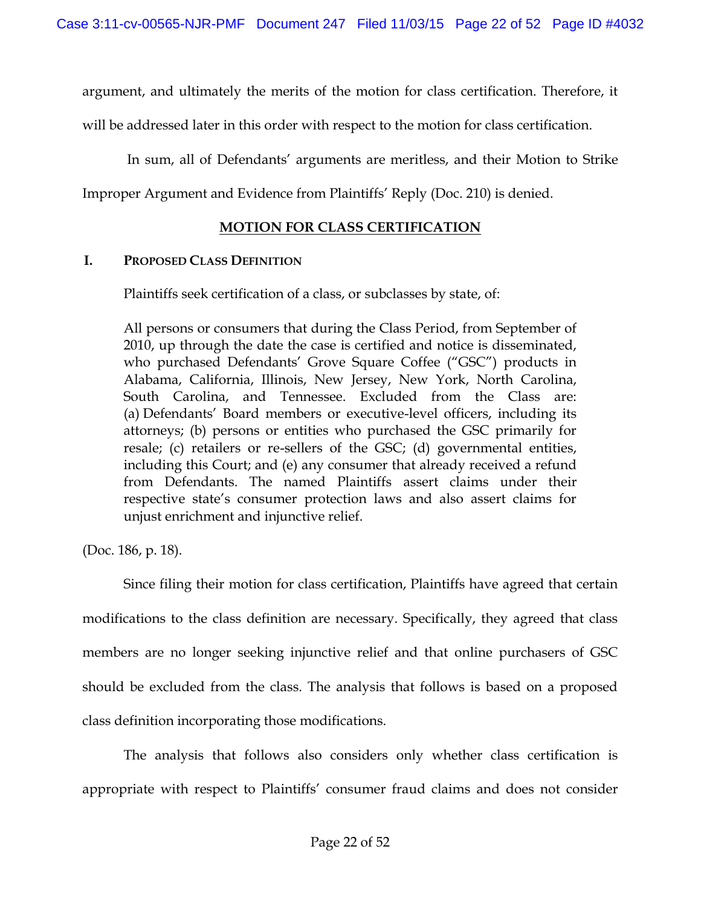argument, and ultimately the merits of the motion for class certification. Therefore, it will be addressed later in this order with respect to the motion for class certification.

In sum, all of Defendants' arguments are meritless, and their Motion to Strike Improper Argument and Evidence from Plaintiffs' Reply (Doc. 210) is denied.

## MOTION FOR CLASS CERTIFICATION

### I. Proposed Class Definition

Plaintiffs seek certification of a class, or subclasses by state, of:

> All persons or consumers that during the Class Period, from September of 2010, up through the date the case is certified and notice is disseminated, who purchased Defendants' Grove Square Coffee ("GSC") products in Alabama, California, Illinois, New Jersey, New York, North Carolina, South Carolina, and Tennessee. Excluded from the Class are: (a) Defendants' Board members or executive-level officers, including its attorneys; (b) persons or entities who purchased the GSC primarily for resale; (c) retailers or re-sellers of the GSC; (d) governmental entities, including this Court; and (e) any consumer that already received a refund from Defendants. The named Plaintiffs assert claims under their respective state's consumer protection laws and also assert claims for unjust enrichment and injunctive relief.

(Doc. 186, p. 18).

Since filing their motion for class certification, Plaintiffs have agreed that certain modifications to the class definition are necessary. Specifically, they agreed that class members are no longer seeking injunctive relief and that online purchasers of GSC should be excluded from the class. The analysis that follows is based on a proposed class definition incorporating those modifications.

The analysis that follows also considers only whether class certification is appropriate with respect to Plaintiffs' consumer fraud claims and does not consider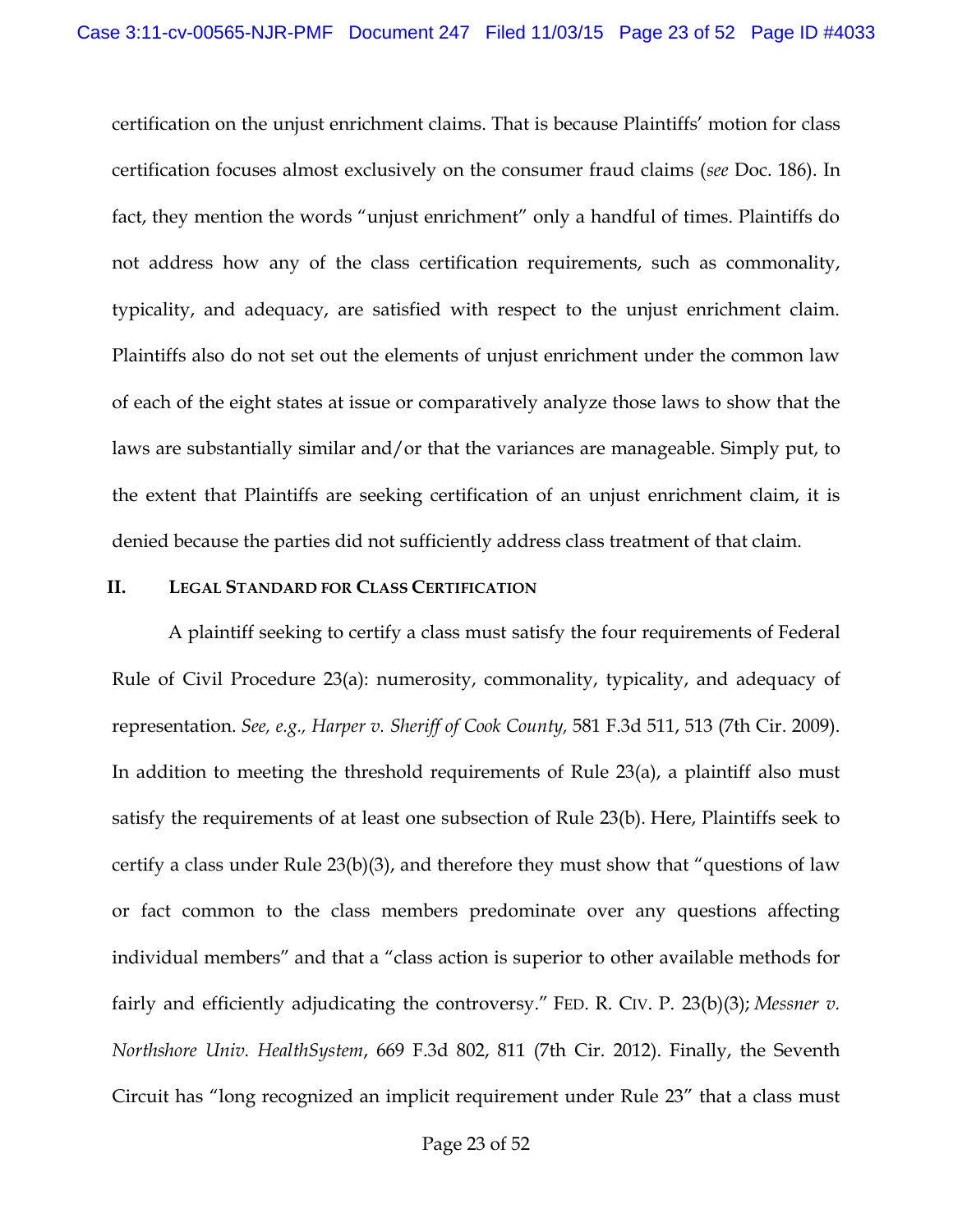certification on the unjust enrichment claims. That is because Plaintiffs' motion for class certification focuses almost exclusively on the consumer fraud claims (*see* Doc. 186). In fact, they mention the words "unjust enrichment" only a handful of times. Plaintiffs do not address how any of the class certification requirements, such as commonality, typicality, and adequacy, are satisfied with respect to the unjust enrichment claim. Plaintiffs also do not set out the elements of unjust enrichment under the common law of each of the eight states at issue or comparatively analyze those laws to show that the laws are substantially similar and/or that the variances are manageable. Simply put, to the extent that Plaintiffs are seeking certification of an unjust enrichment claim, it is denied because the parties did not sufficiently address class treatment of that claim.

## II. LEGAL STANDARD FOR CLASS CERTIFICATION

A plaintiff seeking to certify a class must satisfy the four requirements of Federal Rule of Civil Procedure 23(a): numerosity, commonality, typicality, and adequacy of representation. *See, e.g., Harper v. Sheriff of Cook County,* 581 F.3d 511, 513 (7th Cir. 2009). In addition to meeting the threshold requirements of Rule 23(a), a plaintiff also must satisfy the requirements of at least one subsection of Rule 23(b). Here, Plaintiffs seek to certify a class under Rule 23(b)(3), and therefore they must show that "questions of law or fact common to the class members predominate over any questions affecting individual members" and that a "class action is superior to other available methods for fairly and efficiently adjudicating the controversy." FED. R. CIV. P. 23(b)(3); *Messner v. Northshore Univ. HealthSystem*, 669 F.3d 802, 811 (7th Cir. 2012). Finally, the Seventh Circuit has "long recognized an implicit requirement under Rule 23" that a class must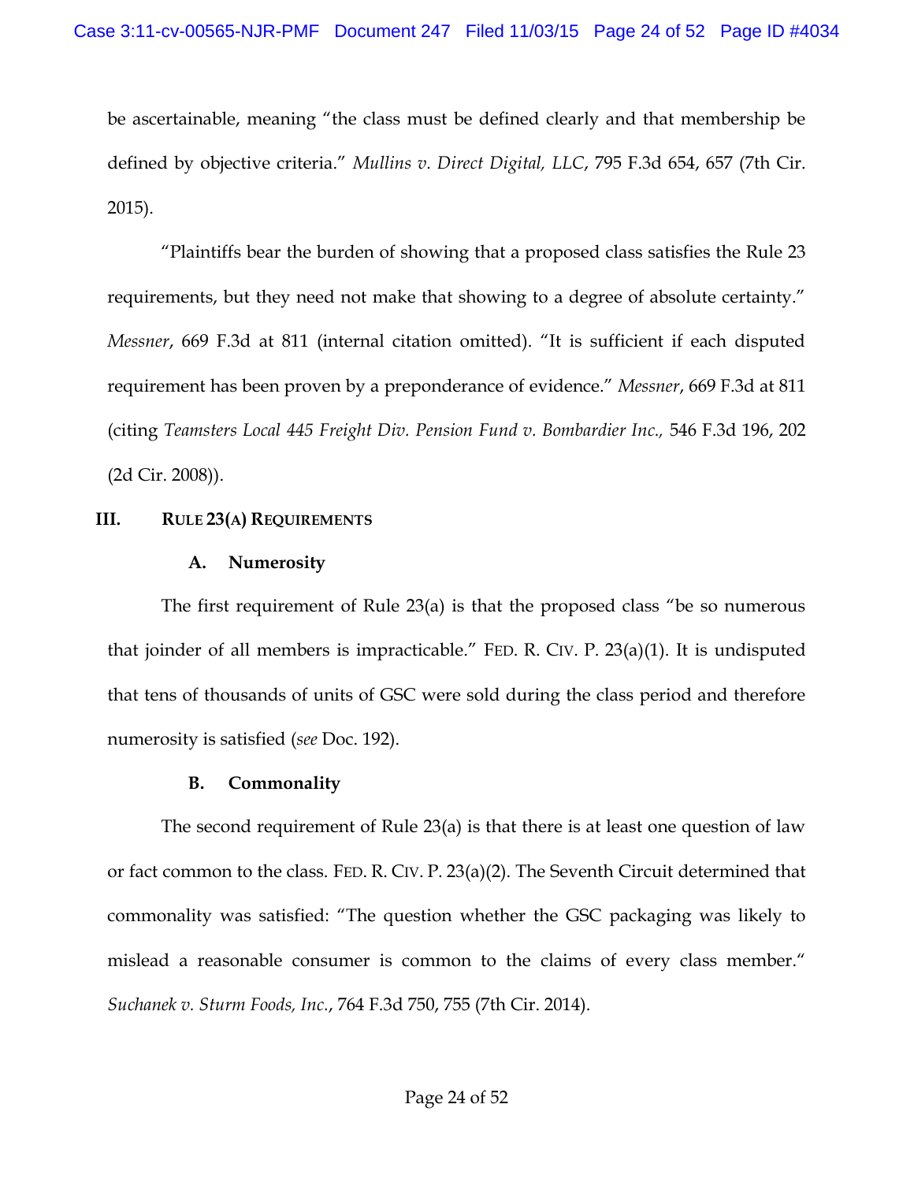be ascertainable, meaning "the class must be defined clearly and that membership be defined by objective criteria." *Mullins v. Direct Digital, LLC*, 795 F.3d 654, 657 (7th Cir. 2015).

"Plaintiffs bear the burden of showing that a proposed class satisfies the Rule 23 requirements, but they need not make that showing to a degree of absolute certainty." *Messner*, 669 F.3d at 811 (internal citation omitted). "It is sufficient if each disputed requirement has been proven by a preponderance of evidence." *Messner*, 669 F.3d at 811 (citing *Teamsters Local 445 Freight Div. Pension Fund v. Bombardier Inc.,* 546 F.3d 196, 202 (2d Cir. 2008)).

## III. RULE 23(A) REQUIREMENTS

### A. Numerosity

The first requirement of Rule 23(a) is that the proposed class "be so numerous that joinder of all members is impracticable." FED. R. CIV. P. 23(a)(1). It is undisputed that tens of thousands of units of GSC were sold during the class period and therefore numerosity is satisfied (*see* Doc. 192).

### B. Commonality

The second requirement of Rule 23(a) is that there is at least one question of law or fact common to the class. FED. R. CIV. P. 23(a)(2). The Seventh Circuit determined that commonality was satisfied: "The question whether the GSC packaging was likely to mislead a reasonable consumer is common to the claims of every class member." *Suchanek v. Sturm Foods, Inc.*, 764 F.3d 750, 755 (7th Cir. 2014).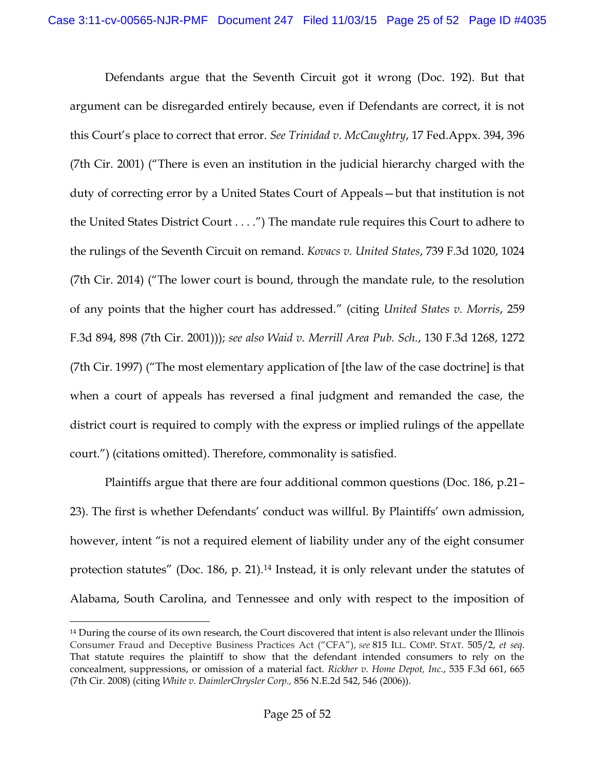Defendants argue that the Seventh Circuit got it wrong (Doc. 192). But that argument can be disregarded entirely because, even if Defendants are correct, it is not this Court's place to correct that error. *See Trinidad v. McCaughtry*, 17 Fed.Appx. 394, 396 (7th Cir. 2001) ("There is even an institution in the judicial hierarchy charged with the duty of correcting error by a United States Court of Appeals—but that institution is not the United States District Court . . . .") The mandate rule requires this Court to adhere to the rulings of the Seventh Circuit on remand. *Kovacs v. United States*, 739 F.3d 1020, 1024 (7th Cir. 2014) ("The lower court is bound, through the mandate rule, to the resolution of any points that the higher court has addressed." (citing *United States v. Morris*, 259 F.3d 894, 898 (7th Cir. 2001))); *see also Waid v. Merrill Area Pub. Sch.*, 130 F.3d 1268, 1272 (7th Cir. 1997) ("The most elementary application of [the law of the case doctrine] is that when a court of appeals has reversed a final judgment and remanded the case, the district court is required to comply with the express or implied rulings of the appellate court.") (citations omitted). Therefore, commonality is satisfied.

Plaintiffs argue that there are four additional common questions (Doc. 186, p.21–23). The first is whether Defendants' conduct was willful. By Plaintiffs' own admission, however, intent "is not a required element of liability under any of the eight consumer protection statutes" (Doc. 186, p. 21).[14] Instead, it is only relevant under the statutes of Alabama, South Carolina, and Tennessee and only with respect to the imposition of

---

[14] During the course of its own research, the Court discovered that intent is also relevant under the Illinois Consumer Fraud and Deceptive Business Practices Act ("CFA"), *see* 815 ILL. COMP. STAT. 505/2, *et seq.* That statute requires the plaintiff to show that the defendant intended consumers to rely on the concealment, suppressions, or omission of a material fact. *Rickher v. Home Depot, Inc.*, 535 F.3d 661, 665 (7th Cir. 2008) (citing *White v. DaimlerChrysler Corp.*, 856 N.E.2d 542, 546 (2006)).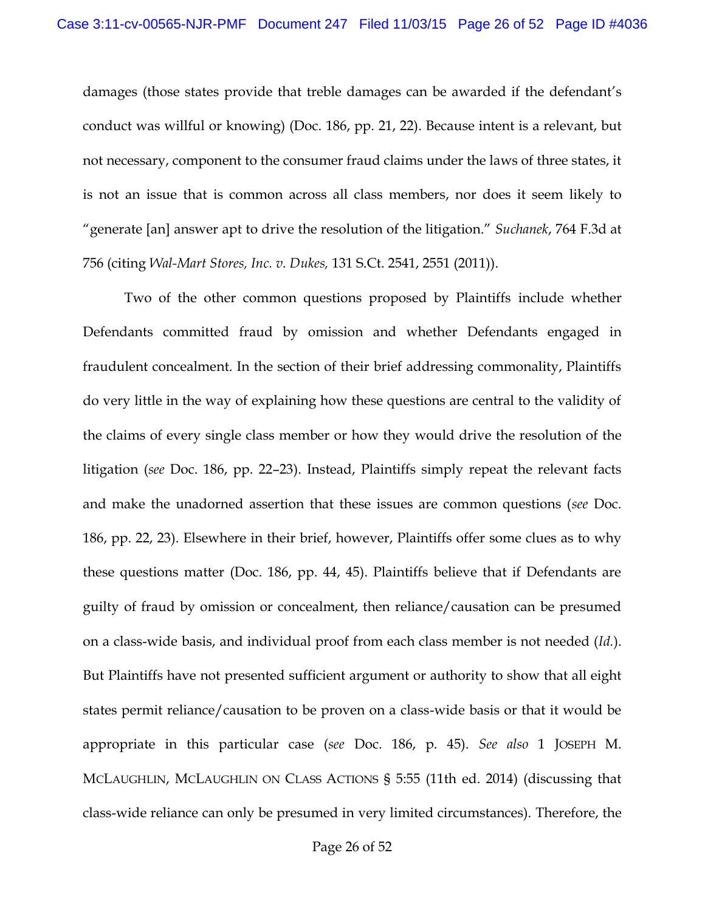damages (those states provide that treble damages can be awarded if the defendant's conduct was willful or knowing) (Doc. 186, pp. 21, 22). Because intent is a relevant, but not necessary, component to the consumer fraud claims under the laws of three states, it is not an issue that is common across all class members, nor does it seem likely to "generate [an] answer apt to drive the resolution of the litigation." *Suchanek*, 764 F.3d at 756 (citing *Wal-Mart Stores, Inc. v. Dukes,* 131 S.Ct. 2541, 2551 (2011)).

Two of the other common questions proposed by Plaintiffs include whether Defendants committed fraud by omission and whether Defendants engaged in fraudulent concealment. In the section of their brief addressing commonality, Plaintiffs do very little in the way of explaining how these questions are central to the validity of the claims of every single class member or how they would drive the resolution of the litigation (*see* Doc. 186, pp. 22–23). Instead, Plaintiffs simply repeat the relevant facts and make the unadorned assertion that these issues are common questions (*see* Doc. 186, pp. 22, 23). Elsewhere in their brief, however, Plaintiffs offer some clues as to why these questions matter (Doc. 186, pp. 44, 45). Plaintiffs believe that if Defendants are guilty of fraud by omission or concealment, then reliance/causation can be presumed on a class-wide basis, and individual proof from each class member is not needed (*Id.*). But Plaintiffs have not presented sufficient argument or authority to show that all eight states permit reliance/causation to be proven on a class-wide basis or that it would be appropriate in this particular case (*see* Doc. 186, p. 45). *See also* 1 JOSEPH M. MCLAUGHLIN, MCLAUGHLIN ON CLASS ACTIONS § 5:55 (11th ed. 2014) (discussing that class-wide reliance can only be presumed in very limited circumstances). Therefore, the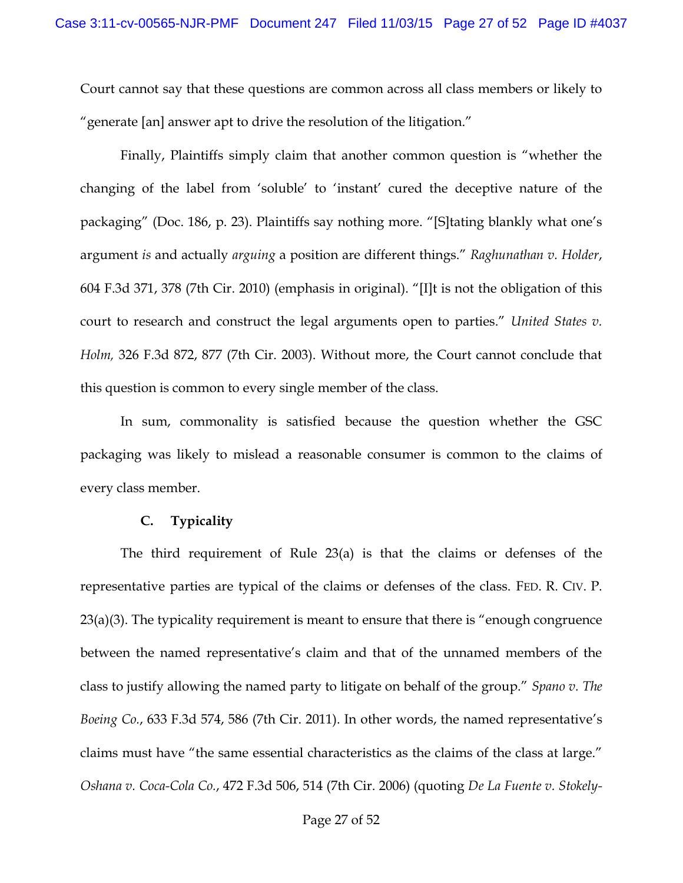Court cannot say that these questions are common across all class members or likely to "generate [an] answer apt to drive the resolution of the litigation."

Finally, Plaintiffs simply claim that another common question is "whether the changing of the label from 'soluble' to 'instant' cured the deceptive nature of the packaging" (Doc. 186, p. 23). Plaintiffs say nothing more. "[S]tating blankly what one's argument *is* and actually *arguing* a position are different things." *Raghunathan v. Holder*, 604 F.3d 371, 378 (7th Cir. 2010) (emphasis in original). "[I]t is not the obligation of this court to research and construct the legal arguments open to parties." *United States v. Holm,* 326 F.3d 872, 877 (7th Cir. 2003). Without more, the Court cannot conclude that this question is common to every single member of the class.

In sum, commonality is satisfied because the question whether the GSC packaging was likely to mislead a reasonable consumer is common to the claims of every class member.

### C. Typicality

The third requirement of Rule 23(a) is that the claims or defenses of the representative parties are typical of the claims or defenses of the class. FED. R. CIV. P. 23(a)(3). The typicality requirement is meant to ensure that there is "enough congruence between the named representative's claim and that of the unnamed members of the class to justify allowing the named party to litigate on behalf of the group." *Spano v. The Boeing Co.*, 633 F.3d 574, 586 (7th Cir. 2011). In other words, the named representative's claims must have "the same essential characteristics as the claims of the class at large." *Oshana v. Coca-Cola Co.*, 472 F.3d 506, 514 (7th Cir. 2006) (quoting *De La Fuente v. Stokely-*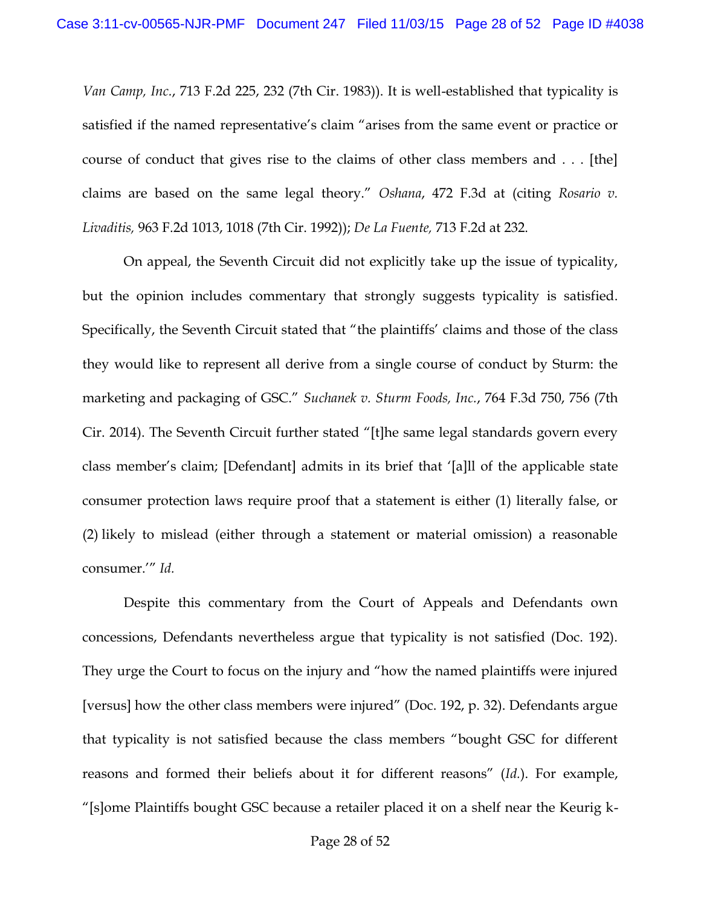*Van Camp, Inc.*, 713 F.2d 225, 232 (7th Cir. 1983)). It is well-established that typicality is satisfied if the named representative's claim "arises from the same event or practice or course of conduct that gives rise to the claims of other class members and . . . [the] claims are based on the same legal theory." *Oshana*, 472 F.3d at (citing *Rosario v. Livaditis,* 963 F.2d 1013, 1018 (7th Cir. 1992)); *De La Fuente,* 713 F.2d at 232.

On appeal, the Seventh Circuit did not explicitly take up the issue of typicality, but the opinion includes commentary that strongly suggests typicality is satisfied. Specifically, the Seventh Circuit stated that "the plaintiffs' claims and those of the class they would like to represent all derive from a single course of conduct by Sturm: the marketing and packaging of GSC." *Suchanek v. Sturm Foods, Inc.*, 764 F.3d 750, 756 (7th Cir. 2014). The Seventh Circuit further stated "[t]he same legal standards govern every class member's claim; [Defendant] admits in its brief that '[a]ll of the applicable state consumer protection laws require proof that a statement is either (1) literally false, or (2) likely to mislead (either through a statement or material omission) a reasonable consumer.'" *Id.*

Despite this commentary from the Court of Appeals and Defendants own concessions, Defendants nevertheless argue that typicality is not satisfied (Doc. 192). They urge the Court to focus on the injury and "how the named plaintiffs were injured [versus] how the other class members were injured" (Doc. 192, p. 32). Defendants argue that typicality is not satisfied because the class members "bought GSC for different reasons and formed their beliefs about it for different reasons" (*Id.*). For example, "[s]ome Plaintiffs bought GSC because a retailer placed it on a shelf near the Keurig k-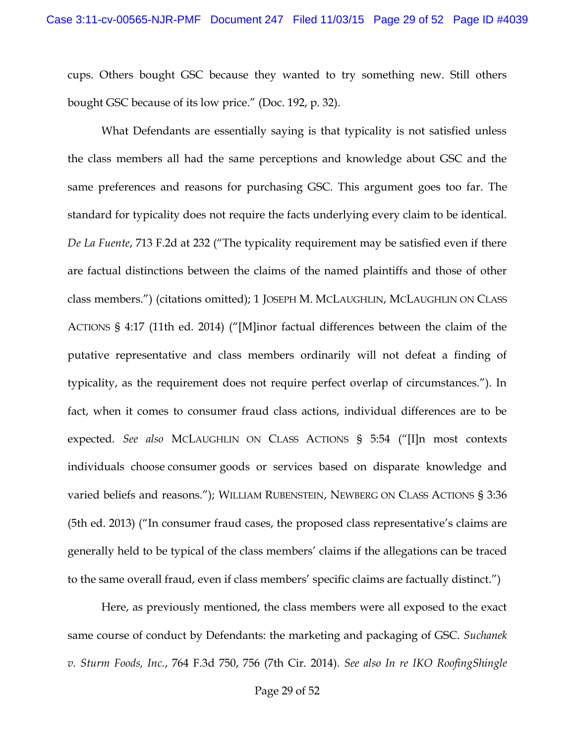cups. Others bought GSC because they wanted to try something new. Still others bought GSC because of its low price." (Doc. 192, p. 32).

What Defendants are essentially saying is that typicality is not satisfied unless the class members all had the same perceptions and knowledge about GSC and the same preferences and reasons for purchasing GSC. This argument goes too far. The standard for typicality does not require the facts underlying every claim to be identical. *De La Fuente*, 713 F.2d at 232 ("The typicality requirement may be satisfied even if there are factual distinctions between the claims of the named plaintiffs and those of other class members.") (citations omitted); 1 JOSEPH M. MCLAUGHLIN, MCLAUGHLIN ON CLASS ACTIONS § 4:17 (11th ed. 2014) ("[M]inor factual differences between the claim of the putative representative and class members ordinarily will not defeat a finding of typicality, as the requirement does not require perfect overlap of circumstances."). In fact, when it comes to consumer fraud class actions, individual differences are to be expected. *See also* MCLAUGHLIN ON CLASS ACTIONS § 5:54 ("[I]n most contexts individuals choose consumer goods or services based on disparate knowledge and varied beliefs and reasons."); WILLIAM RUBENSTEIN, NEWBERG ON CLASS ACTIONS § 3:36 (5th ed. 2013) ("In consumer fraud cases, the proposed class representative's claims are generally held to be typical of the class members' claims if the allegations can be traced to the same overall fraud, even if class members' specific claims are factually distinct.")

Here, as previously mentioned, the class members were all exposed to the exact same course of conduct by Defendants: the marketing and packaging of GSC. *Suchanek v. Sturm Foods, Inc.*, 764 F.3d 750, 756 (7th Cir. 2014). *See also In re IKO RoofingShingle*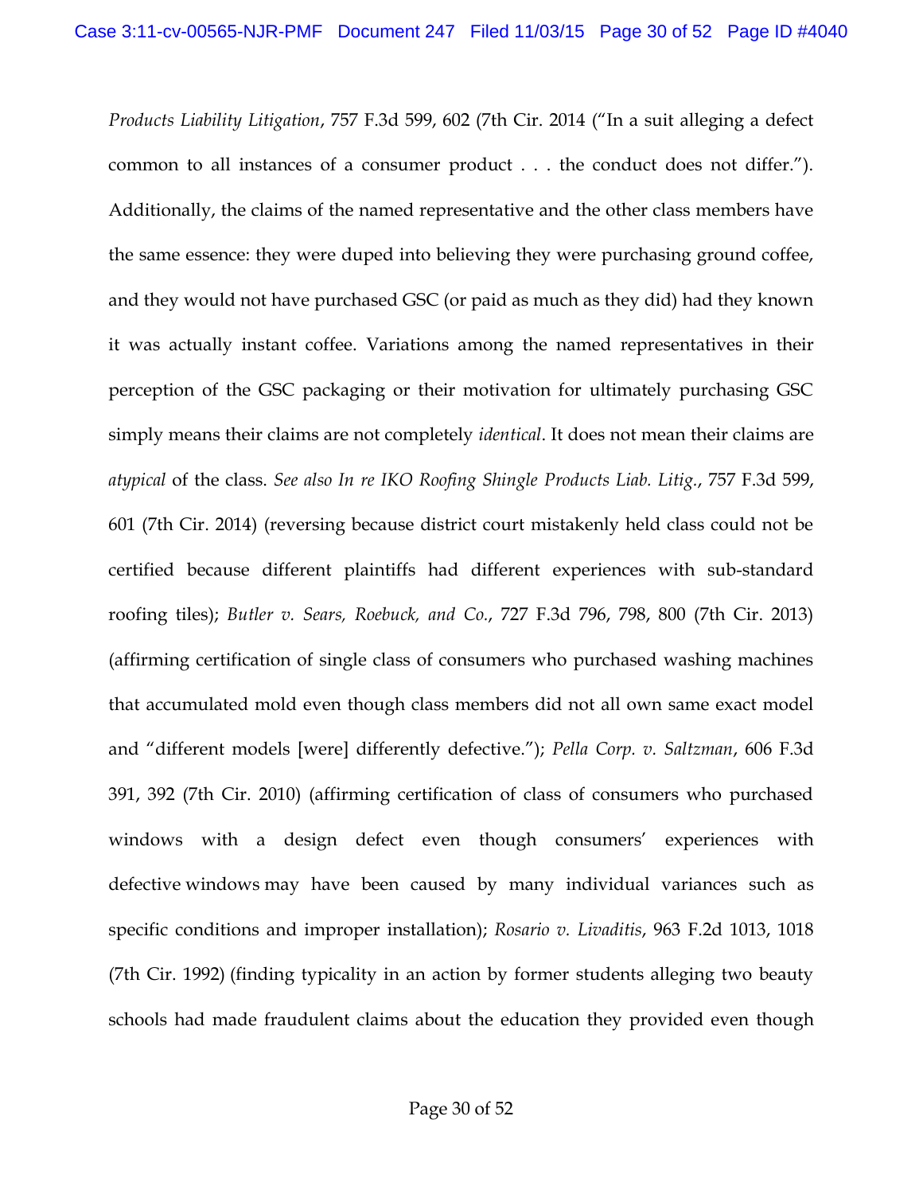*Products Liability Litigation*, 757 F.3d 599, 602 (7th Cir. 2014 ("In a suit alleging a defect common to all instances of a consumer product . . . the conduct does not differ."). Additionally, the claims of the named representative and the other class members have the same essence: they were duped into believing they were purchasing ground coffee, and they would not have purchased GSC (or paid as much as they did) had they known it was actually instant coffee. Variations among the named representatives in their perception of the GSC packaging or their motivation for ultimately purchasing GSC simply means their claims are not completely *identical*. It does not mean their claims are *atypical* of the class. *See also In re IKO Roofing Shingle Products Liab. Litig.*, 757 F.3d 599, 601 (7th Cir. 2014) (reversing because district court mistakenly held class could not be certified because different plaintiffs had different experiences with sub-standard roofing tiles); *Butler v. Sears, Roebuck, and Co.*, 727 F.3d 796, 798, 800 (7th Cir. 2013) (affirming certification of single class of consumers who purchased washing machines that accumulated mold even though class members did not all own same exact model and "different models [were] differently defective."); *Pella Corp. v. Saltzman*, 606 F.3d 391, 392 (7th Cir. 2010) (affirming certification of class of consumers who purchased windows with a design defect even though consumers' experiences with defective windows may have been caused by many individual variances such as specific conditions and improper installation); *Rosario v. Livaditis*, 963 F.2d 1013, 1018 (7th Cir. 1992) (finding typicality in an action by former students alleging two beauty schools had made fraudulent claims about the education they provided even though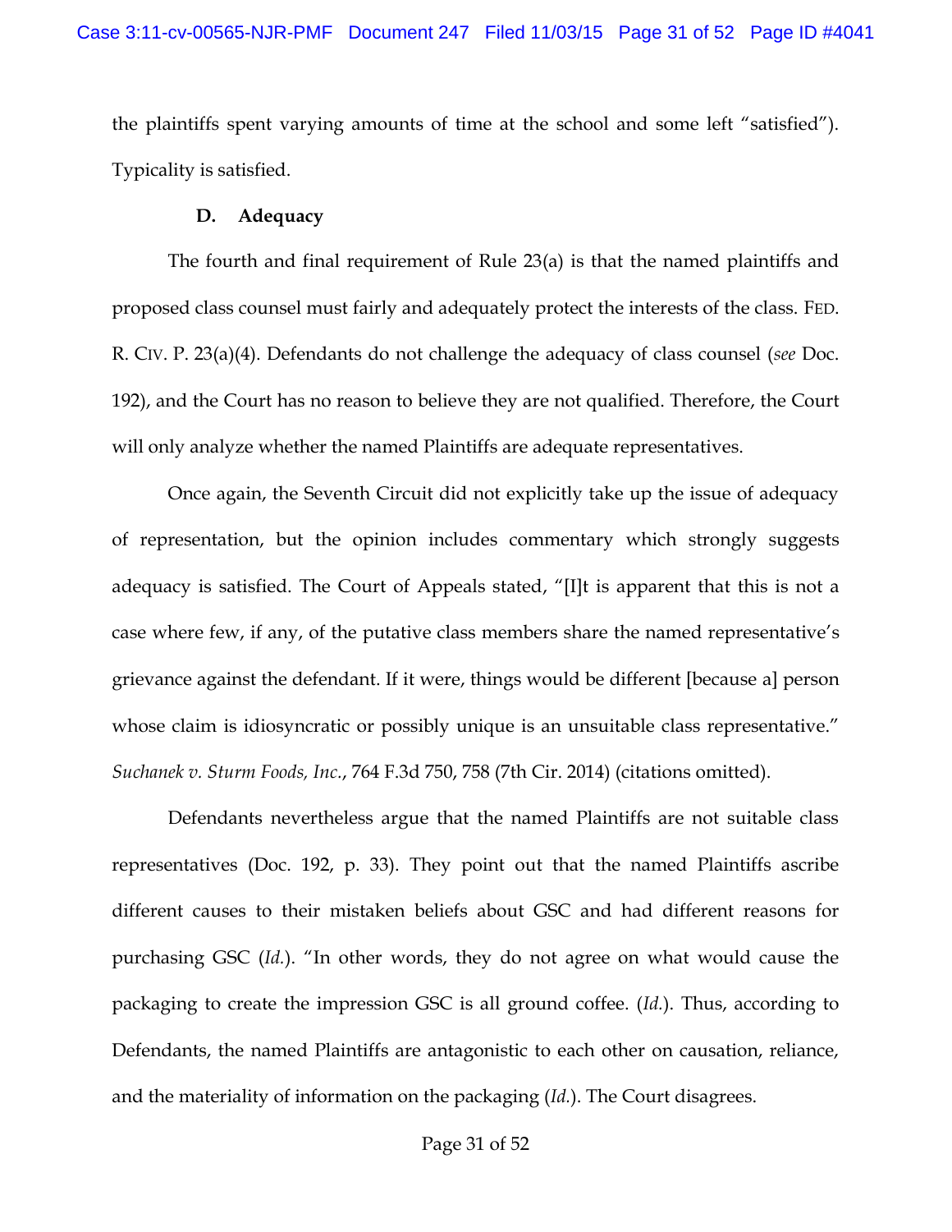the plaintiffs spent varying amounts of time at the school and some left "satisfied"). Typicality is satisfied.

### D. Adequacy

The fourth and final requirement of Rule 23(a) is that the named plaintiffs and proposed class counsel must fairly and adequately protect the interests of the class. FED. R. CIV. P. 23(a)(4). Defendants do not challenge the adequacy of class counsel (*see* Doc. 192), and the Court has no reason to believe they are not qualified. Therefore, the Court will only analyze whether the named Plaintiffs are adequate representatives.

Once again, the Seventh Circuit did not explicitly take up the issue of adequacy of representation, but the opinion includes commentary which strongly suggests adequacy is satisfied. The Court of Appeals stated, "[I]t is apparent that this is not a case where few, if any, of the putative class members share the named representative's grievance against the defendant. If it were, things would be different [because a] person whose claim is idiosyncratic or possibly unique is an unsuitable class representative." *Suchanek v. Sturm Foods, Inc.*, 764 F.3d 750, 758 (7th Cir. 2014) (citations omitted).

Defendants nevertheless argue that the named Plaintiffs are not suitable class representatives (Doc. 192, p. 33). They point out that the named Plaintiffs ascribe different causes to their mistaken beliefs about GSC and had different reasons for purchasing GSC (*Id.*). "In other words, they do not agree on what would cause the packaging to create the impression GSC is all ground coffee. (*Id.*). Thus, according to Defendants, the named Plaintiffs are antagonistic to each other on causation, reliance, and the materiality of information on the packaging (*Id.*). The Court disagrees.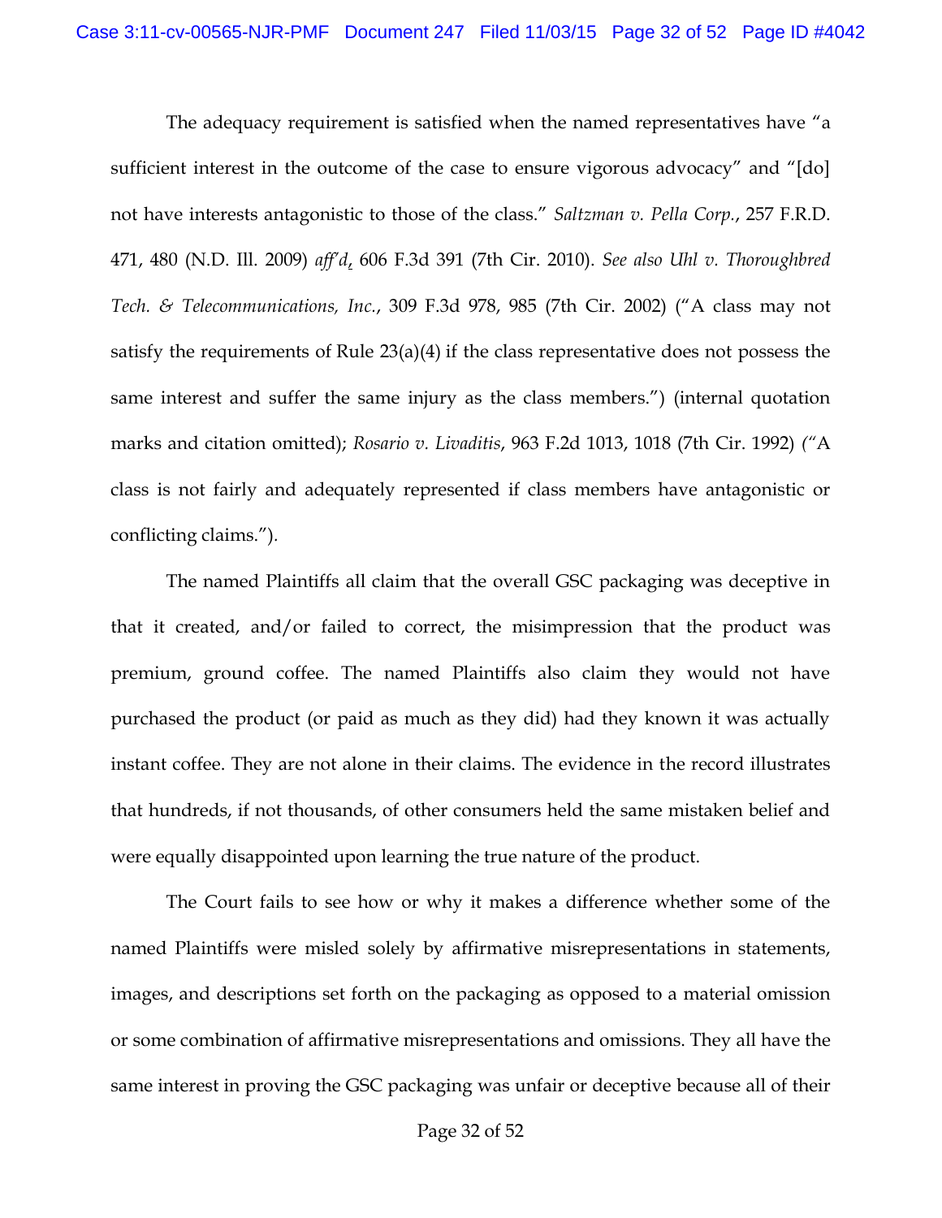The adequacy requirement is satisfied when the named representatives have "a sufficient interest in the outcome of the case to ensure vigorous advocacy" and "[do] not have interests antagonistic to those of the class." *Saltzman v. Pella Corp.*, 257 F.R.D. 471, 480 (N.D. Ill. 2009) *aff'd*, 606 F.3d 391 (7th Cir. 2010). *See also Uhl v. Thoroughbred Tech. & Telecommunications, Inc.*, 309 F.3d 978, 985 (7th Cir. 2002) ("A class may not satisfy the requirements of Rule 23(a)(4) if the class representative does not possess the same interest and suffer the same injury as the class members.") (internal quotation marks and citation omitted); *Rosario v. Livaditis*, 963 F.2d 1013, 1018 (7th Cir. 1992) ("A class is not fairly and adequately represented if class members have antagonistic or conflicting claims.").

The named Plaintiffs all claim that the overall GSC packaging was deceptive in that it created, and/or failed to correct, the misimpression that the product was premium, ground coffee. The named Plaintiffs also claim they would not have purchased the product (or paid as much as they did) had they known it was actually instant coffee. They are not alone in their claims. The evidence in the record illustrates that hundreds, if not thousands, of other consumers held the same mistaken belief and were equally disappointed upon learning the true nature of the product.

The Court fails to see how or why it makes a difference whether some of the named Plaintiffs were misled solely by affirmative misrepresentations in statements, images, and descriptions set forth on the packaging as opposed to a material omission or some combination of affirmative misrepresentations and omissions. They all have the same interest in proving the GSC packaging was unfair or deceptive because all of their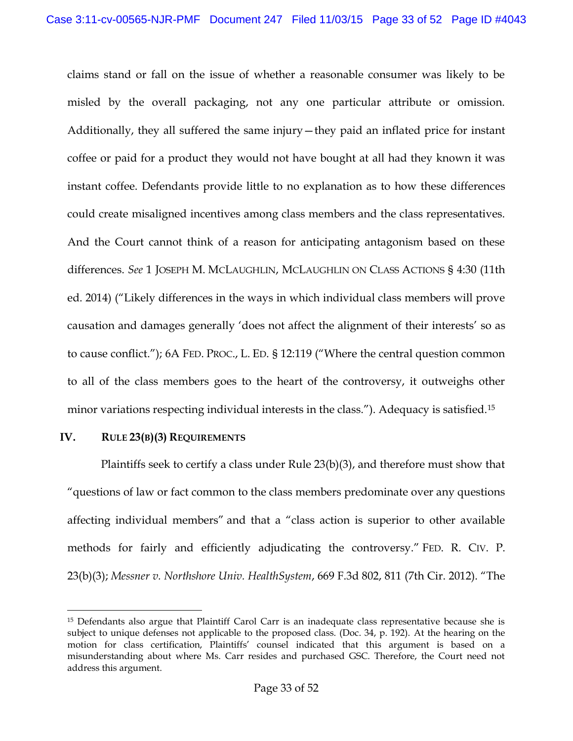claims stand or fall on the issue of whether a reasonable consumer was likely to be misled by the overall packaging, not any one particular attribute or omission. Additionally, they all suffered the same injury—they paid an inflated price for instant coffee or paid for a product they would not have bought at all had they known it was instant coffee. Defendants provide little to no explanation as to how these differences could create misaligned incentives among class members and the class representatives. And the Court cannot think of a reason for anticipating antagonism based on these differences. *See* 1 JOSEPH M. MCLAUGHLIN, MCLAUGHLIN ON CLASS ACTIONS § 4:30 (11th ed. 2014) ("Likely differences in the ways in which individual class members will prove causation and damages generally 'does not affect the alignment of their interests' so as to cause conflict."); 6A FED. PROC., L. ED. § 12:119 ("Where the central question common to all of the class members goes to the heart of the controversy, it outweighs other minor variations respecting individual interests in the class."). Adequacy is satisfied.[15]

## IV. RULE 23(B)(3) REQUIREMENTS

Plaintiffs seek to certify a class under Rule 23(b)(3), and therefore must show that "questions of law or fact common to the class members predominate over any questions affecting individual members" and that a "class action is superior to other available methods for fairly and efficiently adjudicating the controversy." FED. R. CIV. P. 23(b)(3); *Messner v. Northshore Univ. HealthSystem*, 669 F.3d 802, 811 (7th Cir. 2012). "The

---

[15] Defendants also argue that Plaintiff Carol Carr is an inadequate class representative because she is subject to unique defenses not applicable to the proposed class. (Doc. 34, p. 192). At the hearing on the motion for class certification, Plaintiffs' counsel indicated that this argument is based on a misunderstanding about where Ms. Carr resides and purchased GSC. Therefore, the Court need not address this argument.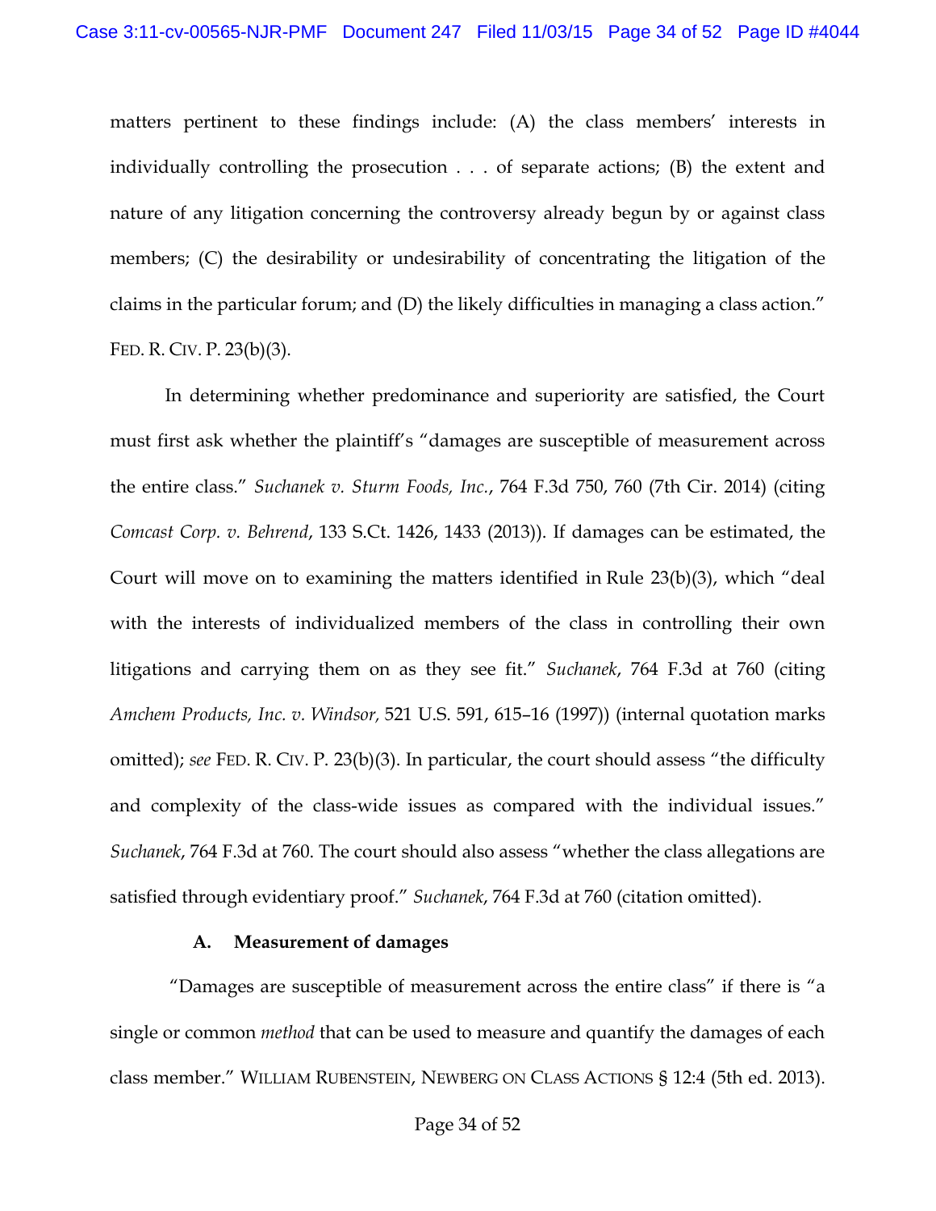matters pertinent to these findings include: (A) the class members' interests in individually controlling the prosecution . . . of separate actions; (B) the extent and nature of any litigation concerning the controversy already begun by or against class members; (C) the desirability or undesirability of concentrating the litigation of the claims in the particular forum; and (D) the likely difficulties in managing a class action." FED. R. CIV. P. 23(b)(3).

In determining whether predominance and superiority are satisfied, the Court must first ask whether the plaintiff's "damages are susceptible of measurement across the entire class." *Suchanek v. Sturm Foods, Inc.*, 764 F.3d 750, 760 (7th Cir. 2014) (citing *Comcast Corp. v. Behrend*, 133 S.Ct. 1426, 1433 (2013)). If damages can be estimated, the Court will move on to examining the matters identified in Rule 23(b)(3), which "deal with the interests of individualized members of the class in controlling their own litigations and carrying them on as they see fit." *Suchanek*, 764 F.3d at 760 (citing *Amchem Products, Inc. v. Windsor,* 521 U.S. 591, 615–16 (1997)) (internal quotation marks omitted); *see* FED. R. CIV. P. 23(b)(3). In particular, the court should assess "the difficulty and complexity of the class-wide issues as compared with the individual issues." *Suchanek*, 764 F.3d at 760. The court should also assess "whether the class allegations are satisfied through evidentiary proof." *Suchanek*, 764 F.3d at 760 (citation omitted).

**A. Measurement of damages**

"Damages are susceptible of measurement across the entire class" if there is "a single or common *method* that can be used to measure and quantify the damages of each class member." WILLIAM RUBENSTEIN, NEWBERG ON CLASS ACTIONS § 12:4 (5th ed. 2013).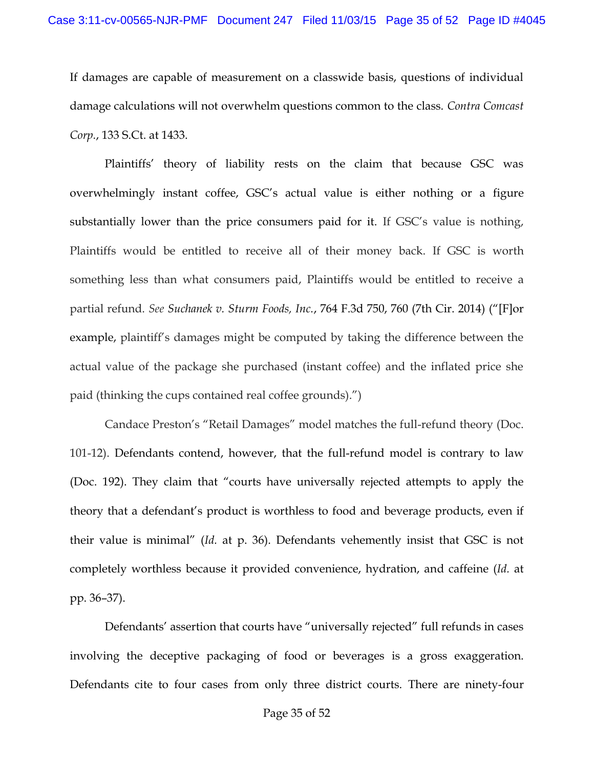If damages are capable of measurement on a classwide basis, questions of individual damage calculations will not overwhelm questions common to the class. *Contra Comcast Corp.*, 133 S.Ct. at 1433.

Plaintiffs' theory of liability rests on the claim that because GSC was overwhelmingly instant coffee, GSC's actual value is either nothing or a figure substantially lower than the price consumers paid for it. If GSC's value is nothing, Plaintiffs would be entitled to receive all of their money back. If GSC is worth something less than what consumers paid, Plaintiffs would be entitled to receive a partial refund. *See Suchanek v. Sturm Foods, Inc.*, 764 F.3d 750, 760 (7th Cir. 2014) ("[F]or example, plaintiff's damages might be computed by taking the difference between the actual value of the package she purchased (instant coffee) and the inflated price she paid (thinking the cups contained real coffee grounds).")

Candace Preston's "Retail Damages" model matches the full-refund theory (Doc. 101-12). Defendants contend, however, that the full-refund model is contrary to law (Doc. 192). They claim that "courts have universally rejected attempts to apply the theory that a defendant's product is worthless to food and beverage products, even if their value is minimal" (*Id.* at p. 36). Defendants vehemently insist that GSC is not completely worthless because it provided convenience, hydration, and caffeine (*Id.* at pp. 36–37).

Defendants' assertion that courts have "universally rejected" full refunds in cases involving the deceptive packaging of food or beverages is a gross exaggeration. Defendants cite to four cases from only three district courts. There are ninety-four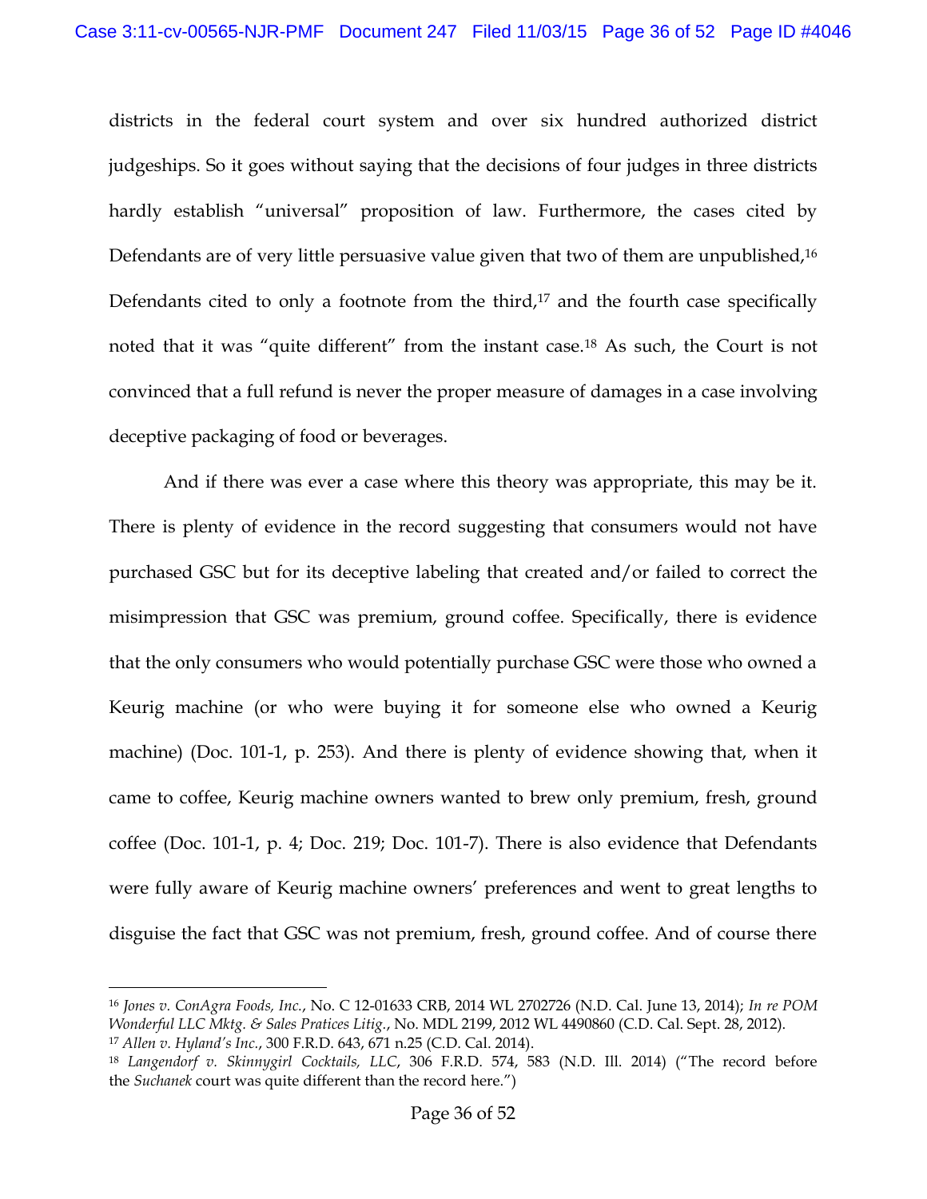districts in the federal court system and over six hundred authorized district judgeships. So it goes without saying that the decisions of four judges in three districts hardly establish "universal" proposition of law. Furthermore, the cases cited by Defendants are of very little persuasive value given that two of them are unpublished,[16] Defendants cited to only a footnote from the third,[17] and the fourth case specifically noted that it was "quite different" from the instant case.[18] As such, the Court is not convinced that a full refund is never the proper measure of damages in a case involving deceptive packaging of food or beverages.

And if there was ever a case where this theory was appropriate, this may be it. There is plenty of evidence in the record suggesting that consumers would not have purchased GSC but for its deceptive labeling that created and/or failed to correct the misimpression that GSC was premium, ground coffee. Specifically, there is evidence that the only consumers who would potentially purchase GSC were those who owned a Keurig machine (or who were buying it for someone else who owned a Keurig machine) (Doc. 101-1, p. 253). And there is plenty of evidence showing that, when it came to coffee, Keurig machine owners wanted to brew only premium, fresh, ground coffee (Doc. 101-1, p. 4; Doc. 219; Doc. 101-7). There is also evidence that Defendants were fully aware of Keurig machine owners' preferences and went to great lengths to disguise the fact that GSC was not premium, fresh, ground coffee. And of course there

---

[16] *Jones v. ConAgra Foods, Inc.*, No. C 12-01633 CRB, 2014 WL 2702726 (N.D. Cal. June 13, 2014); *In re POM Wonderful LLC Mktg. & Sales Pratices Litig.*, No. MDL 2199, 2012 WL 4490860 (C.D. Cal. Sept. 28, 2012).

[17] *Allen v. Hyland's Inc.*, 300 F.R.D. 643, 671 n.25 (C.D. Cal. 2014).

[18] *Langendorf v. Skinnygirl Cocktails, LLC*, 306 F.R.D. 574, 583 (N.D. Ill. 2014) ("The record before the *Suchanek* court was quite different than the record here.")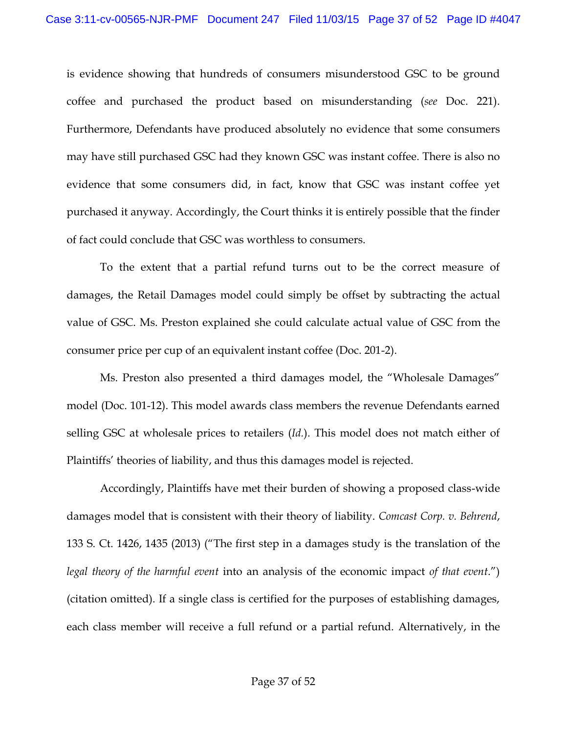is evidence showing that hundreds of consumers misunderstood GSC to be ground coffee and purchased the product based on misunderstanding (*see* Doc. 221). Furthermore, Defendants have produced absolutely no evidence that some consumers may have still purchased GSC had they known GSC was instant coffee. There is also no evidence that some consumers did, in fact, know that GSC was instant coffee yet purchased it anyway. Accordingly, the Court thinks it is entirely possible that the finder of fact could conclude that GSC was worthless to consumers.

To the extent that a partial refund turns out to be the correct measure of damages, the Retail Damages model could simply be offset by subtracting the actual value of GSC. Ms. Preston explained she could calculate actual value of GSC from the consumer price per cup of an equivalent instant coffee (Doc. 201-2).

Ms. Preston also presented a third damages model, the "Wholesale Damages" model (Doc. 101-12). This model awards class members the revenue Defendants earned selling GSC at wholesale prices to retailers (*Id.*). This model does not match either of Plaintiffs' theories of liability, and thus this damages model is rejected.

Accordingly, Plaintiffs have met their burden of showing a proposed class-wide damages model that is consistent with their theory of liability. *Comcast Corp. v. Behrend*, 133 S. Ct. 1426, 1435 (2013) ("The first step in a damages study is the translation of the *legal theory of the harmful event* into an analysis of the economic impact *of that event*.") (citation omitted). If a single class is certified for the purposes of establishing damages, each class member will receive a full refund or a partial refund. Alternatively, in the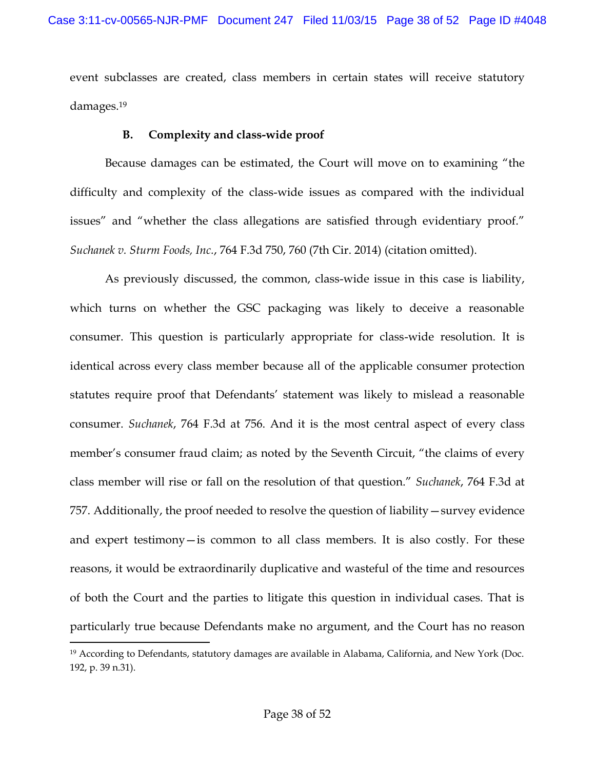event subclasses are created, class members in certain states will receive statutory damages.[19]

### B. Complexity and class-wide proof

Because damages can be estimated, the Court will move on to examining "the difficulty and complexity of the class-wide issues as compared with the individual issues" and "whether the class allegations are satisfied through evidentiary proof." *Suchanek v. Sturm Foods, Inc.*, 764 F.3d 750, 760 (7th Cir. 2014) (citation omitted).

As previously discussed, the common, class-wide issue in this case is liability, which turns on whether the GSC packaging was likely to deceive a reasonable consumer. This question is particularly appropriate for class-wide resolution. It is identical across every class member because all of the applicable consumer protection statutes require proof that Defendants' statement was likely to mislead a reasonable consumer. *Suchanek*, 764 F.3d at 756. And it is the most central aspect of every class member's consumer fraud claim; as noted by the Seventh Circuit, "the claims of every class member will rise or fall on the resolution of that question." *Suchanek*, 764 F.3d at 757. Additionally, the proof needed to resolve the question of liability—survey evidence and expert testimony—is common to all class members. It is also costly. For these reasons, it would be extraordinarily duplicative and wasteful of the time and resources of both the Court and the parties to litigate this question in individual cases. That is particularly true because Defendants make no argument, and the Court has no reason

---

[19] According to Defendants, statutory damages are available in Alabama, California, and New York (Doc. 192, p. 39 n.31).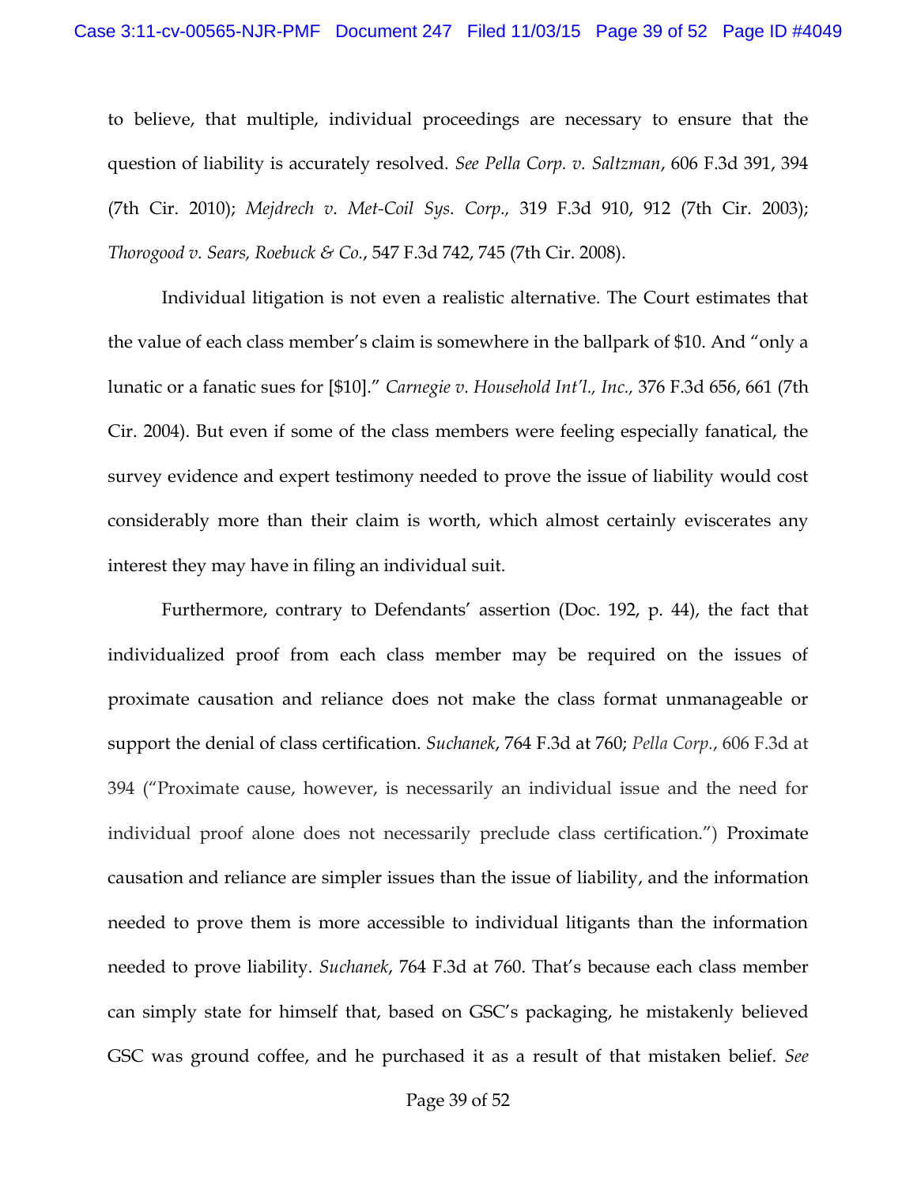to believe, that multiple, individual proceedings are necessary to ensure that the question of liability is accurately resolved. *See Pella Corp. v. Saltzman*, 606 F.3d 391, 394 (7th Cir. 2010); *Mejdrech v. Met-Coil Sys. Corp.,* 319 F.3d 910, 912 (7th Cir. 2003); *Thorogood v. Sears, Roebuck & Co.*, 547 F.3d 742, 745 (7th Cir. 2008).

Individual litigation is not even a realistic alternative. The Court estimates that the value of each class member's claim is somewhere in the ballpark of $10. And "only a lunatic or a fanatic sues for [$10]." *Carnegie v. Household Int'l., Inc.,* 376 F.3d 656, 661 (7th Cir. 2004). But even if some of the class members were feeling especially fanatical, the survey evidence and expert testimony needed to prove the issue of liability would cost considerably more than their claim is worth, which almost certainly eviscerates any interest they may have in filing an individual suit.

Furthermore, contrary to Defendants' assertion (Doc. 192, p. 44), the fact that individualized proof from each class member may be required on the issues of proximate causation and reliance does not make the class format unmanageable or support the denial of class certification. *Suchanek*, 764 F.3d at 760; *Pella Corp.*, 606 F.3d at 394 ("Proximate cause, however, is necessarily an individual issue and the need for individual proof alone does not necessarily preclude class certification.") Proximate causation and reliance are simpler issues than the issue of liability, and the information needed to prove them is more accessible to individual litigants than the information needed to prove liability. *Suchanek*, 764 F.3d at 760. That's because each class member can simply state for himself that, based on GSC's packaging, he mistakenly believed GSC was ground coffee, and he purchased it as a result of that mistaken belief. *See*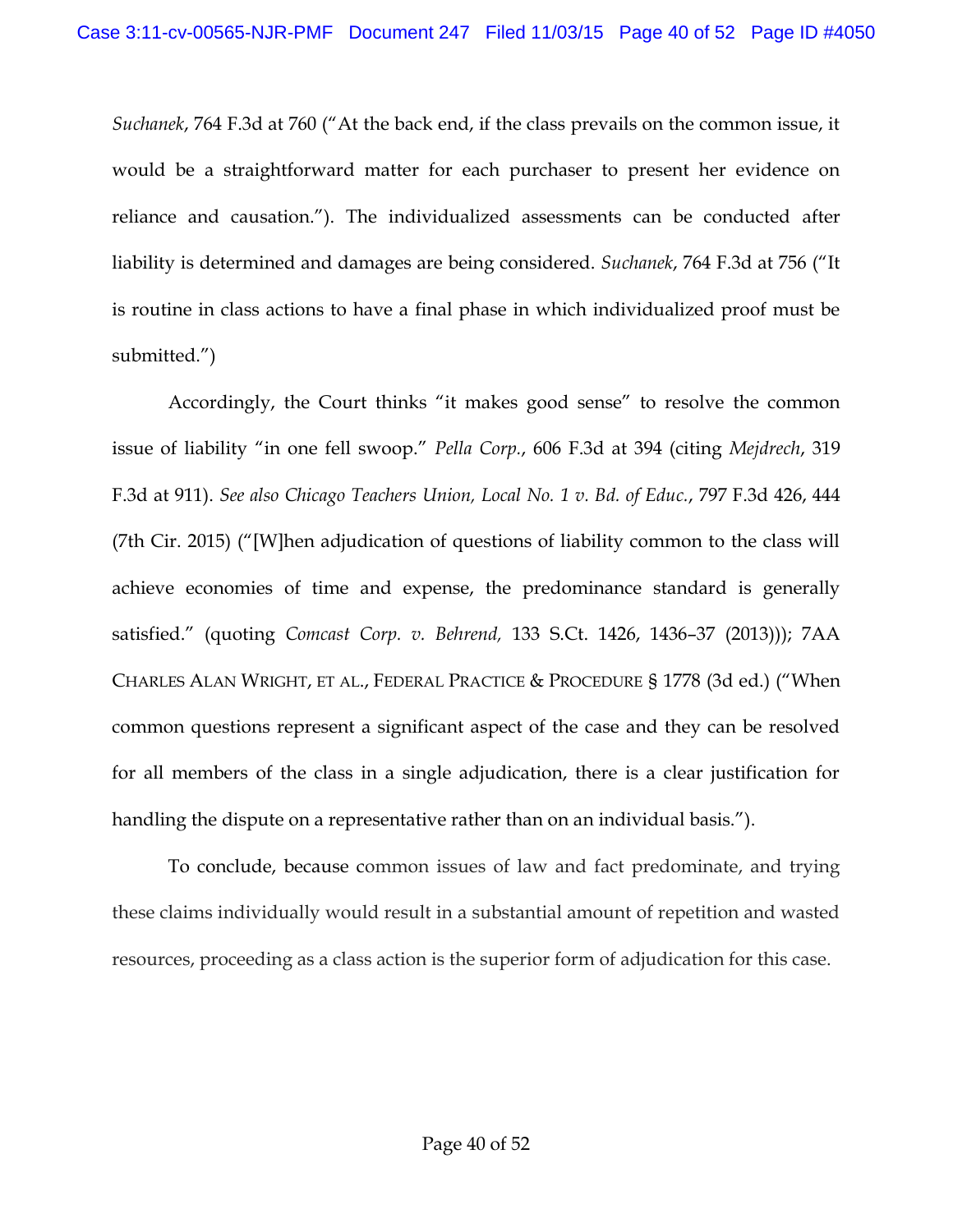*Suchanek*, 764 F.3d at 760 ("At the back end, if the class prevails on the common issue, it would be a straightforward matter for each purchaser to present her evidence on reliance and causation."). The individualized assessments can be conducted after liability is determined and damages are being considered. *Suchanek*, 764 F.3d at 756 ("It is routine in class actions to have a final phase in which individualized proof must be submitted.")

Accordingly, the Court thinks "it makes good sense" to resolve the common issue of liability "in one fell swoop." *Pella Corp.*, 606 F.3d at 394 (citing *Mejdrech*, 319 F.3d at 911). *See also Chicago Teachers Union, Local No. 1 v. Bd. of Educ.*, 797 F.3d 426, 444 (7th Cir. 2015) ("[W]hen adjudication of questions of liability common to the class will achieve economies of time and expense, the predominance standard is generally satisfied." (quoting *Comcast Corp. v. Behrend,* 133 S.Ct. 1426, 1436–37 (2013))); 7AA CHARLES ALAN WRIGHT, ET AL., FEDERAL PRACTICE & PROCEDURE § 1778 (3d ed.) ("When common questions represent a significant aspect of the case and they can be resolved for all members of the class in a single adjudication, there is a clear justification for handling the dispute on a representative rather than on an individual basis.").

To conclude, because common issues of law and fact predominate, and trying these claims individually would result in a substantial amount of repetition and wasted resources, proceeding as a class action is the superior form of adjudication for this case.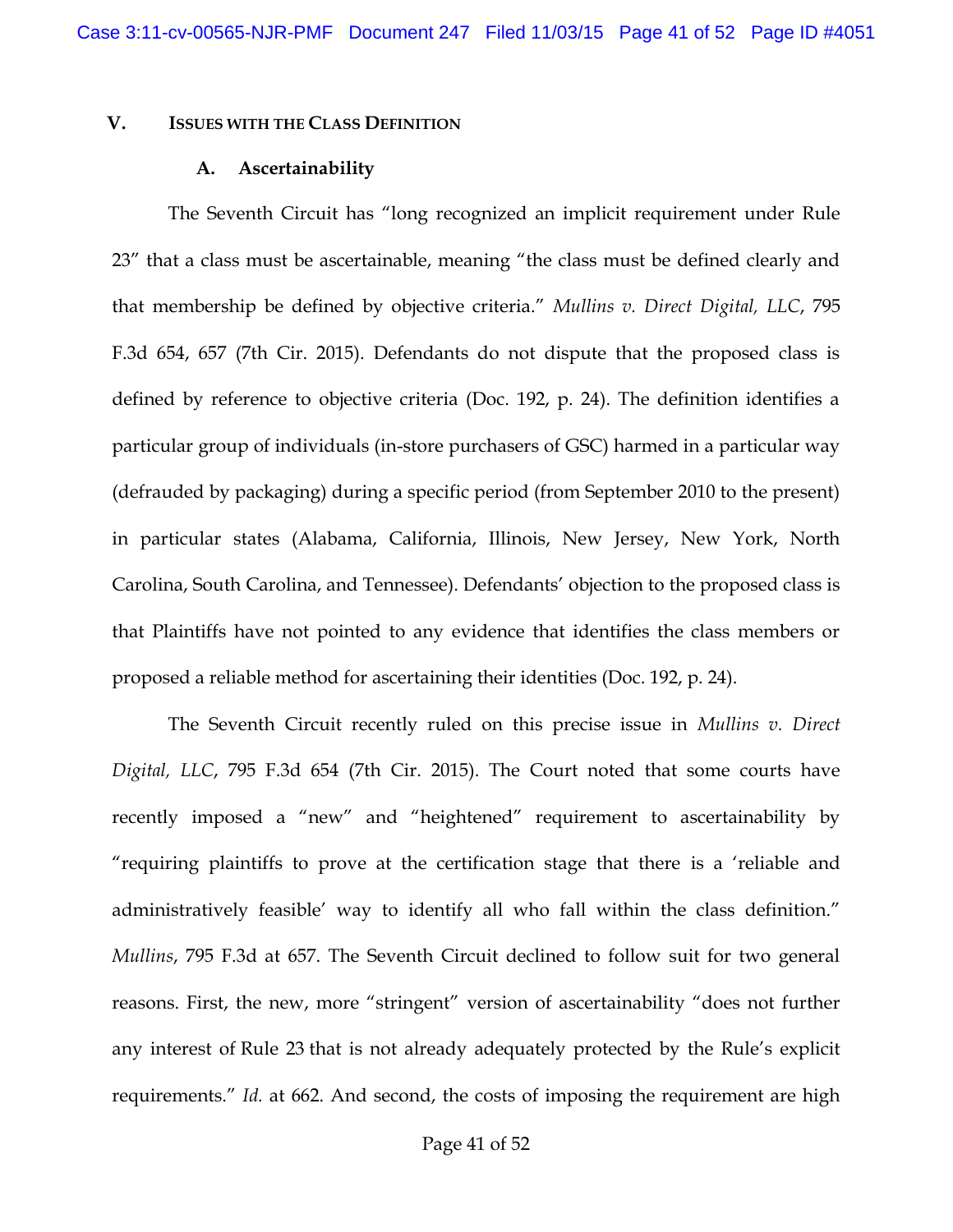## V. ISSUES WITH THE CLASS DEFINITION

### A. Ascertainability

The Seventh Circuit has "long recognized an implicit requirement under Rule 23" that a class must be ascertainable, meaning "the class must be defined clearly and that membership be defined by objective criteria." *Mullins v. Direct Digital, LLC*, 795 F.3d 654, 657 (7th Cir. 2015). Defendants do not dispute that the proposed class is defined by reference to objective criteria (Doc. 192, p. 24). The definition identifies a particular group of individuals (in-store purchasers of GSC) harmed in a particular way (defrauded by packaging) during a specific period (from September 2010 to the present) in particular states (Alabama, California, Illinois, New Jersey, New York, North Carolina, South Carolina, and Tennessee). Defendants' objection to the proposed class is that Plaintiffs have not pointed to any evidence that identifies the class members or proposed a reliable method for ascertaining their identities (Doc. 192, p. 24).

The Seventh Circuit recently ruled on this precise issue in *Mullins v. Direct Digital, LLC*, 795 F.3d 654 (7th Cir. 2015). The Court noted that some courts have recently imposed a "new" and "heightened" requirement to ascertainability by "requiring plaintiffs to prove at the certification stage that there is a 'reliable and administratively feasible' way to identify all who fall within the class definition." *Mullins*, 795 F.3d at 657. The Seventh Circuit declined to follow suit for two general reasons. First, the new, more "stringent" version of ascertainability "does not further any interest of Rule 23 that is not already adequately protected by the Rule's explicit requirements." *Id.* at 662. And second, the costs of imposing the requirement are high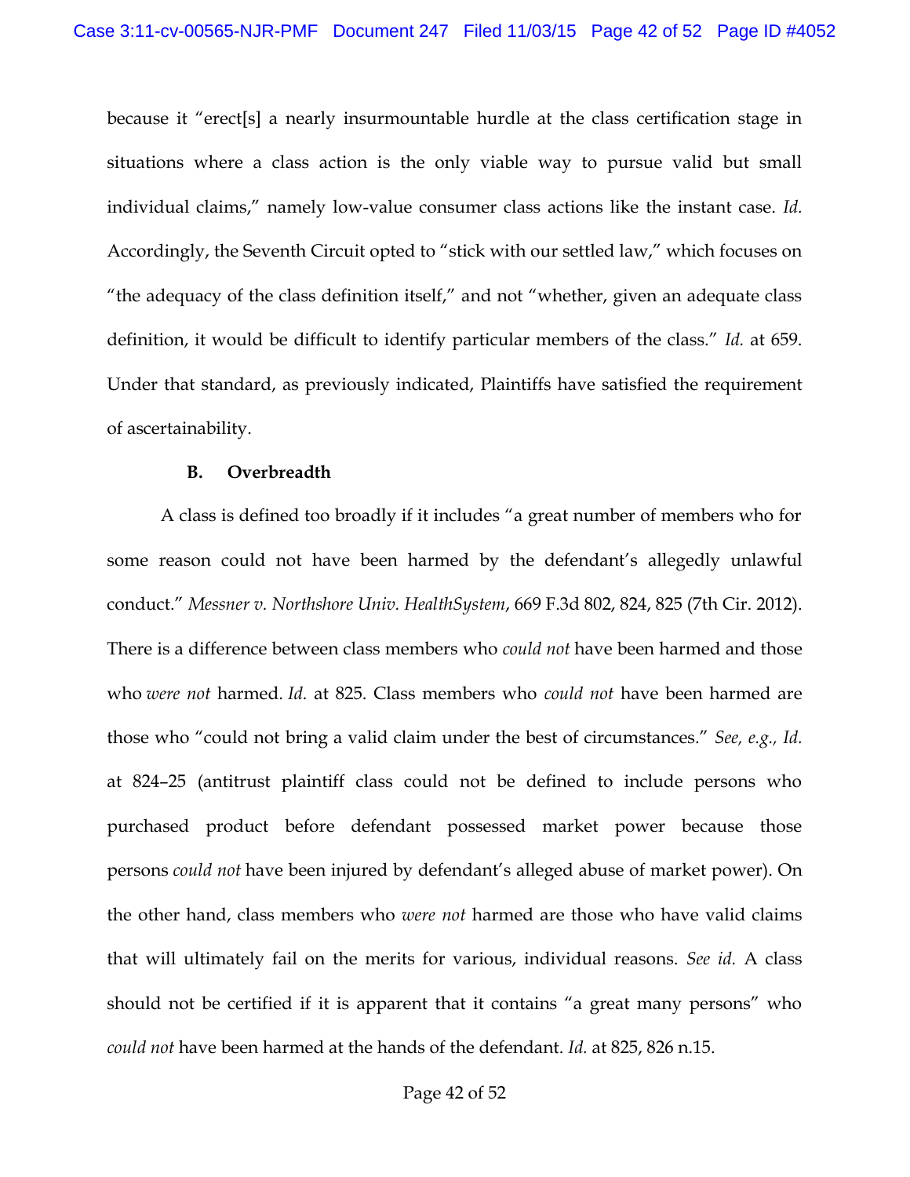because it "erect[s] a nearly insurmountable hurdle at the class certification stage in situations where a class action is the only viable way to pursue valid but small individual claims," namely low-value consumer class actions like the instant case. *Id.* Accordingly, the Seventh Circuit opted to "stick with our settled law," which focuses on "the adequacy of the class definition itself," and not "whether, given an adequate class definition, it would be difficult to identify particular members of the class." *Id.* at 659. Under that standard, as previously indicated, Plaintiffs have satisfied the requirement of ascertainability.

**B. Overbreadth**

A class is defined too broadly if it includes "a great number of members who for some reason could not have been harmed by the defendant's allegedly unlawful conduct." *Messner v. Northshore Univ. HealthSystem*, 669 F.3d 802, 824, 825 (7th Cir. 2012). There is a difference between class members who *could not* have been harmed and those who *were not* harmed. *Id.* at 825. Class members who *could not* have been harmed are those who "could not bring a valid claim under the best of circumstances." *See, e.g., Id.* at 824–25 (antitrust plaintiff class could not be defined to include persons who purchased product before defendant possessed market power because those persons *could not* have been injured by defendant's alleged abuse of market power). On the other hand, class members who *were not* harmed are those who have valid claims that will ultimately fail on the merits for various, individual reasons. *See id.* A class should not be certified if it is apparent that it contains "a great many persons" who *could not* have been harmed at the hands of the defendant. *Id.* at 825, 826 n.15.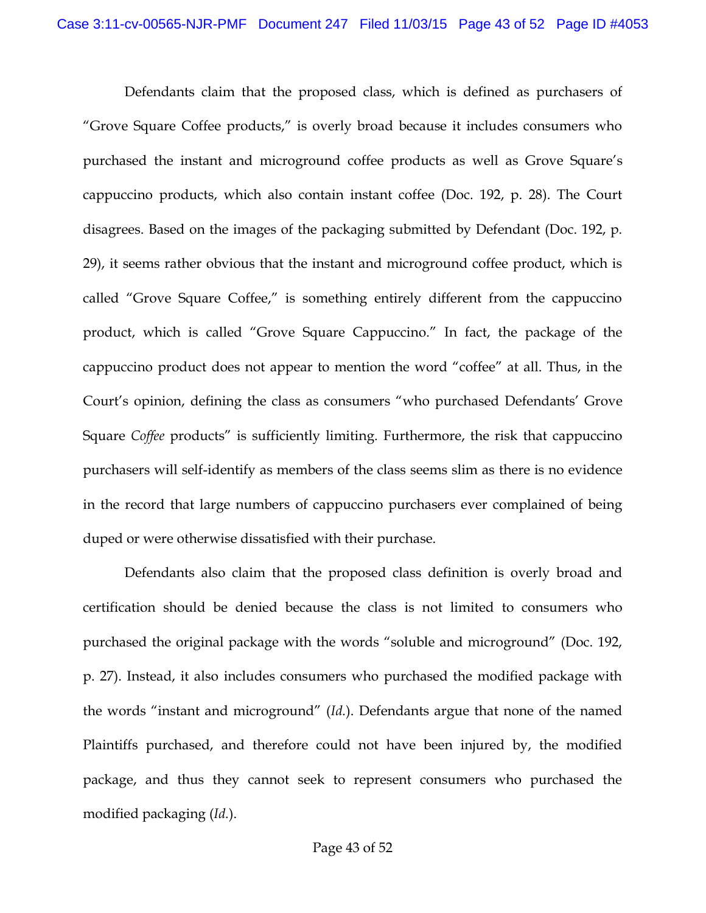Defendants claim that the proposed class, which is defined as purchasers of "Grove Square Coffee products," is overly broad because it includes consumers who purchased the instant and microground coffee products as well as Grove Square's cappuccino products, which also contain instant coffee (Doc. 192, p. 28). The Court disagrees. Based on the images of the packaging submitted by Defendant (Doc. 192, p. 29), it seems rather obvious that the instant and microground coffee product, which is called "Grove Square Coffee," is something entirely different from the cappuccino product, which is called "Grove Square Cappuccino." In fact, the package of the cappuccino product does not appear to mention the word "coffee" at all. Thus, in the Court's opinion, defining the class as consumers "who purchased Defendants' Grove Square *Coffee* products" is sufficiently limiting. Furthermore, the risk that cappuccino purchasers will self-identify as members of the class seems slim as there is no evidence in the record that large numbers of cappuccino purchasers ever complained of being duped or were otherwise dissatisfied with their purchase.

Defendants also claim that the proposed class definition is overly broad and certification should be denied because the class is not limited to consumers who purchased the original package with the words "soluble and microground" (Doc. 192, p. 27). Instead, it also includes consumers who purchased the modified package with the words "instant and microground" (*Id.*). Defendants argue that none of the named Plaintiffs purchased, and therefore could not have been injured by, the modified package, and thus they cannot seek to represent consumers who purchased the modified packaging (*Id.*).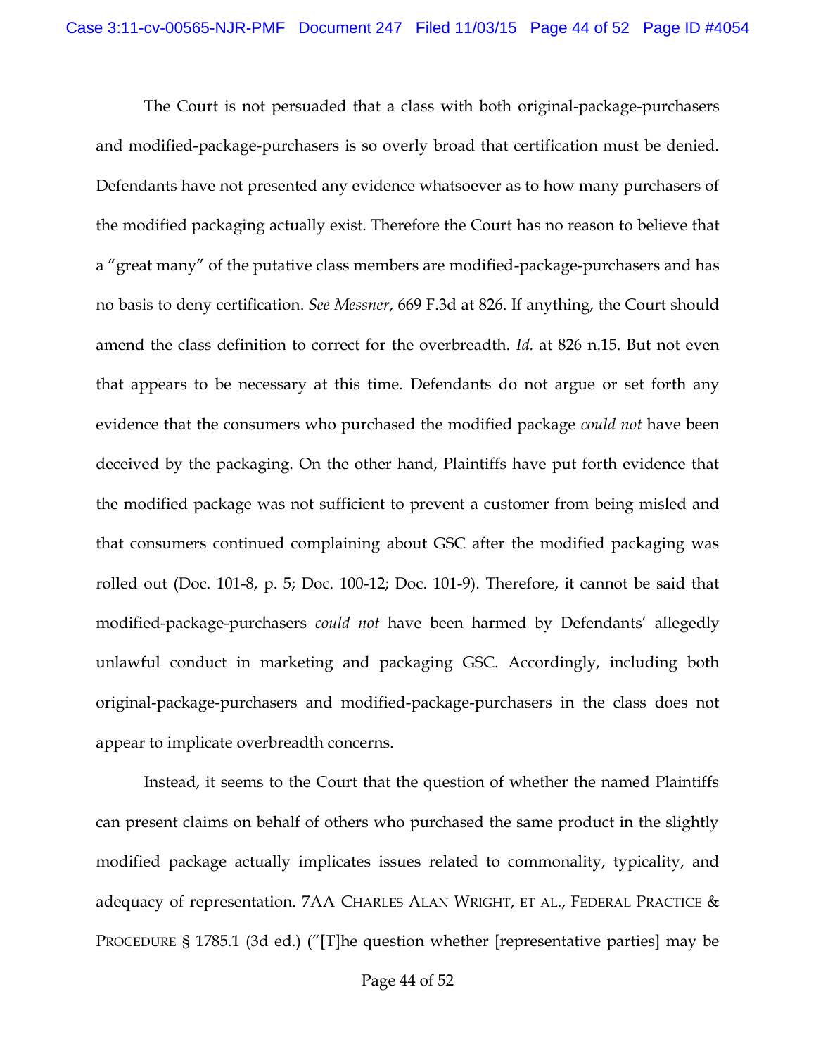The Court is not persuaded that a class with both original-package-purchasers and modified-package-purchasers is so overly broad that certification must be denied. Defendants have not presented any evidence whatsoever as to how many purchasers of the modified packaging actually exist. Therefore the Court has no reason to believe that a "great many" of the putative class members are modified-package-purchasers and has no basis to deny certification. *See Messner*, 669 F.3d at 826. If anything, the Court should amend the class definition to correct for the overbreadth. *Id.* at 826 n.15. But not even that appears to be necessary at this time. Defendants do not argue or set forth any evidence that the consumers who purchased the modified package *could not* have been deceived by the packaging. On the other hand, Plaintiffs have put forth evidence that the modified package was not sufficient to prevent a customer from being misled and that consumers continued complaining about GSC after the modified packaging was rolled out (Doc. 101-8, p. 5; Doc. 100-12; Doc. 101-9). Therefore, it cannot be said that modified-package-purchasers *could not* have been harmed by Defendants' allegedly unlawful conduct in marketing and packaging GSC. Accordingly, including both original-package-purchasers and modified-package-purchasers in the class does not appear to implicate overbreadth concerns.

Instead, it seems to the Court that the question of whether the named Plaintiffs can present claims on behalf of others who purchased the same product in the slightly modified package actually implicates issues related to commonality, typicality, and adequacy of representation. 7AA CHARLES ALAN WRIGHT, ET AL., FEDERAL PRACTICE & PROCEDURE § 1785.1 (3d ed.) ("[T]he question whether [representative parties] may be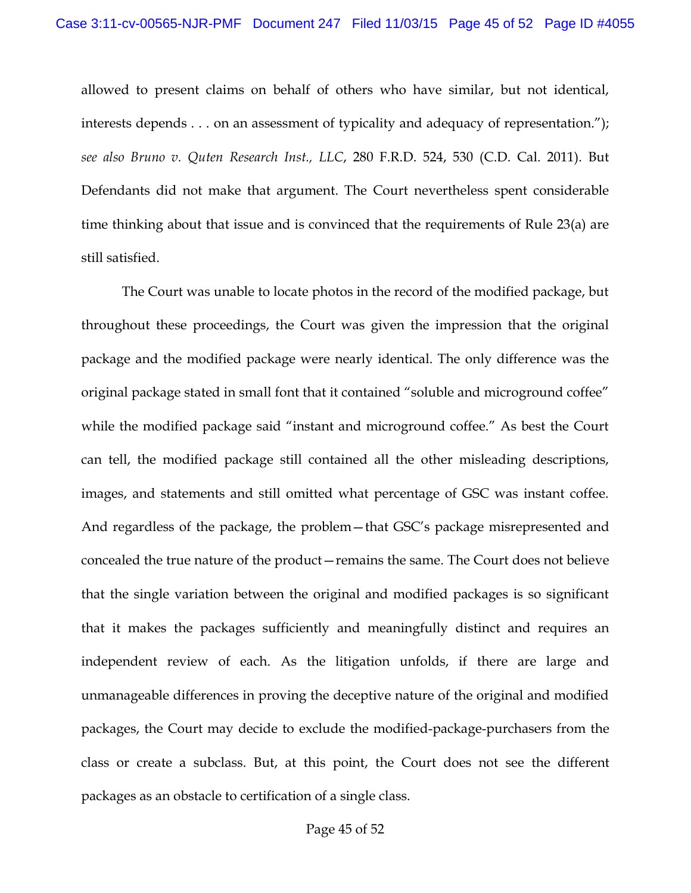allowed to present claims on behalf of others who have similar, but not identical, interests depends . . . on an assessment of typicality and adequacy of representation."); *see also Bruno v. Quten Research Inst., LLC*, 280 F.R.D. 524, 530 (C.D. Cal. 2011). But Defendants did not make that argument. The Court nevertheless spent considerable time thinking about that issue and is convinced that the requirements of Rule 23(a) are still satisfied.

The Court was unable to locate photos in the record of the modified package, but throughout these proceedings, the Court was given the impression that the original package and the modified package were nearly identical. The only difference was the original package stated in small font that it contained "soluble and microground coffee" while the modified package said "instant and microground coffee." As best the Court can tell, the modified package still contained all the other misleading descriptions, images, and statements and still omitted what percentage of GSC was instant coffee. And regardless of the package, the problem—that GSC's package misrepresented and concealed the true nature of the product—remains the same. The Court does not believe that the single variation between the original and modified packages is so significant that it makes the packages sufficiently and meaningfully distinct and requires an independent review of each. As the litigation unfolds, if there are large and unmanageable differences in proving the deceptive nature of the original and modified packages, the Court may decide to exclude the modified-package-purchasers from the class or create a subclass. But, at this point, the Court does not see the different packages as an obstacle to certification of a single class.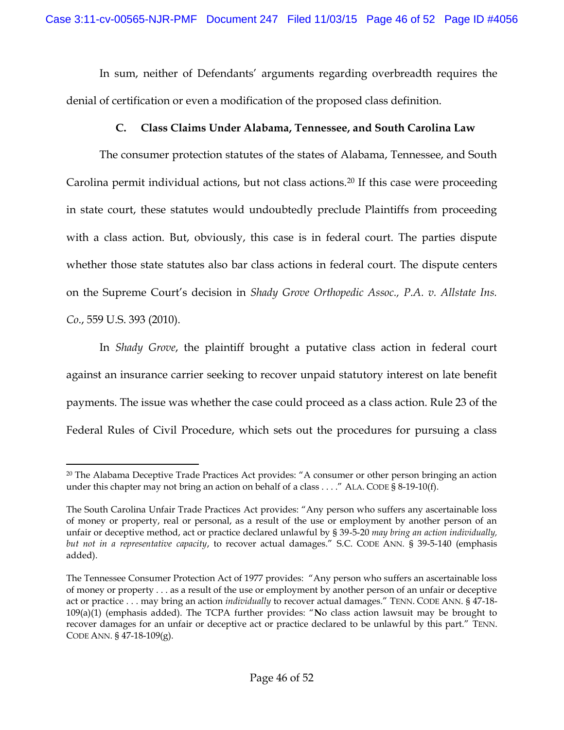In sum, neither of Defendants' arguments regarding overbreadth requires the denial of certification or even a modification of the proposed class definition.

### C. Class Claims Under Alabama, Tennessee, and South Carolina Law

The consumer protection statutes of the states of Alabama, Tennessee, and South Carolina permit individual actions, but not class actions.[20] If this case were proceeding in state court, these statutes would undoubtedly preclude Plaintiffs from proceeding with a class action. But, obviously, this case is in federal court. The parties dispute whether those state statutes also bar class actions in federal court. The dispute centers on the Supreme Court's decision in *Shady Grove Orthopedic Assoc., P.A. v. Allstate Ins. Co.*, 559 U.S. 393 (2010).

In *Shady Grove*, the plaintiff brought a putative class action in federal court against an insurance carrier seeking to recover unpaid statutory interest on late benefit payments. The issue was whether the case could proceed as a class action. Rule 23 of the Federal Rules of Civil Procedure, which sets out the procedures for pursuing a class

---

[20] The Alabama Deceptive Trade Practices Act provides: "A consumer or other person bringing an action under this chapter may not bring an action on behalf of a class . . . ." ALA. CODE § 8-19-10(f).

The South Carolina Unfair Trade Practices Act provides: "Any person who suffers any ascertainable loss of money or property, real or personal, as a result of the use or employment by another person of an unfair or deceptive method, act or practice declared unlawful by § 39-5-20 *may bring an action individually, but not in a representative capacity*, to recover actual damages." S.C. CODE ANN. § 39-5-140 (emphasis added).

The Tennessee Consumer Protection Act of 1977 provides: "Any person who suffers an ascertainable loss of money or property . . . as a result of the use or employment by another person of an unfair or deceptive act or practice . . . may bring an action *individually* to recover actual damages." TENN. CODE ANN. § 47-18-109(a)(1) (emphasis added). The TCPA further provides: "No class action lawsuit may be brought to recover damages for an unfair or deceptive act or practice declared to be unlawful by this part." TENN. CODE ANN. § 47-18-109(g).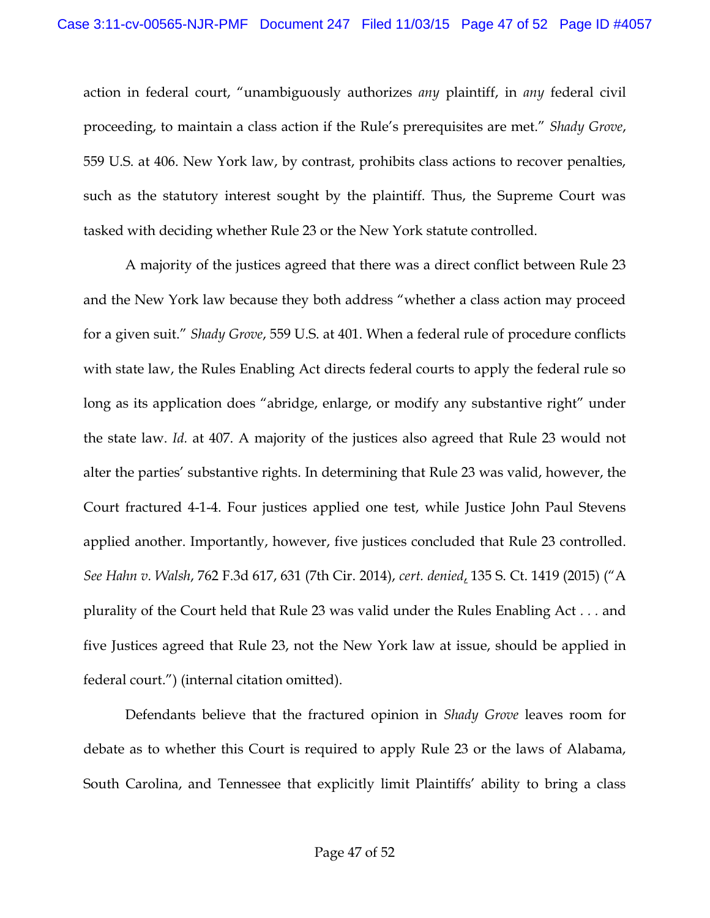action in federal court, "unambiguously authorizes *any* plaintiff, in *any* federal civil proceeding, to maintain a class action if the Rule's prerequisites are met." *Shady Grove*, 559 U.S. at 406. New York law, by contrast, prohibits class actions to recover penalties, such as the statutory interest sought by the plaintiff. Thus, the Supreme Court was tasked with deciding whether Rule 23 or the New York statute controlled.

A majority of the justices agreed that there was a direct conflict between Rule 23 and the New York law because they both address "whether a class action may proceed for a given suit." *Shady Grove*, 559 U.S. at 401. When a federal rule of procedure conflicts with state law, the Rules Enabling Act directs federal courts to apply the federal rule so long as its application does "abridge, enlarge, or modify any substantive right" under the state law. *Id.* at 407. A majority of the justices also agreed that Rule 23 would not alter the parties' substantive rights. In determining that Rule 23 was valid, however, the Court fractured 4-1-4. Four justices applied one test, while Justice John Paul Stevens applied another. Importantly, however, five justices concluded that Rule 23 controlled. *See Hahn v. Walsh*, 762 F.3d 617, 631 (7th Cir. 2014), *cert. denied*, 135 S. Ct. 1419 (2015) ("A plurality of the Court held that Rule 23 was valid under the Rules Enabling Act . . . and five Justices agreed that Rule 23, not the New York law at issue, should be applied in federal court.") (internal citation omitted).

Defendants believe that the fractured opinion in *Shady Grove* leaves room for debate as to whether this Court is required to apply Rule 23 or the laws of Alabama, South Carolina, and Tennessee that explicitly limit Plaintiffs' ability to bring a class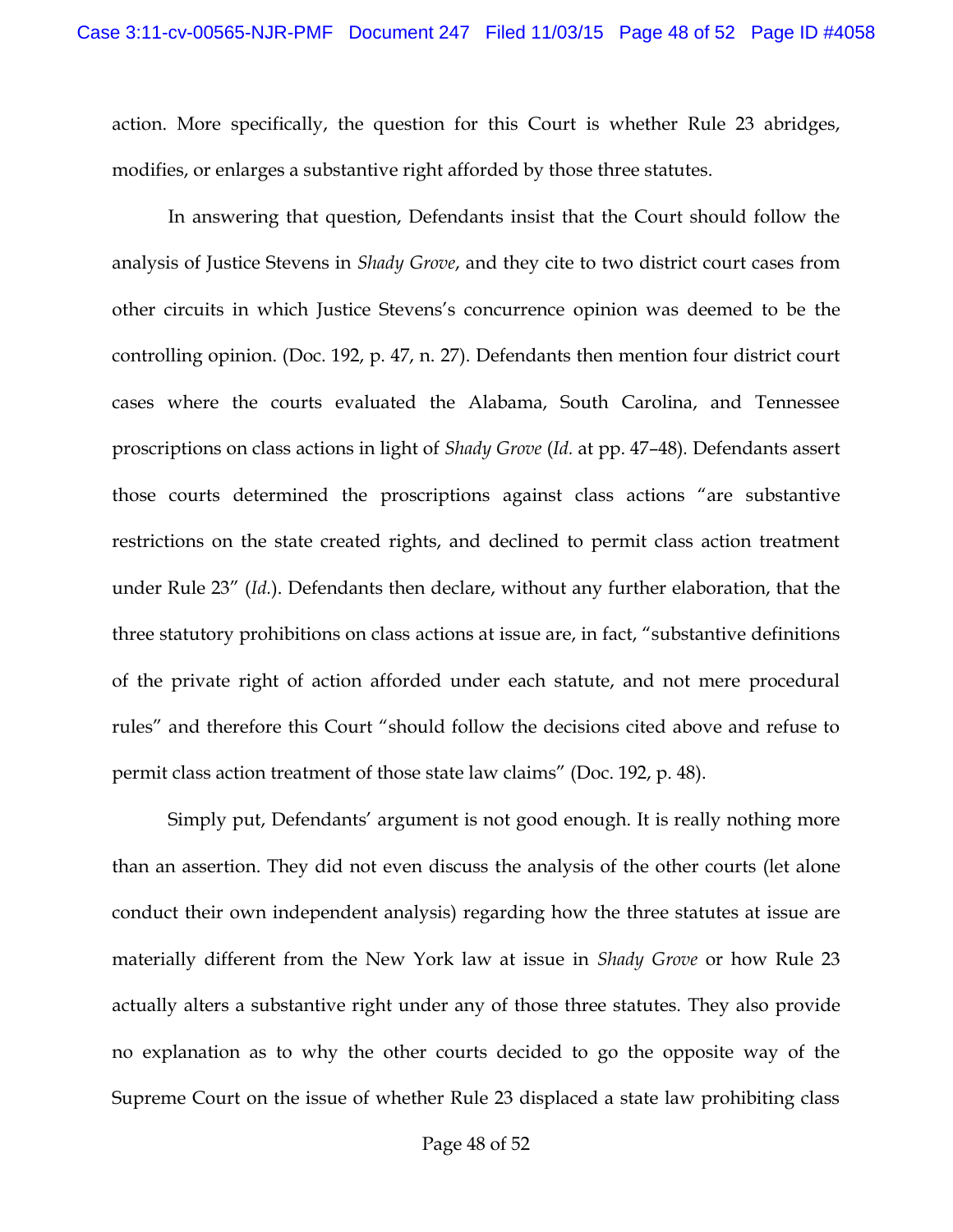action. More specifically, the question for this Court is whether Rule 23 abridges, modifies, or enlarges a substantive right afforded by those three statutes.

In answering that question, Defendants insist that the Court should follow the analysis of Justice Stevens in *Shady Grove*, and they cite to two district court cases from other circuits in which Justice Stevens's concurrence opinion was deemed to be the controlling opinion. (Doc. 192, p. 47, n. 27). Defendants then mention four district court cases where the courts evaluated the Alabama, South Carolina, and Tennessee proscriptions on class actions in light of *Shady Grove* (*Id.* at pp. 47–48). Defendants assert those courts determined the proscriptions against class actions "are substantive restrictions on the state created rights, and declined to permit class action treatment under Rule 23" (*Id.*). Defendants then declare, without any further elaboration, that the three statutory prohibitions on class actions at issue are, in fact, "substantive definitions of the private right of action afforded under each statute, and not mere procedural rules" and therefore this Court "should follow the decisions cited above and refuse to permit class action treatment of those state law claims" (Doc. 192, p. 48).

Simply put, Defendants' argument is not good enough. It is really nothing more than an assertion. They did not even discuss the analysis of the other courts (let alone conduct their own independent analysis) regarding how the three statutes at issue are materially different from the New York law at issue in *Shady Grove* or how Rule 23 actually alters a substantive right under any of those three statutes. They also provide no explanation as to why the other courts decided to go the opposite way of the Supreme Court on the issue of whether Rule 23 displaced a state law prohibiting class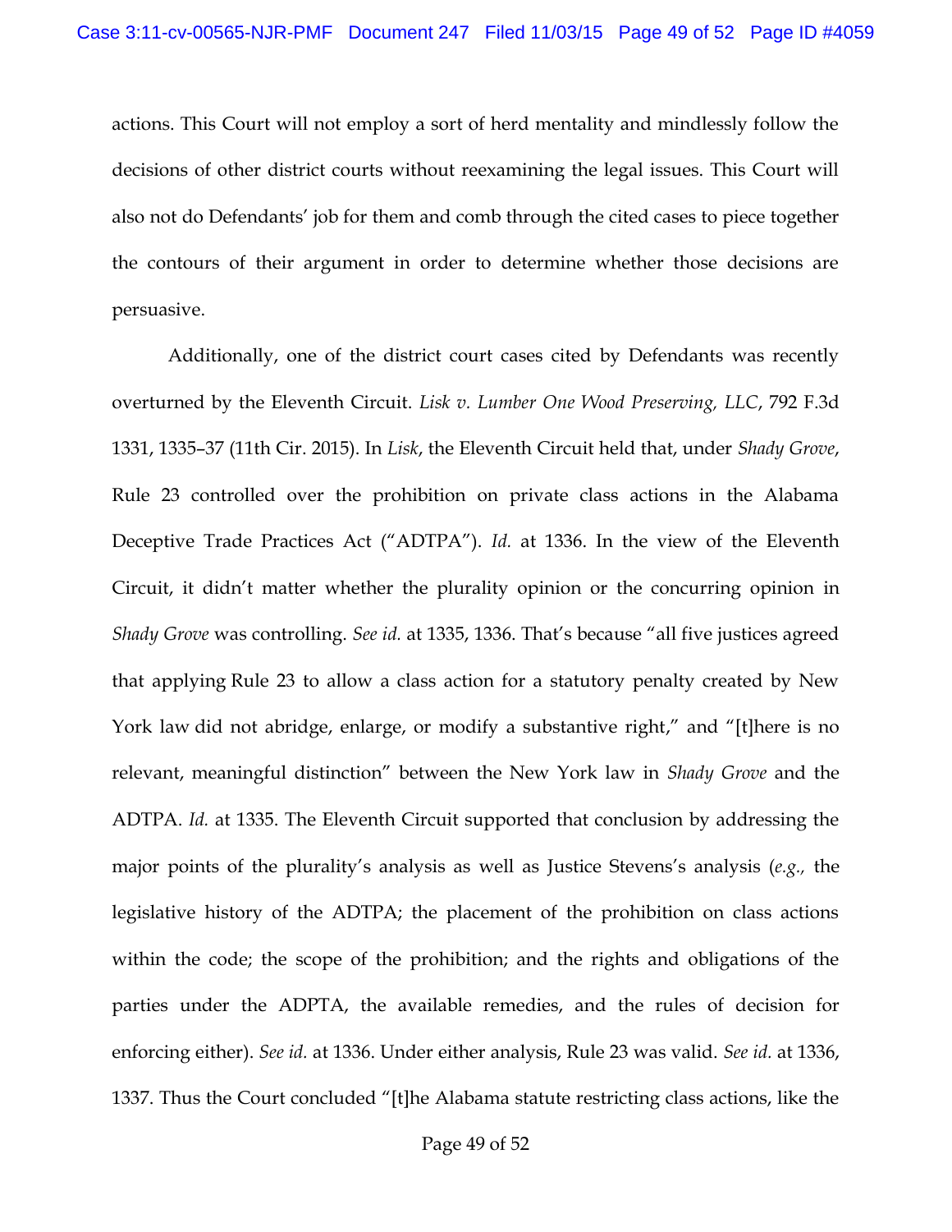actions. This Court will not employ a sort of herd mentality and mindlessly follow the decisions of other district courts without reexamining the legal issues. This Court will also not do Defendants' job for them and comb through the cited cases to piece together the contours of their argument in order to determine whether those decisions are persuasive.

Additionally, one of the district court cases cited by Defendants was recently overturned by the Eleventh Circuit. *Lisk v. Lumber One Wood Preserving, LLC*, 792 F.3d 1331, 1335–37 (11th Cir. 2015). In *Lisk*, the Eleventh Circuit held that, under *Shady Grove*, Rule 23 controlled over the prohibition on private class actions in the Alabama Deceptive Trade Practices Act ("ADTPA"). *Id.* at 1336. In the view of the Eleventh Circuit, it didn't matter whether the plurality opinion or the concurring opinion in *Shady Grove* was controlling. *See id.* at 1335, 1336. That's because "all five justices agreed that applying Rule 23 to allow a class action for a statutory penalty created by New York law did not abridge, enlarge, or modify a substantive right," and "[t]here is no relevant, meaningful distinction" between the New York law in *Shady Grove* and the ADTPA. *Id.* at 1335. The Eleventh Circuit supported that conclusion by addressing the major points of the plurality's analysis as well as Justice Stevens's analysis (*e.g.,* the legislative history of the ADTPA; the placement of the prohibition on class actions within the code; the scope of the prohibition; and the rights and obligations of the parties under the ADPTA, the available remedies, and the rules of decision for enforcing either). *See id.* at 1336. Under either analysis, Rule 23 was valid. *See id.* at 1336, 1337. Thus the Court concluded "[t]he Alabama statute restricting class actions, like the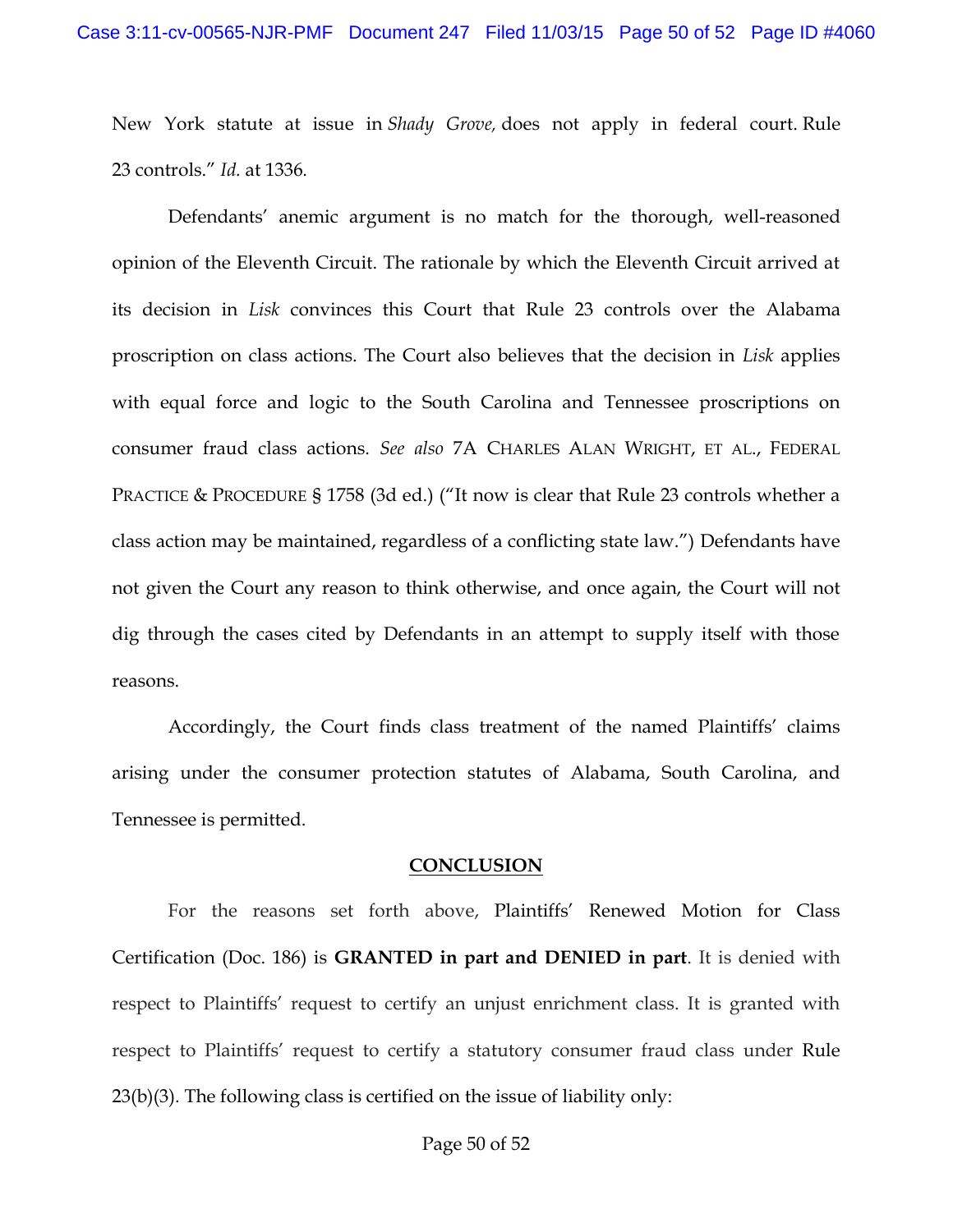New York statute at issue in *Shady Grove,* does not apply in federal court. Rule 23 controls." *Id.* at 1336.

Defendants' anemic argument is no match for the thorough, well-reasoned opinion of the Eleventh Circuit. The rationale by which the Eleventh Circuit arrived at its decision in *Lisk* convinces this Court that Rule 23 controls over the Alabama proscription on class actions. The Court also believes that the decision in *Lisk* applies with equal force and logic to the South Carolina and Tennessee proscriptions on consumer fraud class actions. *See also* 7A CHARLES ALAN WRIGHT, ET AL., FEDERAL PRACTICE & PROCEDURE § 1758 (3d ed.) ("It now is clear that Rule 23 controls whether a class action may be maintained, regardless of a conflicting state law.") Defendants have not given the Court any reason to think otherwise, and once again, the Court will not dig through the cases cited by Defendants in an attempt to supply itself with those reasons.

Accordingly, the Court finds class treatment of the named Plaintiffs' claims arising under the consumer protection statutes of Alabama, South Carolina, and Tennessee is permitted.

## CONCLUSION

For the reasons set forth above, Plaintiffs' Renewed Motion for Class Certification (Doc. 186) is **GRANTED in part and DENIED in part**. It is denied with respect to Plaintiffs' request to certify an unjust enrichment class. It is granted with respect to Plaintiffs' request to certify a statutory consumer fraud class under Rule 23(b)(3). The following class is certified on the issue of liability only: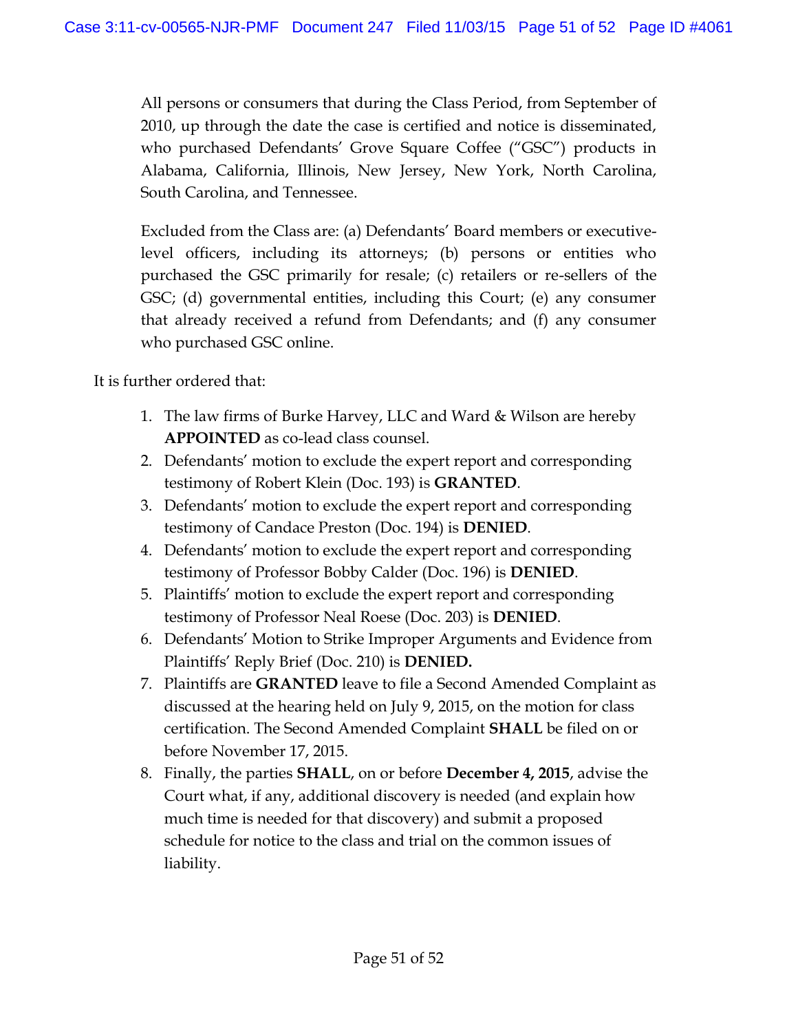All persons or consumers that during the Class Period, from September of 2010, up through the date the case is certified and notice is disseminated, who purchased Defendants' Grove Square Coffee ("GSC") products in Alabama, California, Illinois, New Jersey, New York, North Carolina, South Carolina, and Tennessee.

Excluded from the Class are: (a) Defendants' Board members or executive-level officers, including its attorneys; (b) persons or entities who purchased the GSC primarily for resale; (c) retailers or re-sellers of the GSC; (d) governmental entities, including this Court; (e) any consumer that already received a refund from Defendants; and (f) any consumer who purchased GSC online.

It is further ordered that:

1. The law firms of Burke Harvey, LLC and Ward & Wilson are hereby **APPOINTED** as co-lead class counsel.
2. Defendants' motion to exclude the expert report and corresponding testimony of Robert Klein (Doc. 193) is **GRANTED**.
3. Defendants' motion to exclude the expert report and corresponding testimony of Candace Preston (Doc. 194) is **DENIED**.
4. Defendants' motion to exclude the expert report and corresponding testimony of Professor Bobby Calder (Doc. 196) is **DENIED**.
5. Plaintiffs' motion to exclude the expert report and corresponding testimony of Professor Neal Roese (Doc. 203) is **DENIED**.
6. Defendants' Motion to Strike Improper Arguments and Evidence from Plaintiffs' Reply Brief (Doc. 210) is **DENIED.**
7. Plaintiffs are **GRANTED** leave to file a Second Amended Complaint as discussed at the hearing held on July 9, 2015, on the motion for class certification. The Second Amended Complaint **SHALL** be filed on or before November 17, 2015.
8. Finally, the parties **SHALL**, on or before **December 4, 2015**, advise the Court what, if any, additional discovery is needed (and explain how much time is needed for that discovery) and submit a proposed schedule for notice to the class and trial on the common issues of liability.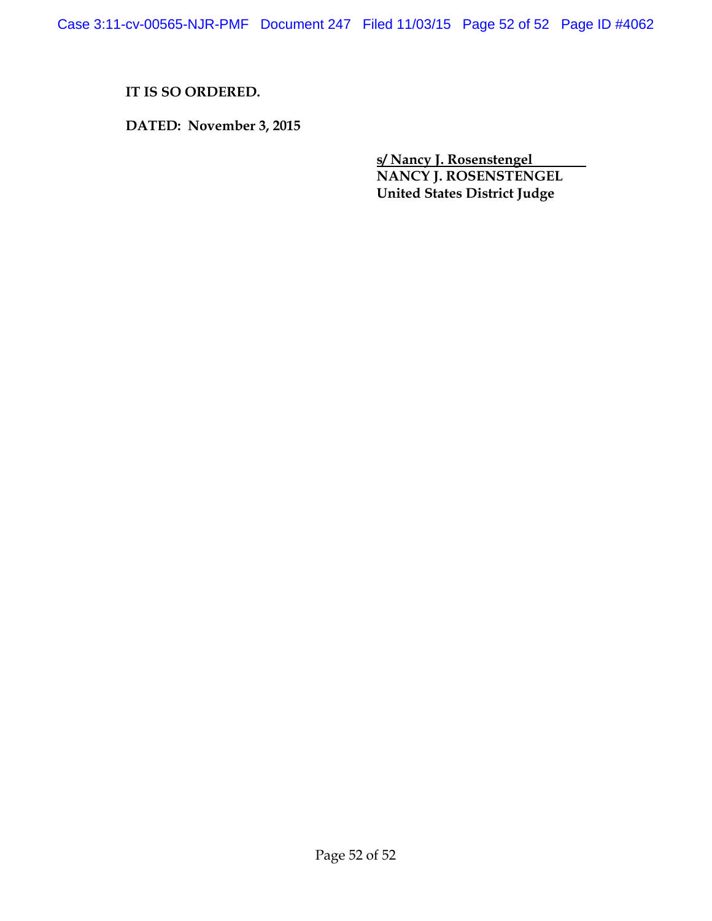**IT IS SO ORDERED.**

**DATED: November 3, 2015**

**s/ Nancy J. Rosenstengel**
**NANCY J. ROSENSTENGEL**
**United States District Judge**